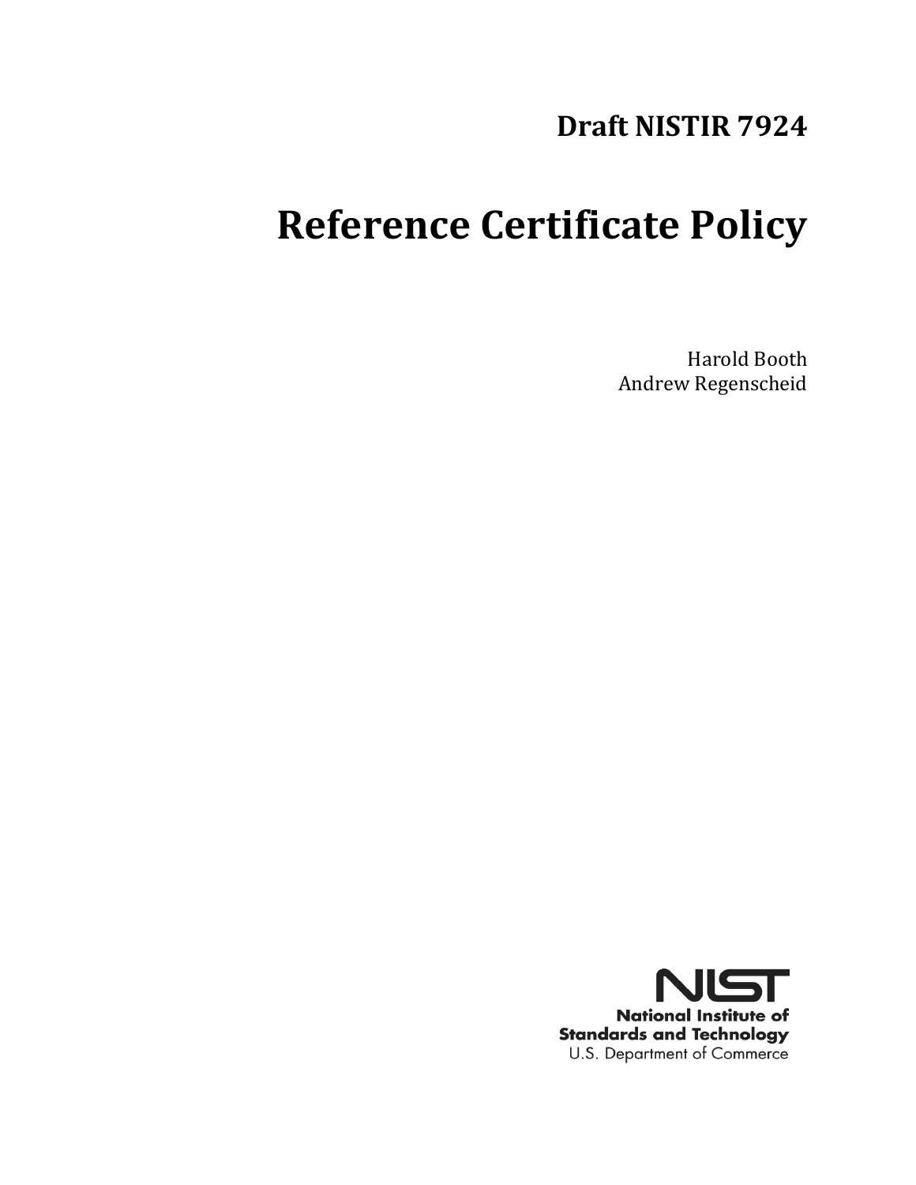# Draft NISTIR 7924

# Reference Certificate Policy

Harold Booth
Andrew Regenscheid

NIST
National Institute of
Standards and Technology
U.S. Department of Commerce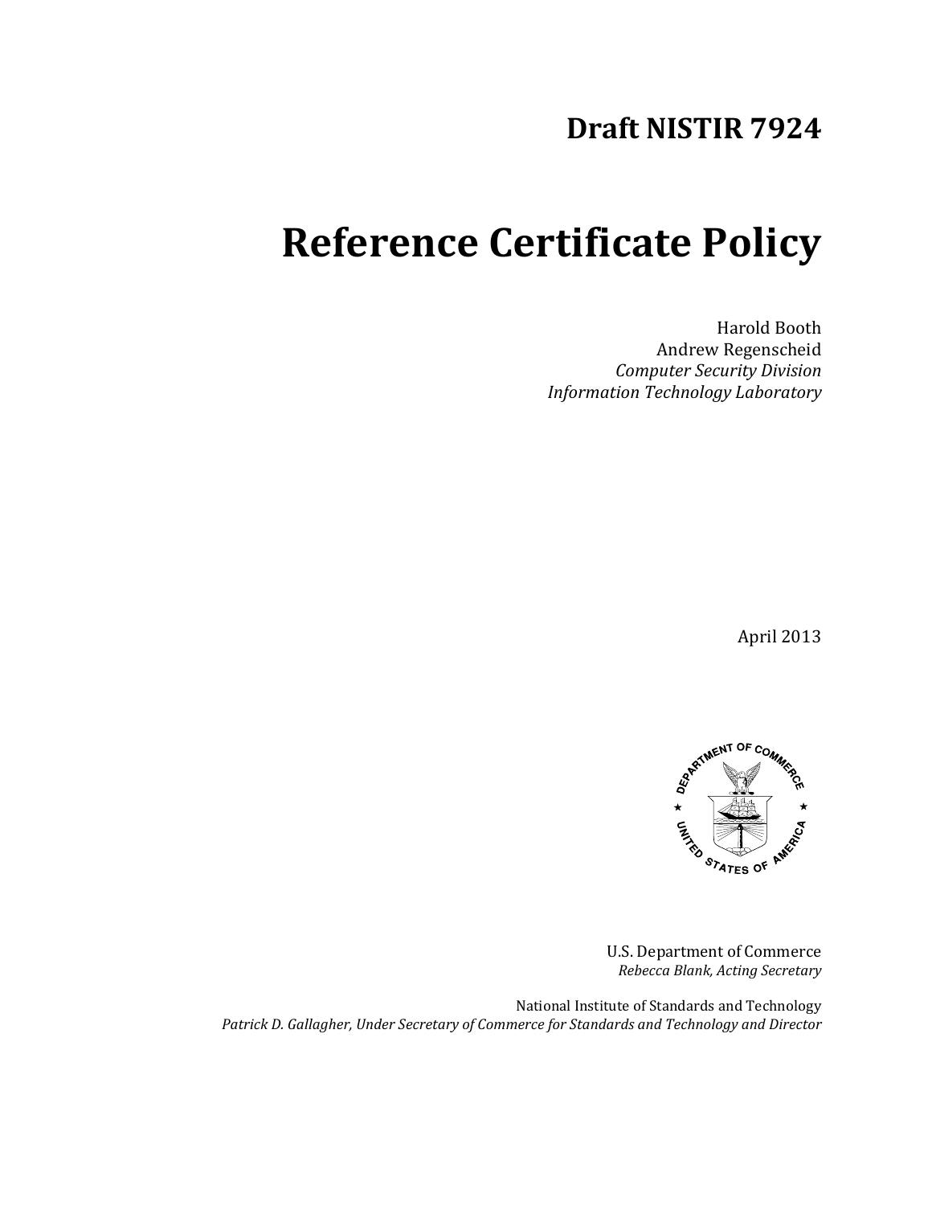# Draft NISTIR 7924

# Reference Certificate Policy

Harold Booth
Andrew Regenscheid
*Computer Security Division*
*Information Technology Laboratory*

April 2013

U.S. Department of Commerce
*Rebecca Blank, Acting Secretary*

National Institute of Standards and Technology
*Patrick D. Gallagher, Under Secretary of Commerce for Standards and Technology and Director*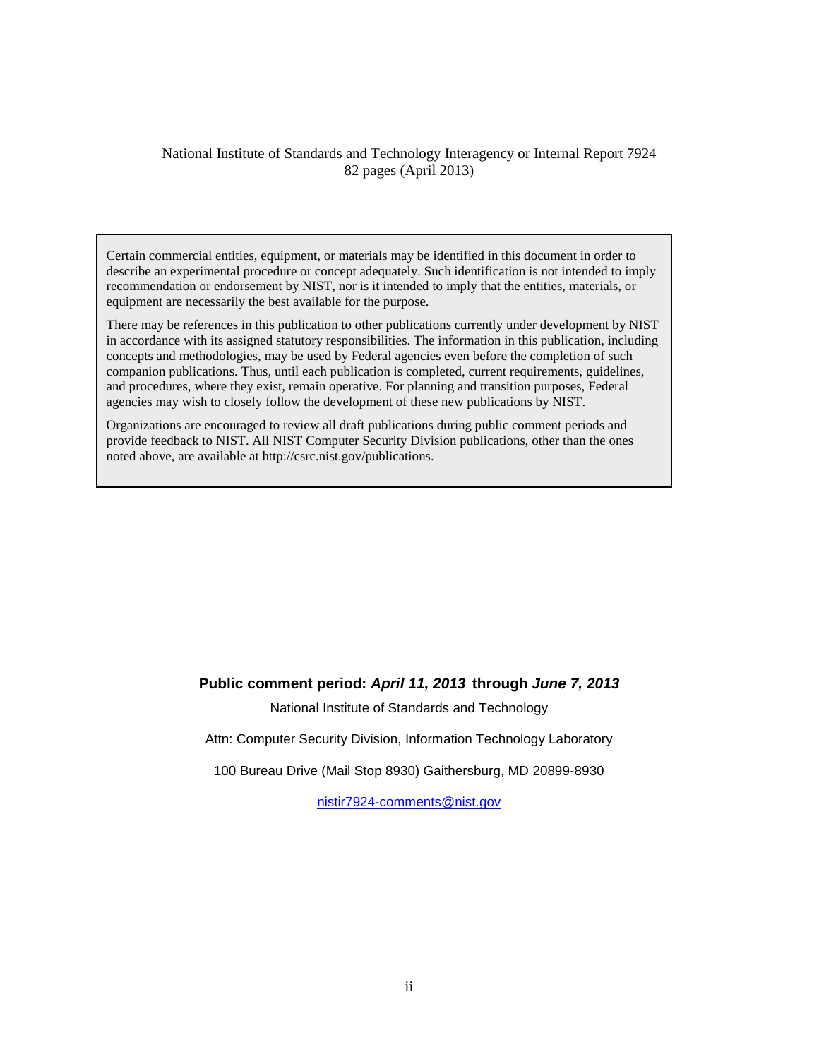National Institute of Standards and Technology Interagency or Internal Report 7924
82 pages (April 2013)

> Certain commercial entities, equipment, or materials may be identified in this document in order to describe an experimental procedure or concept adequately. Such identification is not intended to imply recommendation or endorsement by NIST, nor is it intended to imply that the entities, materials, or equipment are necessarily the best available for the purpose.
>
> There may be references in this publication to other publications currently under development by NIST in accordance with its assigned statutory responsibilities. The information in this publication, including concepts and methodologies, may be used by Federal agencies even before the completion of such companion publications. Thus, until each publication is completed, current requirements, guidelines, and procedures, where they exist, remain operative. For planning and transition purposes, Federal agencies may wish to closely follow the development of these new publications by NIST.
>
> Organizations are encouraged to review all draft publications during public comment periods and provide feedback to NIST. All NIST Computer Security Division publications, other than the ones noted above, are available at http://csrc.nist.gov/publications.

**Public comment period: *April 11, 2013* through *June 7, 2013***

National Institute of Standards and Technology

Attn: Computer Security Division, Information Technology Laboratory

100 Bureau Drive (Mail Stop 8930) Gaithersburg, MD 20899-8930

nistir7924-comments@nist.gov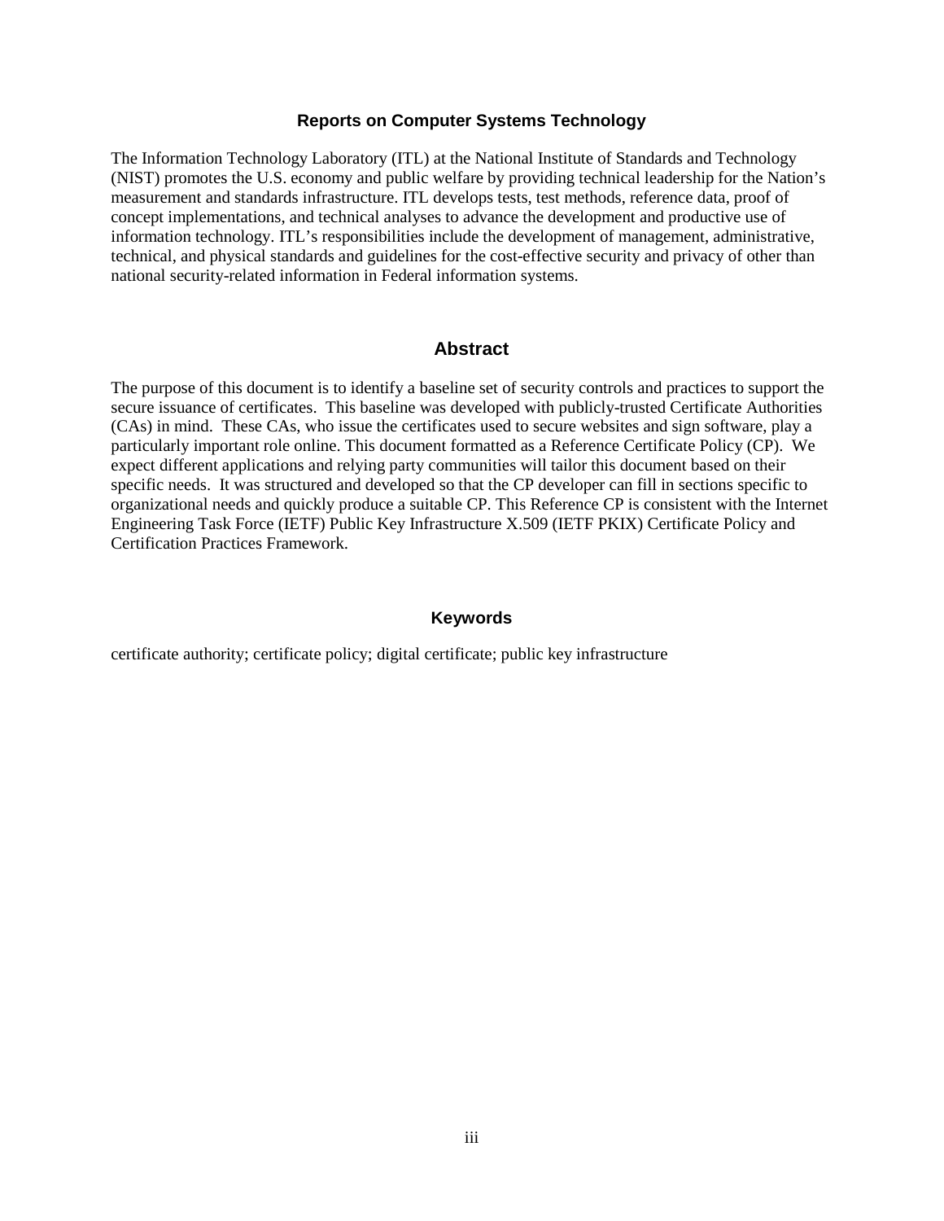## Reports on Computer Systems Technology

The Information Technology Laboratory (ITL) at the National Institute of Standards and Technology (NIST) promotes the U.S. economy and public welfare by providing technical leadership for the Nation's measurement and standards infrastructure. ITL develops tests, test methods, reference data, proof of concept implementations, and technical analyses to advance the development and productive use of information technology. ITL's responsibilities include the development of management, administrative, technical, and physical standards and guidelines for the cost-effective security and privacy of other than national security-related information in Federal information systems.

## Abstract

The purpose of this document is to identify a baseline set of security controls and practices to support the secure issuance of certificates. This baseline was developed with publicly-trusted Certificate Authorities (CAs) in mind. These CAs, who issue the certificates used to secure websites and sign software, play a particularly important role online. This document formatted as a Reference Certificate Policy (CP). We expect different applications and relying party communities will tailor this document based on their specific needs. It was structured and developed so that the CP developer can fill in sections specific to organizational needs and quickly produce a suitable CP. This Reference CP is consistent with the Internet Engineering Task Force (IETF) Public Key Infrastructure X.509 (IETF PKIX) Certificate Policy and Certification Practices Framework.

## Keywords

certificate authority; certificate policy; digital certificate; public key infrastructure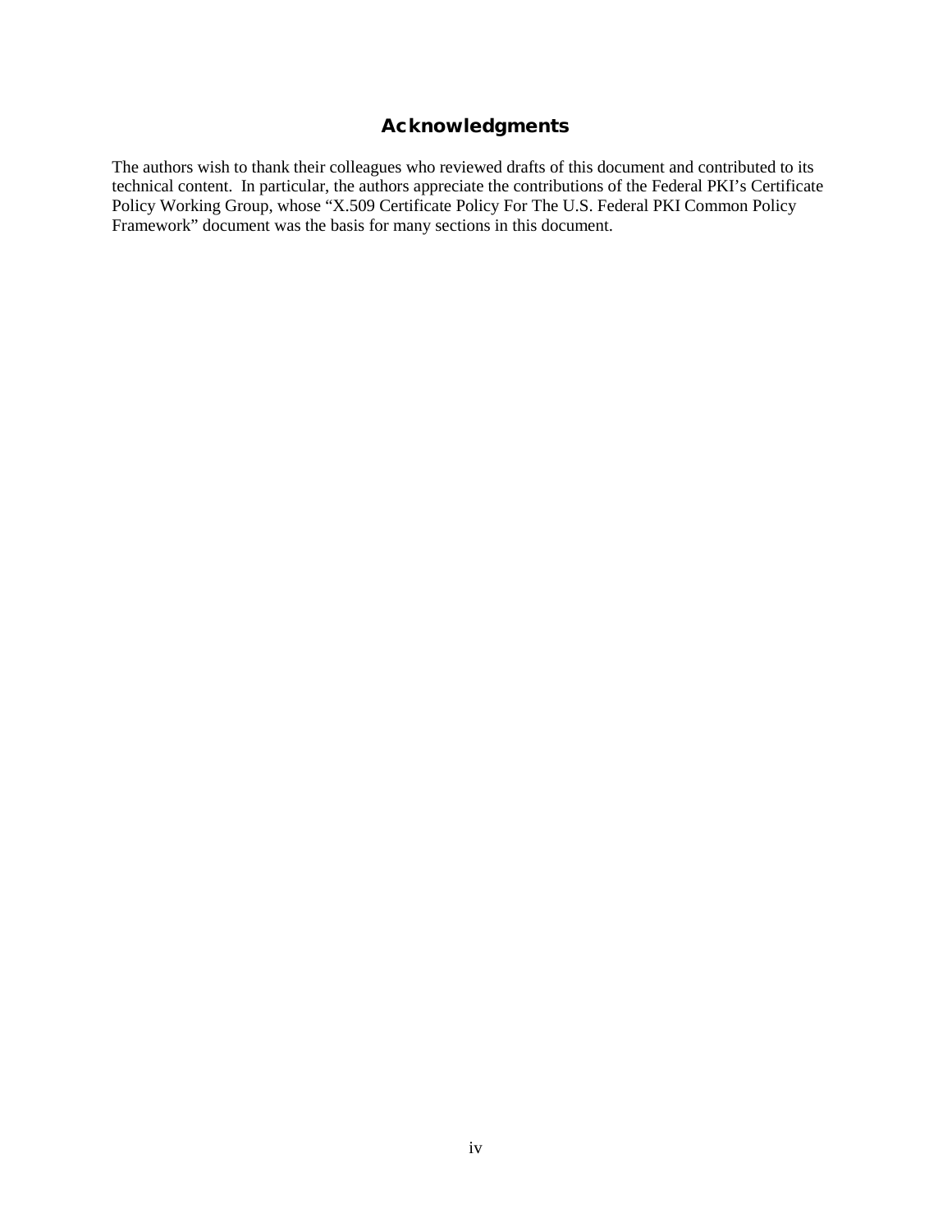# Acknowledgments

The authors wish to thank their colleagues who reviewed drafts of this document and contributed to its technical content. In particular, the authors appreciate the contributions of the Federal PKI's Certificate Policy Working Group, whose "X.509 Certificate Policy For The U.S. Federal PKI Common Policy Framework" document was the basis for many sections in this document.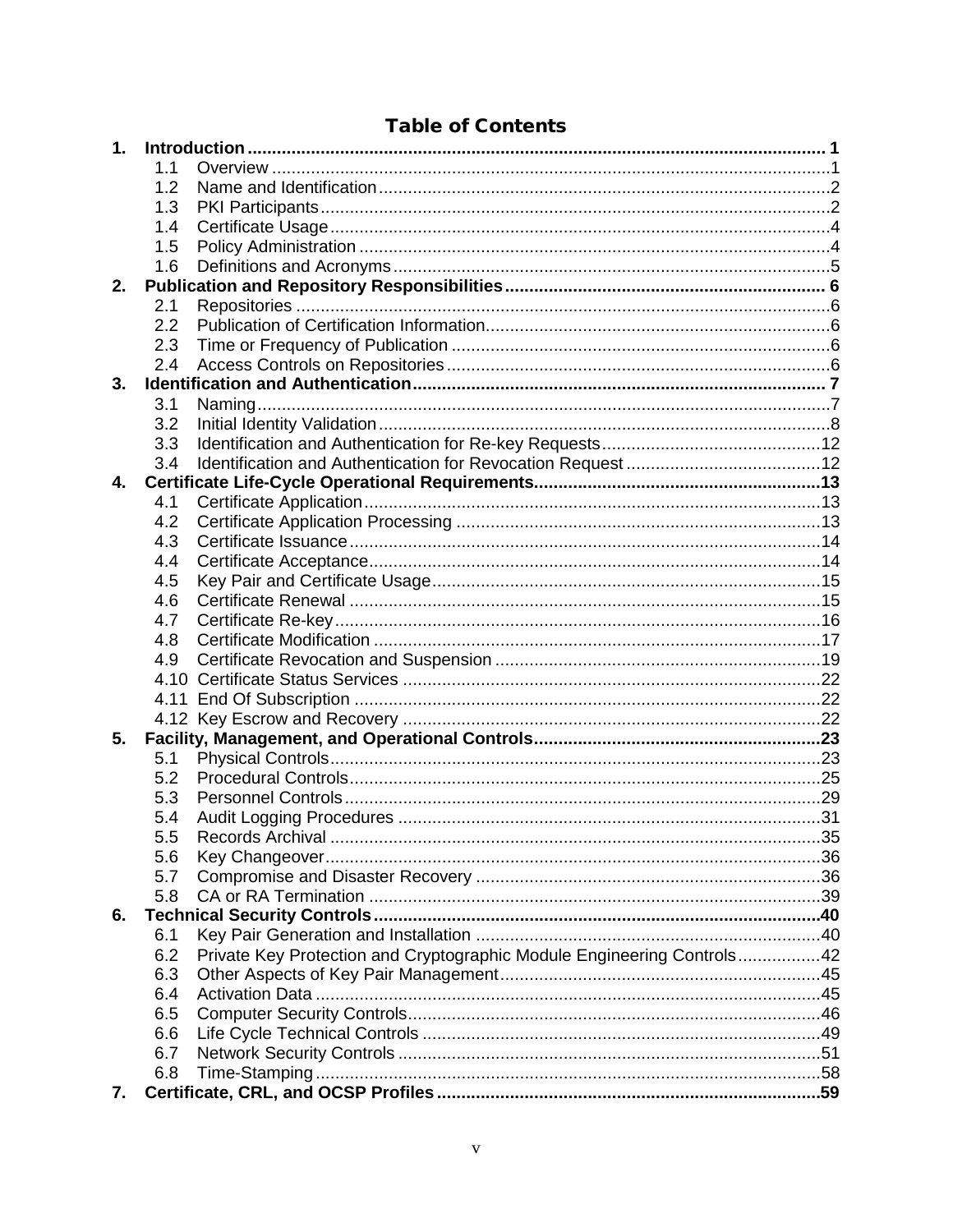# Table of Contents

1. **Introduction** ..... **1**
   - 1.1 Overview ..... 1
   - 1.2 Name and Identification ..... 2
   - 1.3 PKI Participants ..... 2
   - 1.4 Certificate Usage ..... 4
   - 1.5 Policy Administration ..... 4
   - 1.6 Definitions and Acronyms ..... 5
2. **Publication and Repository Responsibilities** ..... **6**
   - 2.1 Repositories ..... 6
   - 2.2 Publication of Certification Information ..... 6
   - 2.3 Time or Frequency of Publication ..... 6
   - 2.4 Access Controls on Repositories ..... 6
3. **Identification and Authentication** ..... **7**
   - 3.1 Naming ..... 7
   - 3.2 Initial Identity Validation ..... 8
   - 3.3 Identification and Authentication for Re-key Requests ..... 12
   - 3.4 Identification and Authentication for Revocation Request ..... 12
4. **Certificate Life-Cycle Operational Requirements** ..... **13**
   - 4.1 Certificate Application ..... 13
   - 4.2 Certificate Application Processing ..... 13
   - 4.3 Certificate Issuance ..... 14
   - 4.4 Certificate Acceptance ..... 14
   - 4.5 Key Pair and Certificate Usage ..... 15
   - 4.6 Certificate Renewal ..... 15
   - 4.7 Certificate Re-key ..... 16
   - 4.8 Certificate Modification ..... 17
   - 4.9 Certificate Revocation and Suspension ..... 19
   - 4.10 Certificate Status Services ..... 22
   - 4.11 End Of Subscription ..... 22
   - 4.12 Key Escrow and Recovery ..... 22
5. **Facility, Management, and Operational Controls** ..... **23**
   - 5.1 Physical Controls ..... 23
   - 5.2 Procedural Controls ..... 25
   - 5.3 Personnel Controls ..... 29
   - 5.4 Audit Logging Procedures ..... 31
   - 5.5 Records Archival ..... 35
   - 5.6 Key Changeover ..... 36
   - 5.7 Compromise and Disaster Recovery ..... 36
   - 5.8 CA or RA Termination ..... 39
6. **Technical Security Controls** ..... **40**
   - 6.1 Key Pair Generation and Installation ..... 40
   - 6.2 Private Key Protection and Cryptographic Module Engineering Controls ..... 42
   - 6.3 Other Aspects of Key Pair Management ..... 45
   - 6.4 Activation Data ..... 45
   - 6.5 Computer Security Controls ..... 46
   - 6.6 Life Cycle Technical Controls ..... 49
   - 6.7 Network Security Controls ..... 51
   - 6.8 Time-Stamping ..... 58
7. **Certificate, CRL, and OCSP Profiles** ..... **59**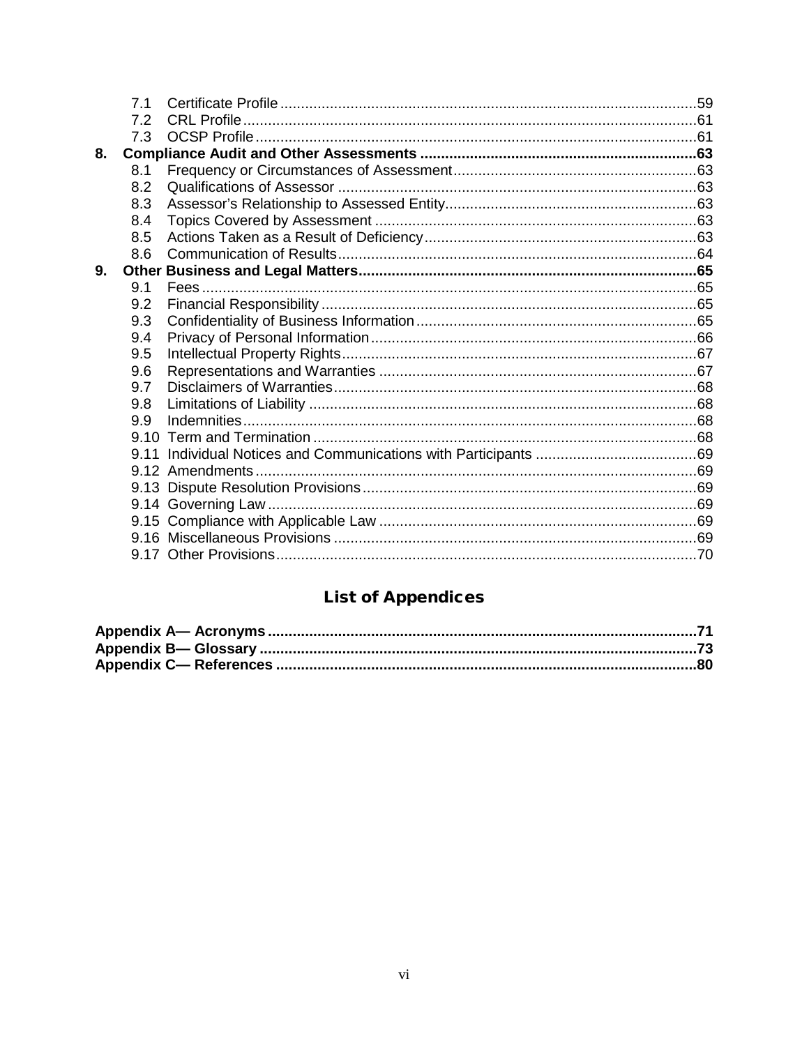7.1 Certificate Profile ....................................................................................................59
7.2 CRL Profile .............................................................................................................61
7.3 OCSP Profile ..........................................................................................................61

**8. Compliance Audit and Other Assessments ..................................................................63**

8.1 Frequency or Circumstances of Assessment ...........................................................63
8.2 Qualifications of Assessor ......................................................................................63
8.3 Assessor's Relationship to Assessed Entity ............................................................63
8.4 Topics Covered by Assessment .............................................................................63
8.5 Actions Taken as a Result of Deficiency .................................................................63
8.6 Communication of Results ......................................................................................64

**9. Other Business and Legal Matters .................................................................................65**

9.1 Fees .......................................................................................................................65
9.2 Financial Responsibility ..........................................................................................65
9.3 Confidentiality of Business Information ...................................................................65
9.4 Privacy of Personal Information ..............................................................................66
9.5 Intellectual Property Rights .....................................................................................67
9.6 Representations and Warranties ............................................................................67
9.7 Disclaimers of Warranties .......................................................................................68
9.8 Limitations of Liability .............................................................................................68
9.9 Indemnities .............................................................................................................68
9.10 Term and Termination ............................................................................................68
9.11 Individual Notices and Communications with Participants .......................................69
9.12 Amendments ..........................................................................................................69
9.13 Dispute Resolution Provisions ................................................................................69
9.14 Governing Law .......................................................................................................69
9.15 Compliance with Applicable Law ............................................................................69
9.16 Miscellaneous Provisions .......................................................................................69
9.17 Other Provisions .....................................................................................................70

## List of Appendices

**Appendix A— Acronyms .......................................................................................................71**
**Appendix B— Glossary .........................................................................................................73**
**Appendix C— References ....................................................................................................80**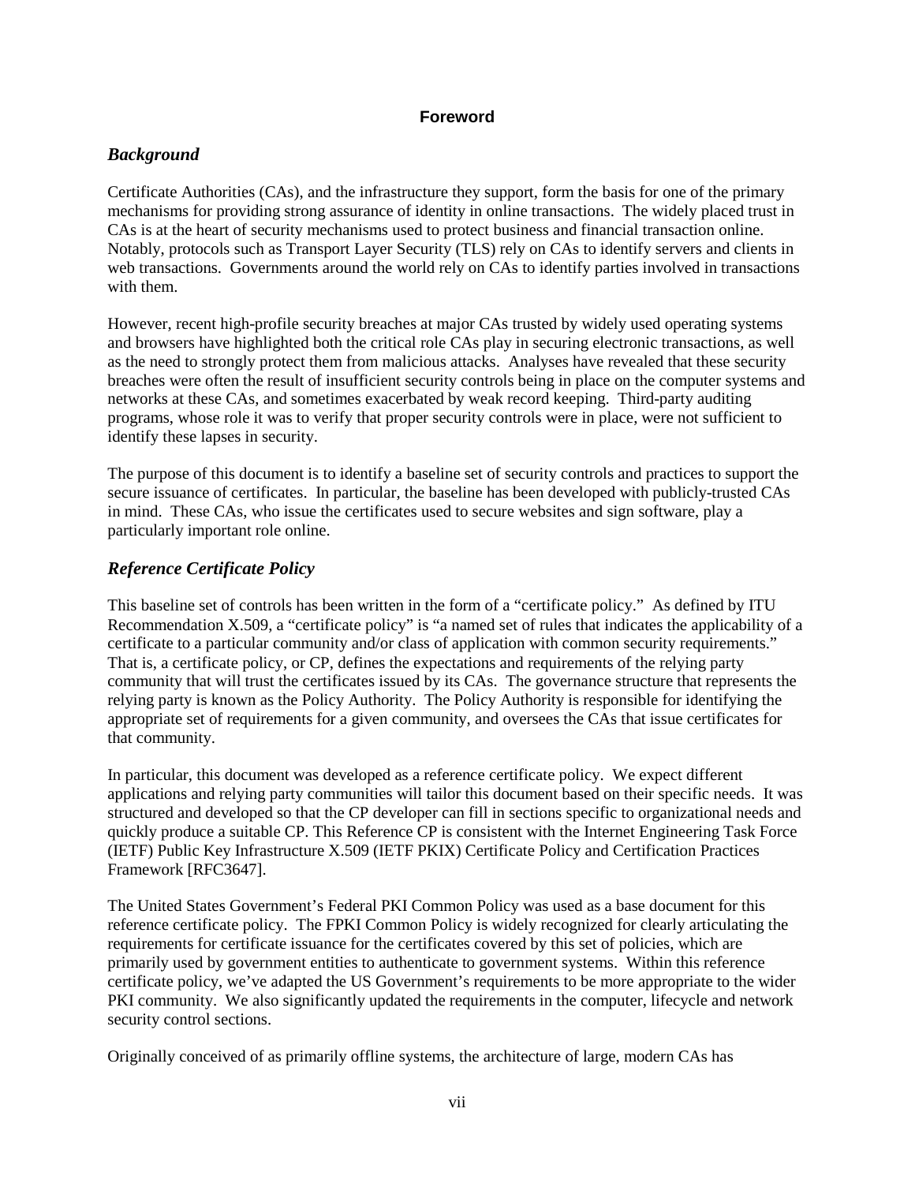# Foreword

## *Background*

Certificate Authorities (CAs), and the infrastructure they support, form the basis for one of the primary mechanisms for providing strong assurance of identity in online transactions. The widely placed trust in CAs is at the heart of security mechanisms used to protect business and financial transaction online. Notably, protocols such as Transport Layer Security (TLS) rely on CAs to identify servers and clients in web transactions. Governments around the world rely on CAs to identify parties involved in transactions with them.

However, recent high-profile security breaches at major CAs trusted by widely used operating systems and browsers have highlighted both the critical role CAs play in securing electronic transactions, as well as the need to strongly protect them from malicious attacks. Analyses have revealed that these security breaches were often the result of insufficient security controls being in place on the computer systems and networks at these CAs, and sometimes exacerbated by weak record keeping. Third-party auditing programs, whose role it was to verify that proper security controls were in place, were not sufficient to identify these lapses in security.

The purpose of this document is to identify a baseline set of security controls and practices to support the secure issuance of certificates. In particular, the baseline has been developed with publicly-trusted CAs in mind. These CAs, who issue the certificates used to secure websites and sign software, play a particularly important role online.

## *Reference Certificate Policy*

This baseline set of controls has been written in the form of a "certificate policy." As defined by ITU Recommendation X.509, a "certificate policy" is "a named set of rules that indicates the applicability of a certificate to a particular community and/or class of application with common security requirements." That is, a certificate policy, or CP, defines the expectations and requirements of the relying party community that will trust the certificates issued by its CAs. The governance structure that represents the relying party is known as the Policy Authority. The Policy Authority is responsible for identifying the appropriate set of requirements for a given community, and oversees the CAs that issue certificates for that community.

In particular, this document was developed as a reference certificate policy. We expect different applications and relying party communities will tailor this document based on their specific needs. It was structured and developed so that the CP developer can fill in sections specific to organizational needs and quickly produce a suitable CP. This Reference CP is consistent with the Internet Engineering Task Force (IETF) Public Key Infrastructure X.509 (IETF PKIX) Certificate Policy and Certification Practices Framework [RFC3647].

The United States Government's Federal PKI Common Policy was used as a base document for this reference certificate policy. The FPKI Common Policy is widely recognized for clearly articulating the requirements for certificate issuance for the certificates covered by this set of policies, which are primarily used by government entities to authenticate to government systems. Within this reference certificate policy, we've adapted the US Government's requirements to be more appropriate to the wider PKI community. We also significantly updated the requirements in the computer, lifecycle and network security control sections.

Originally conceived of as primarily offline systems, the architecture of large, modern CAs has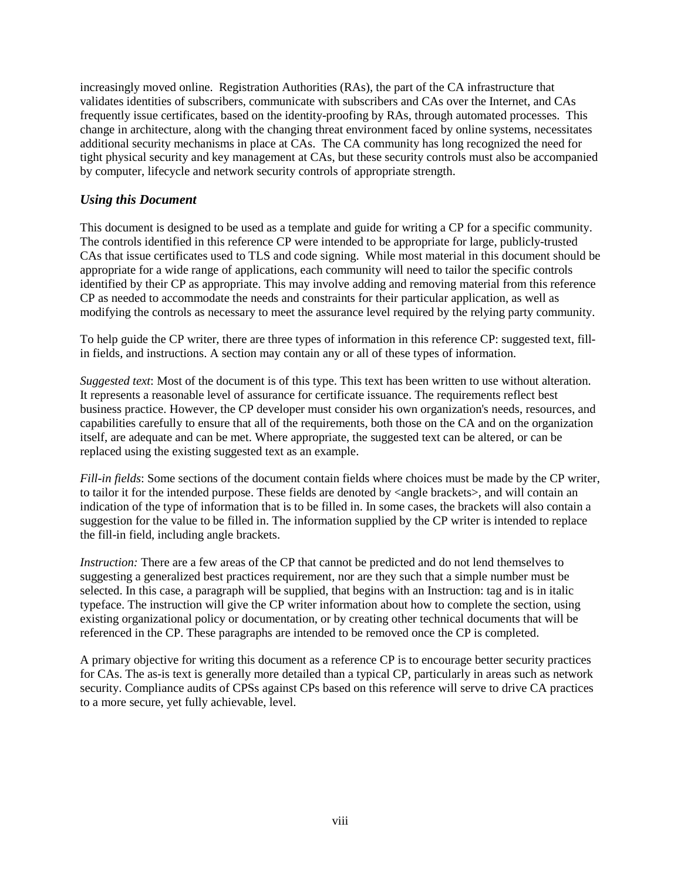increasingly moved online. Registration Authorities (RAs), the part of the CA infrastructure that validates identities of subscribers, communicate with subscribers and CAs over the Internet, and CAs frequently issue certificates, based on the identity-proofing by RAs, through automated processes. This change in architecture, along with the changing threat environment faced by online systems, necessitates additional security mechanisms in place at CAs. The CA community has long recognized the need for tight physical security and key management at CAs, but these security controls must also be accompanied by computer, lifecycle and network security controls of appropriate strength.

### *Using this Document*

This document is designed to be used as a template and guide for writing a CP for a specific community. The controls identified in this reference CP were intended to be appropriate for large, publicly-trusted CAs that issue certificates used to TLS and code signing. While most material in this document should be appropriate for a wide range of applications, each community will need to tailor the specific controls identified by their CP as appropriate. This may involve adding and removing material from this reference CP as needed to accommodate the needs and constraints for their particular application, as well as modifying the controls as necessary to meet the assurance level required by the relying party community.

To help guide the CP writer, there are three types of information in this reference CP: suggested text, fill-in fields, and instructions. A section may contain any or all of these types of information.

*Suggested text*: Most of the document is of this type. This text has been written to use without alteration. It represents a reasonable level of assurance for certificate issuance. The requirements reflect best business practice. However, the CP developer must consider his own organization's needs, resources, and capabilities carefully to ensure that all of the requirements, both those on the CA and on the organization itself, are adequate and can be met. Where appropriate, the suggested text can be altered, or can be replaced using the existing suggested text as an example.

*Fill-in fields*: Some sections of the document contain fields where choices must be made by the CP writer, to tailor it for the intended purpose. These fields are denoted by <angle brackets>, and will contain an indication of the type of information that is to be filled in. In some cases, the brackets will also contain a suggestion for the value to be filled in. The information supplied by the CP writer is intended to replace the fill-in field, including angle brackets.

*Instruction:* There are a few areas of the CP that cannot be predicted and do not lend themselves to suggesting a generalized best practices requirement, nor are they such that a simple number must be selected. In this case, a paragraph will be supplied, that begins with an Instruction: tag and is in italic typeface. The instruction will give the CP writer information about how to complete the section, using existing organizational policy or documentation, or by creating other technical documents that will be referenced in the CP. These paragraphs are intended to be removed once the CP is completed.

A primary objective for writing this document as a reference CP is to encourage better security practices for CAs. The as-is text is generally more detailed than a typical CP, particularly in areas such as network security. Compliance audits of CPSs against CPs based on this reference will serve to drive CA practices to a more secure, yet fully achievable, level.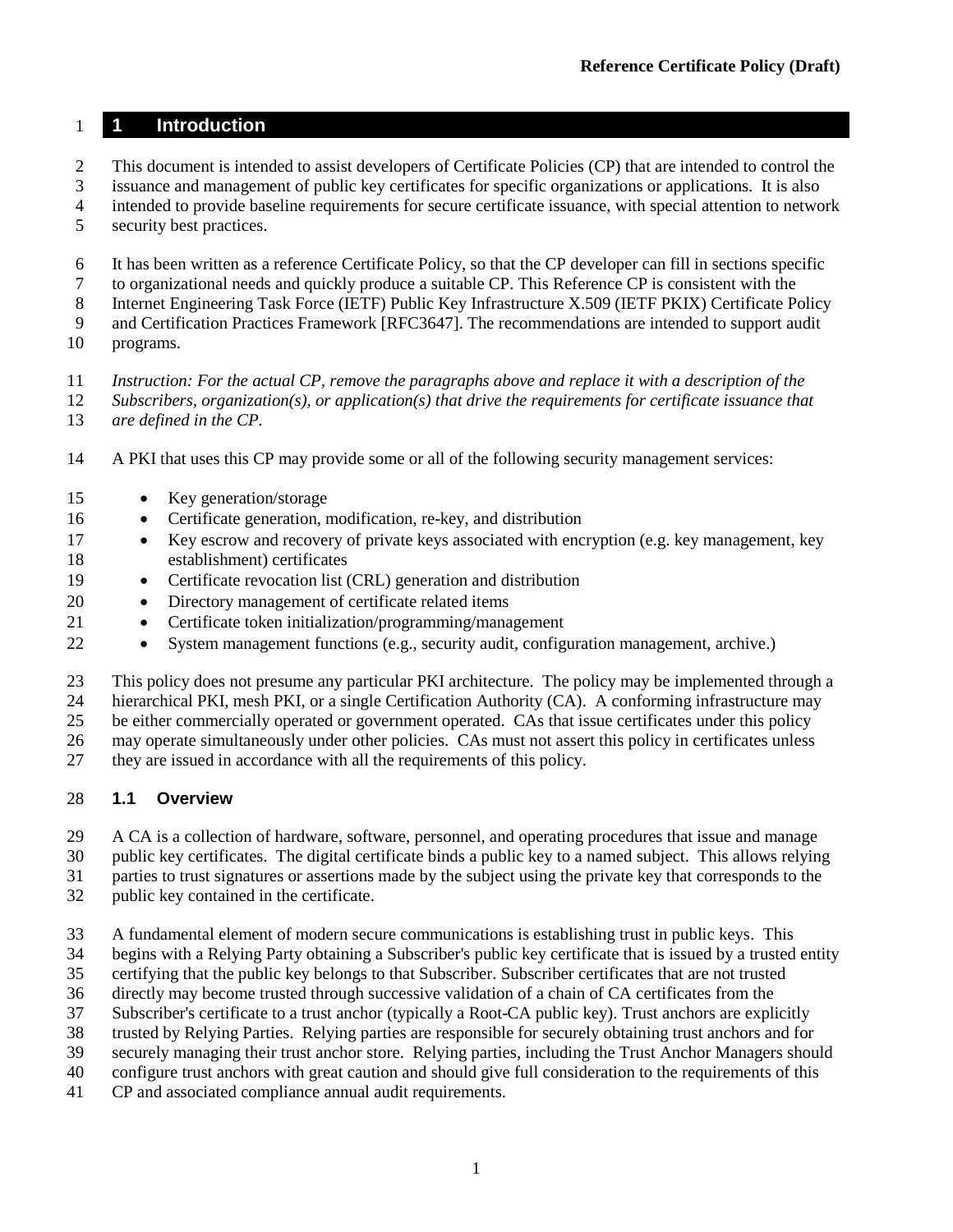# 1 Introduction

This document is intended to assist developers of Certificate Policies (CP) that are intended to control the issuance and management of public key certificates for specific organizations or applications. It is also intended to provide baseline requirements for secure certificate issuance, with special attention to network security best practices.

It has been written as a reference Certificate Policy, so that the CP developer can fill in sections specific to organizational needs and quickly produce a suitable CP. This Reference CP is consistent with the Internet Engineering Task Force (IETF) Public Key Infrastructure X.509 (IETF PKIX) Certificate Policy and Certification Practices Framework [RFC3647]. The recommendations are intended to support audit programs.

*Instruction: For the actual CP, remove the paragraphs above and replace it with a description of the Subscribers, organization(s), or application(s) that drive the requirements for certificate issuance that are defined in the CP.*

A PKI that uses this CP may provide some or all of the following security management services:

- Key generation/storage
- Certificate generation, modification, re-key, and distribution
- Key escrow and recovery of private keys associated with encryption (e.g. key management, key establishment) certificates
- Certificate revocation list (CRL) generation and distribution
- Directory management of certificate related items
- Certificate token initialization/programming/management
- System management functions (e.g., security audit, configuration management, archive.)

This policy does not presume any particular PKI architecture. The policy may be implemented through a hierarchical PKI, mesh PKI, or a single Certification Authority (CA). A conforming infrastructure may be either commercially operated or government operated. CAs that issue certificates under this policy may operate simultaneously under other policies. CAs must not assert this policy in certificates unless they are issued in accordance with all the requirements of this policy.

## 1.1 Overview

A CA is a collection of hardware, software, personnel, and operating procedures that issue and manage public key certificates. The digital certificate binds a public key to a named subject. This allows relying parties to trust signatures or assertions made by the subject using the private key that corresponds to the public key contained in the certificate.

A fundamental element of modern secure communications is establishing trust in public keys. This begins with a Relying Party obtaining a Subscriber's public key certificate that is issued by a trusted entity certifying that the public key belongs to that Subscriber. Subscriber certificates that are not trusted directly may become trusted through successive validation of a chain of CA certificates from the Subscriber's certificate to a trust anchor (typically a Root-CA public key). Trust anchors are explicitly trusted by Relying Parties. Relying parties are responsible for securely obtaining trust anchors and for securely managing their trust anchor store. Relying parties, including the Trust Anchor Managers should configure trust anchors with great caution and should give full consideration to the requirements of this CP and associated compliance annual audit requirements.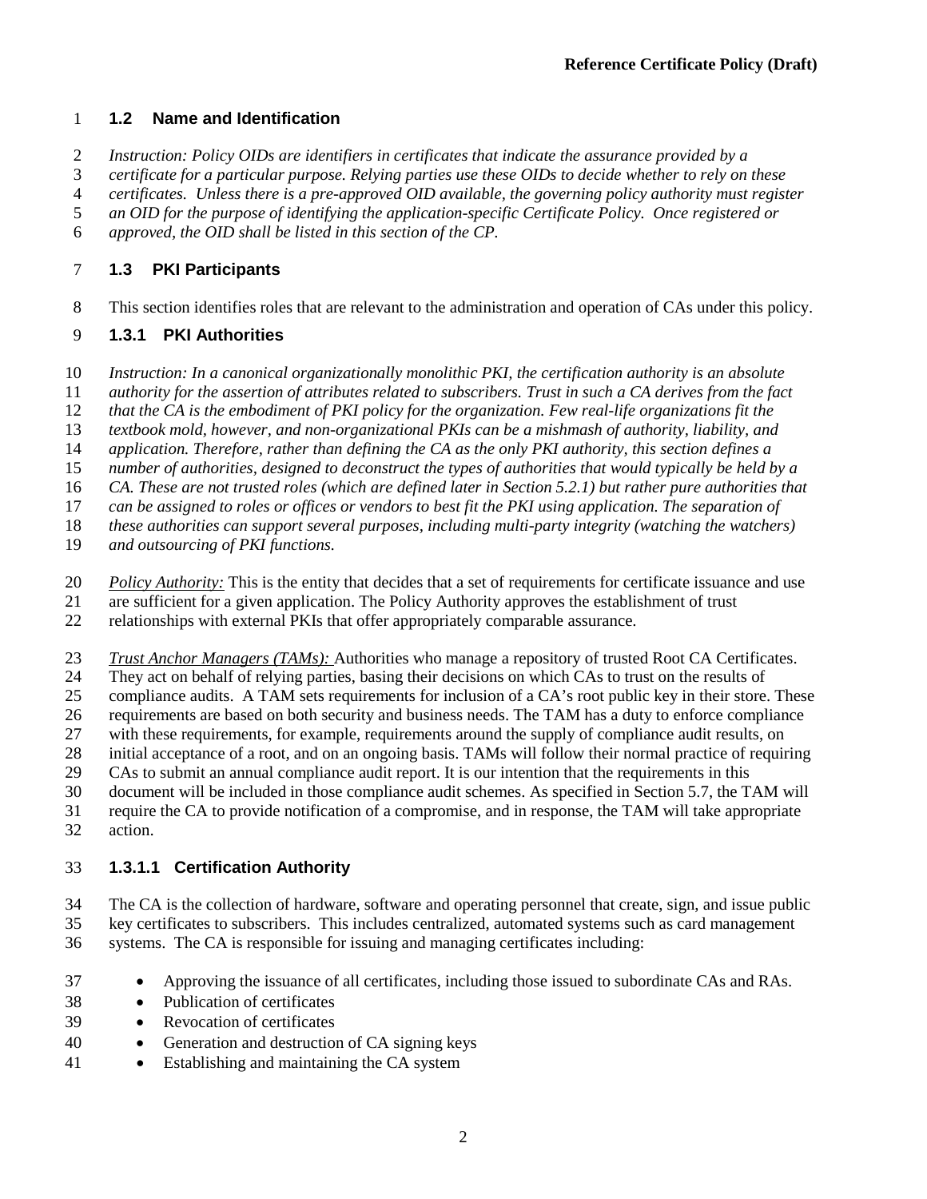## 1.2 Name and Identification

*Instruction: Policy OIDs are identifiers in certificates that indicate the assurance provided by a certificate for a particular purpose. Relying parties use these OIDs to decide whether to rely on these certificates. Unless there is a pre-approved OID available, the governing policy authority must register an OID for the purpose of identifying the application-specific Certificate Policy. Once registered or approved, the OID shall be listed in this section of the CP.*

## 1.3 PKI Participants

This section identifies roles that are relevant to the administration and operation of CAs under this policy.

### 1.3.1 PKI Authorities

*Instruction: In a canonical organizationally monolithic PKI, the certification authority is an absolute authority for the assertion of attributes related to subscribers. Trust in such a CA derives from the fact that the CA is the embodiment of PKI policy for the organization. Few real-life organizations fit the textbook mold, however, and non-organizational PKIs can be a mishmash of authority, liability, and application. Therefore, rather than defining the CA as the only PKI authority, this section defines a number of authorities, designed to deconstruct the types of authorities that would typically be held by a CA. These are not trusted roles (which are defined later in Section 5.2.1) but rather pure authorities that can be assigned to roles or offices or vendors to best fit the PKI using application. The separation of these authorities can support several purposes, including multi-party integrity (watching the watchers) and outsourcing of PKI functions.*

*Policy Authority:* This is the entity that decides that a set of requirements for certificate issuance and use are sufficient for a given application. The Policy Authority approves the establishment of trust relationships with external PKIs that offer appropriately comparable assurance.

*Trust Anchor Managers (TAMs):* Authorities who manage a repository of trusted Root CA Certificates. They act on behalf of relying parties, basing their decisions on which CAs to trust on the results of compliance audits. A TAM sets requirements for inclusion of a CA's root public key in their store. These requirements are based on both security and business needs. The TAM has a duty to enforce compliance with these requirements, for example, requirements around the supply of compliance audit results, on initial acceptance of a root, and on an ongoing basis. TAMs will follow their normal practice of requiring CAs to submit an annual compliance audit report. It is our intention that the requirements in this document will be included in those compliance audit schemes. As specified in Section 5.7, the TAM will require the CA to provide notification of a compromise, and in response, the TAM will take appropriate action.

#### 1.3.1.1 Certification Authority

The CA is the collection of hardware, software and operating personnel that create, sign, and issue public key certificates to subscribers. This includes centralized, automated systems such as card management systems. The CA is responsible for issuing and managing certificates including:

- Approving the issuance of all certificates, including those issued to subordinate CAs and RAs.
- Publication of certificates
- Revocation of certificates
- Generation and destruction of CA signing keys
- Establishing and maintaining the CA system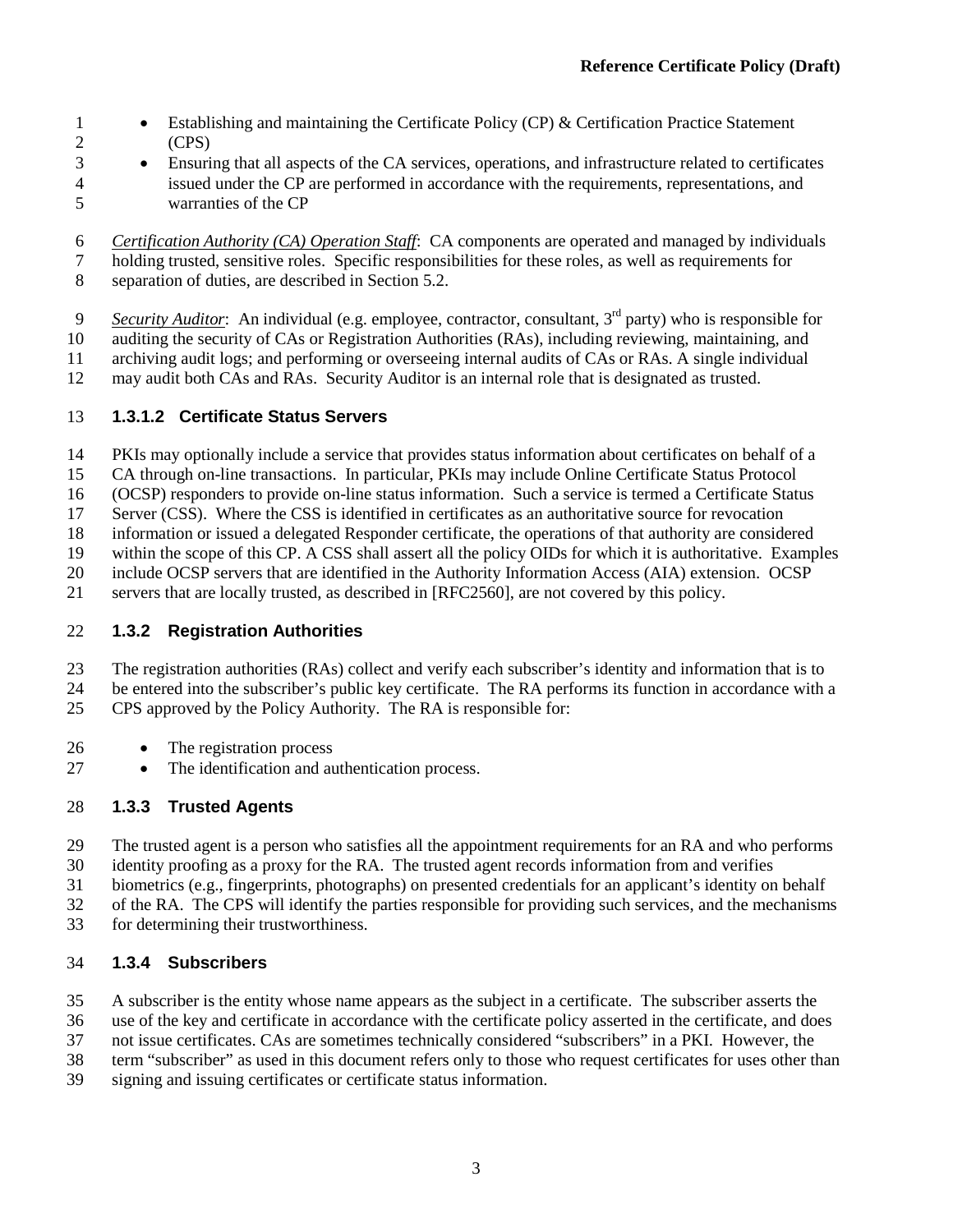- Establishing and maintaining the Certificate Policy (CP) & Certification Practice Statement (CPS)
- Ensuring that all aspects of the CA services, operations, and infrastructure related to certificates issued under the CP are performed in accordance with the requirements, representations, and warranties of the CP

*Certification Authority (CA) Operation Staff*: CA components are operated and managed by individuals holding trusted, sensitive roles. Specific responsibilities for these roles, as well as requirements for separation of duties, are described in Section 5.2.

*Security Auditor*: An individual (e.g. employee, contractor, consultant, 3rd party) who is responsible for auditing the security of CAs or Registration Authorities (RAs), including reviewing, maintaining, and archiving audit logs; and performing or overseeing internal audits of CAs or RAs. A single individual may audit both CAs and RAs. Security Auditor is an internal role that is designated as trusted.

#### 1.3.1.2 Certificate Status Servers

PKIs may optionally include a service that provides status information about certificates on behalf of a CA through on-line transactions. In particular, PKIs may include Online Certificate Status Protocol (OCSP) responders to provide on-line status information. Such a service is termed a Certificate Status Server (CSS). Where the CSS is identified in certificates as an authoritative source for revocation information or issued a delegated Responder certificate, the operations of that authority are considered within the scope of this CP. A CSS shall assert all the policy OIDs for which it is authoritative. Examples include OCSP servers that are identified in the Authority Information Access (AIA) extension. OCSP servers that are locally trusted, as described in [RFC2560], are not covered by this policy.

### 1.3.2 Registration Authorities

The registration authorities (RAs) collect and verify each subscriber's identity and information that is to be entered into the subscriber's public key certificate. The RA performs its function in accordance with a CPS approved by the Policy Authority. The RA is responsible for:

- The registration process
- The identification and authentication process.

### 1.3.3 Trusted Agents

The trusted agent is a person who satisfies all the appointment requirements for an RA and who performs identity proofing as a proxy for the RA. The trusted agent records information from and verifies biometrics (e.g., fingerprints, photographs) on presented credentials for an applicant's identity on behalf of the RA. The CPS will identify the parties responsible for providing such services, and the mechanisms for determining their trustworthiness.

### 1.3.4 Subscribers

A subscriber is the entity whose name appears as the subject in a certificate. The subscriber asserts the use of the key and certificate in accordance with the certificate policy asserted in the certificate, and does not issue certificates. CAs are sometimes technically considered "subscribers" in a PKI. However, the term "subscriber" as used in this document refers only to those who request certificates for uses other than signing and issuing certificates or certificate status information.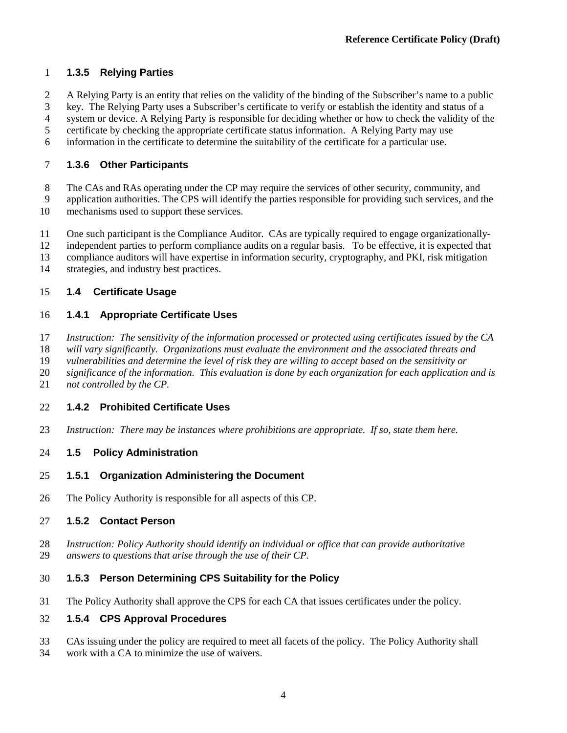### 1.3.5 Relying Parties

A Relying Party is an entity that relies on the validity of the binding of the Subscriber's name to a public key. The Relying Party uses a Subscriber's certificate to verify or establish the identity and status of a system or device. A Relying Party is responsible for deciding whether or how to check the validity of the certificate by checking the appropriate certificate status information. A Relying Party may use information in the certificate to determine the suitability of the certificate for a particular use.

### 1.3.6 Other Participants

The CAs and RAs operating under the CP may require the services of other security, community, and application authorities. The CPS will identify the parties responsible for providing such services, and the mechanisms used to support these services.

One such participant is the Compliance Auditor. CAs are typically required to engage organizationally-independent parties to perform compliance audits on a regular basis. To be effective, it is expected that compliance auditors will have expertise in information security, cryptography, and PKI, risk mitigation strategies, and industry best practices.

## 1.4 Certificate Usage

### 1.4.1 Appropriate Certificate Uses

*Instruction: The sensitivity of the information processed or protected using certificates issued by the CA will vary significantly. Organizations must evaluate the environment and the associated threats and vulnerabilities and determine the level of risk they are willing to accept based on the sensitivity or significance of the information. This evaluation is done by each organization for each application and is not controlled by the CP.*

### 1.4.2 Prohibited Certificate Uses

*Instruction: There may be instances where prohibitions are appropriate. If so, state them here.*

## 1.5 Policy Administration

### 1.5.1 Organization Administering the Document

The Policy Authority is responsible for all aspects of this CP.

### 1.5.2 Contact Person

*Instruction: Policy Authority should identify an individual or office that can provide authoritative answers to questions that arise through the use of their CP.*

### 1.5.3 Person Determining CPS Suitability for the Policy

The Policy Authority shall approve the CPS for each CA that issues certificates under the policy.

### 1.5.4 CPS Approval Procedures

CAs issuing under the policy are required to meet all facets of the policy. The Policy Authority shall work with a CA to minimize the use of waivers.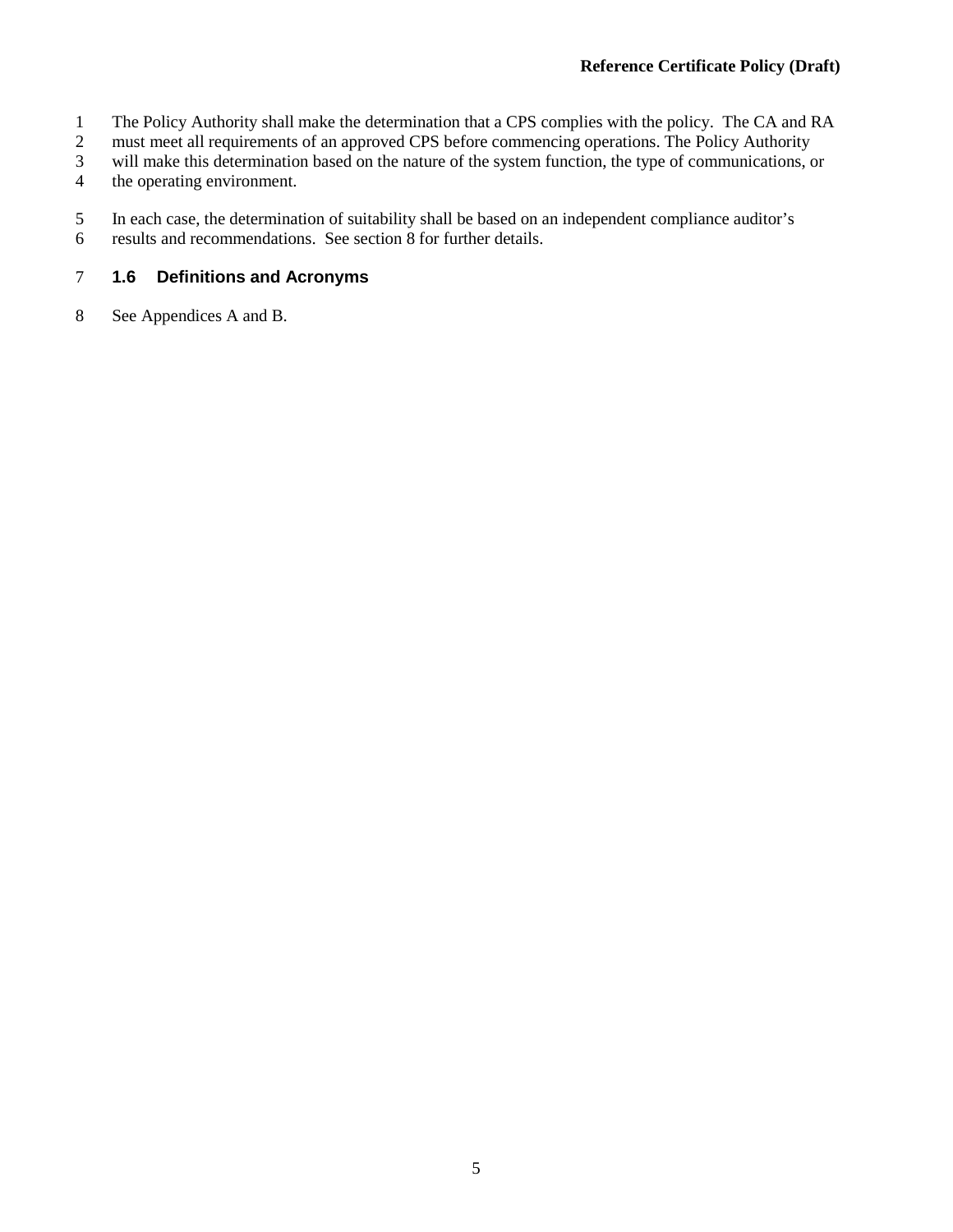The Policy Authority shall make the determination that a CPS complies with the policy. The CA and RA must meet all requirements of an approved CPS before commencing operations. The Policy Authority will make this determination based on the nature of the system function, the type of communications, or the operating environment.

In each case, the determination of suitability shall be based on an independent compliance auditor's results and recommendations. See section 8 for further details.

## 1.6 Definitions and Acronyms

See Appendices A and B.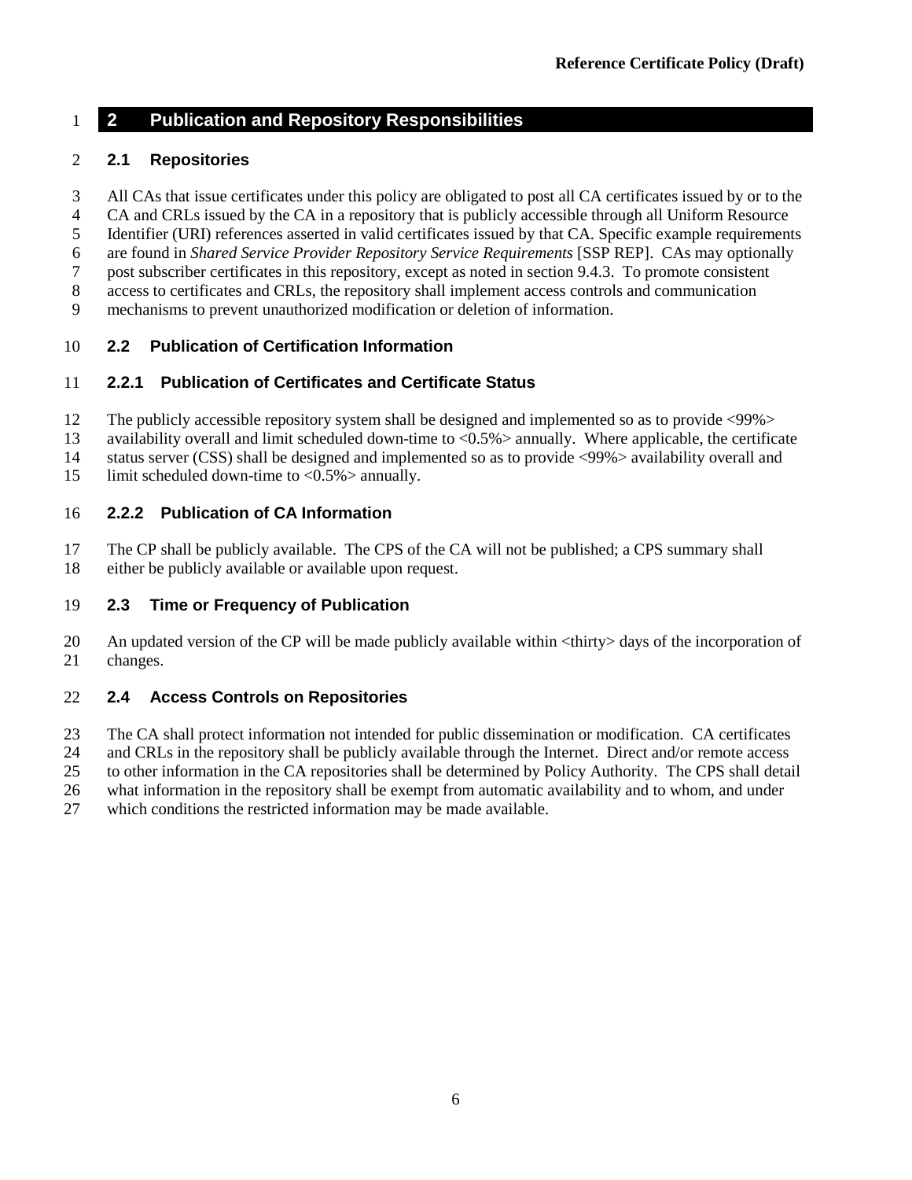# 2 Publication and Repository Responsibilities

## 2.1 Repositories

All CAs that issue certificates under this policy are obligated to post all CA certificates issued by or to the CA and CRLs issued by the CA in a repository that is publicly accessible through all Uniform Resource Identifier (URI) references asserted in valid certificates issued by that CA. Specific example requirements are found in *Shared Service Provider Repository Service Requirements* [SSP REP]. CAs may optionally post subscriber certificates in this repository, except as noted in section 9.4.3. To promote consistent access to certificates and CRLs, the repository shall implement access controls and communication mechanisms to prevent unauthorized modification or deletion of information.

## 2.2 Publication of Certification Information

### 2.2.1 Publication of Certificates and Certificate Status

The publicly accessible repository system shall be designed and implemented so as to provide <99%> availability overall and limit scheduled down-time to <0.5%> annually. Where applicable, the certificate status server (CSS) shall be designed and implemented so as to provide <99%> availability overall and limit scheduled down-time to <0.5%> annually.

### 2.2.2 Publication of CA Information

The CP shall be publicly available. The CPS of the CA will not be published; a CPS summary shall either be publicly available or available upon request.

## 2.3 Time or Frequency of Publication

An updated version of the CP will be made publicly available within <thirty> days of the incorporation of changes.

## 2.4 Access Controls on Repositories

The CA shall protect information not intended for public dissemination or modification. CA certificates and CRLs in the repository shall be publicly available through the Internet. Direct and/or remote access to other information in the CA repositories shall be determined by Policy Authority. The CPS shall detail what information in the repository shall be exempt from automatic availability and to whom, and under which conditions the restricted information may be made available.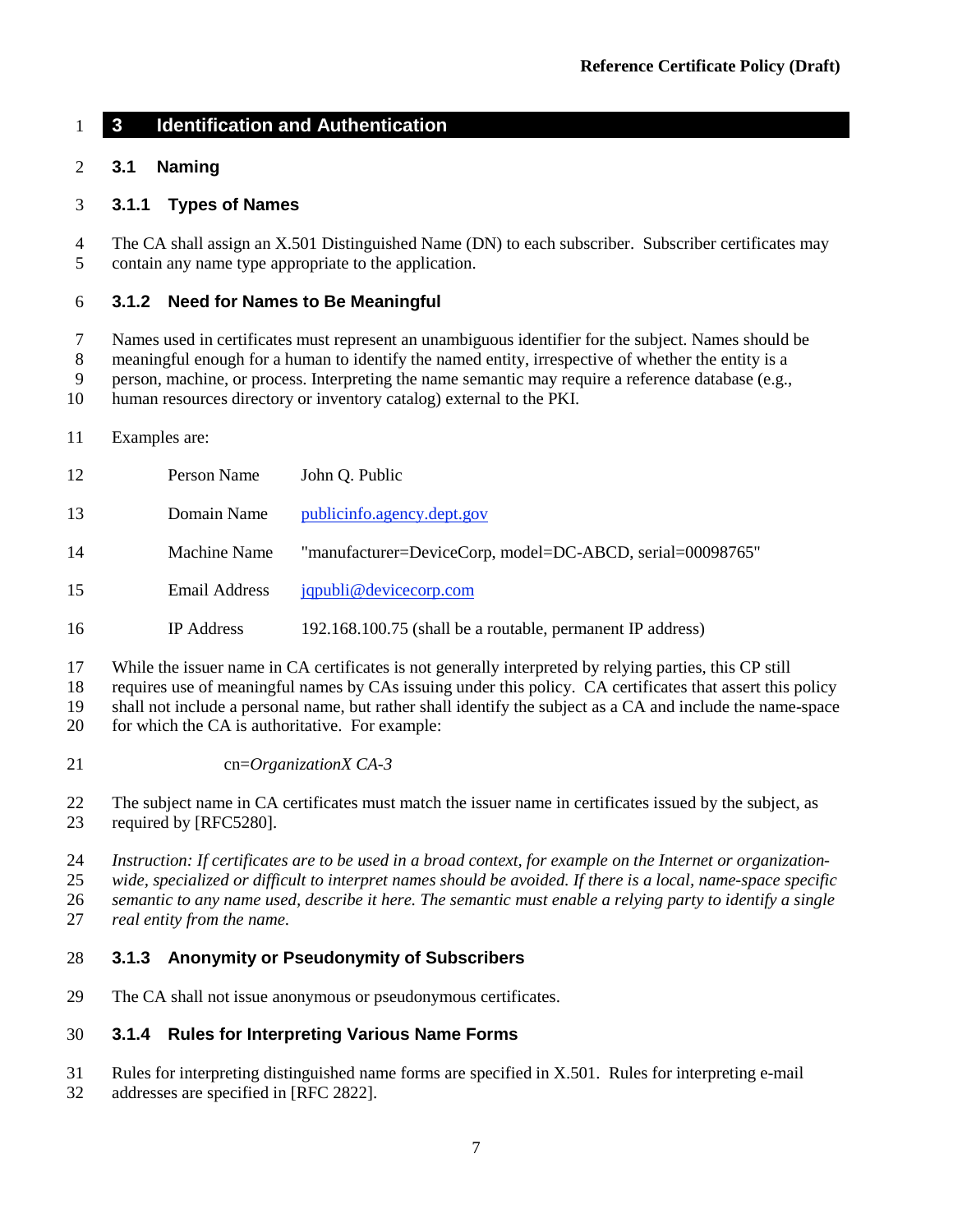# 3 Identification and Authentication

## 3.1 Naming

### 3.1.1 Types of Names

The CA shall assign an X.501 Distinguished Name (DN) to each subscriber. Subscriber certificates may contain any name type appropriate to the application.

### 3.1.2 Need for Names to Be Meaningful

Names used in certificates must represent an unambiguous identifier for the subject. Names should be meaningful enough for a human to identify the named entity, irrespective of whether the entity is a person, machine, or process. Interpreting the name semantic may require a reference database (e.g., human resources directory or inventory catalog) external to the PKI.

Examples are:

| | |
|---|---|
| Person Name | John Q. Public |
| Domain Name | publicinfo.agency.dept.gov |
| Machine Name | "manufacturer=DeviceCorp, model=DC-ABCD, serial=00098765" |
| Email Address | jqpubli@devicecorp.com |
| IP Address | 192.168.100.75 (shall be a routable, permanent IP address) |

While the issuer name in CA certificates is not generally interpreted by relying parties, this CP still requires use of meaningful names by CAs issuing under this policy. CA certificates that assert this policy shall not include a personal name, but rather shall identify the subject as a CA and include the name-space for which the CA is authoritative. For example:

cn=*OrganizationX CA-3*

The subject name in CA certificates must match the issuer name in certificates issued by the subject, as required by [RFC5280].

*Instruction: If certificates are to be used in a broad context, for example on the Internet or organization-wide, specialized or difficult to interpret names should be avoided. If there is a local, name-space specific semantic to any name used, describe it here. The semantic must enable a relying party to identify a single real entity from the name.*

### 3.1.3 Anonymity or Pseudonymity of Subscribers

The CA shall not issue anonymous or pseudonymous certificates.

### 3.1.4 Rules for Interpreting Various Name Forms

Rules for interpreting distinguished name forms are specified in X.501. Rules for interpreting e-mail addresses are specified in [RFC 2822].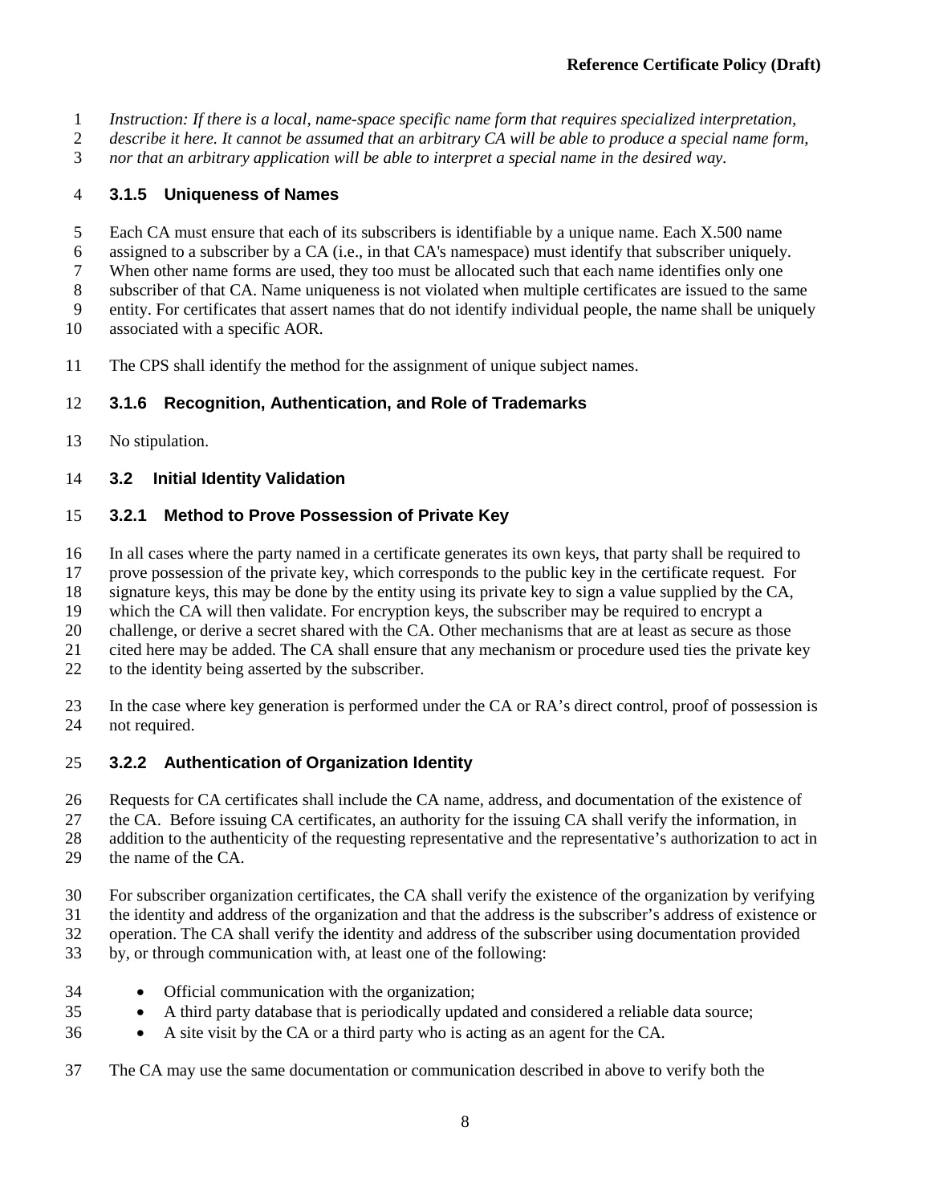*Instruction: If there is a local, name-space specific name form that requires specialized interpretation, describe it here. It cannot be assumed that an arbitrary CA will be able to produce a special name form, nor that an arbitrary application will be able to interpret a special name in the desired way.*

### 3.1.5 Uniqueness of Names

Each CA must ensure that each of its subscribers is identifiable by a unique name. Each X.500 name assigned to a subscriber by a CA (i.e., in that CA's namespace) must identify that subscriber uniquely. When other name forms are used, they too must be allocated such that each name identifies only one subscriber of that CA. Name uniqueness is not violated when multiple certificates are issued to the same entity. For certificates that assert names that do not identify individual people, the name shall be uniquely associated with a specific AOR.

The CPS shall identify the method for the assignment of unique subject names.

### 3.1.6 Recognition, Authentication, and Role of Trademarks

No stipulation.

## 3.2 Initial Identity Validation

### 3.2.1 Method to Prove Possession of Private Key

In all cases where the party named in a certificate generates its own keys, that party shall be required to prove possession of the private key, which corresponds to the public key in the certificate request. For signature keys, this may be done by the entity using its private key to sign a value supplied by the CA, which the CA will then validate. For encryption keys, the subscriber may be required to encrypt a challenge, or derive a secret shared with the CA. Other mechanisms that are at least as secure as those cited here may be added. The CA shall ensure that any mechanism or procedure used ties the private key to the identity being asserted by the subscriber.

In the case where key generation is performed under the CA or RA's direct control, proof of possession is not required.

### 3.2.2 Authentication of Organization Identity

Requests for CA certificates shall include the CA name, address, and documentation of the existence of the CA. Before issuing CA certificates, an authority for the issuing CA shall verify the information, in addition to the authenticity of the requesting representative and the representative's authorization to act in the name of the CA.

For subscriber organization certificates, the CA shall verify the existence of the organization by verifying the identity and address of the organization and that the address is the subscriber's address of existence or operation. The CA shall verify the identity and address of the subscriber using documentation provided by, or through communication with, at least one of the following:

- Official communication with the organization;
- A third party database that is periodically updated and considered a reliable data source;
- A site visit by the CA or a third party who is acting as an agent for the CA.

The CA may use the same documentation or communication described in above to verify both the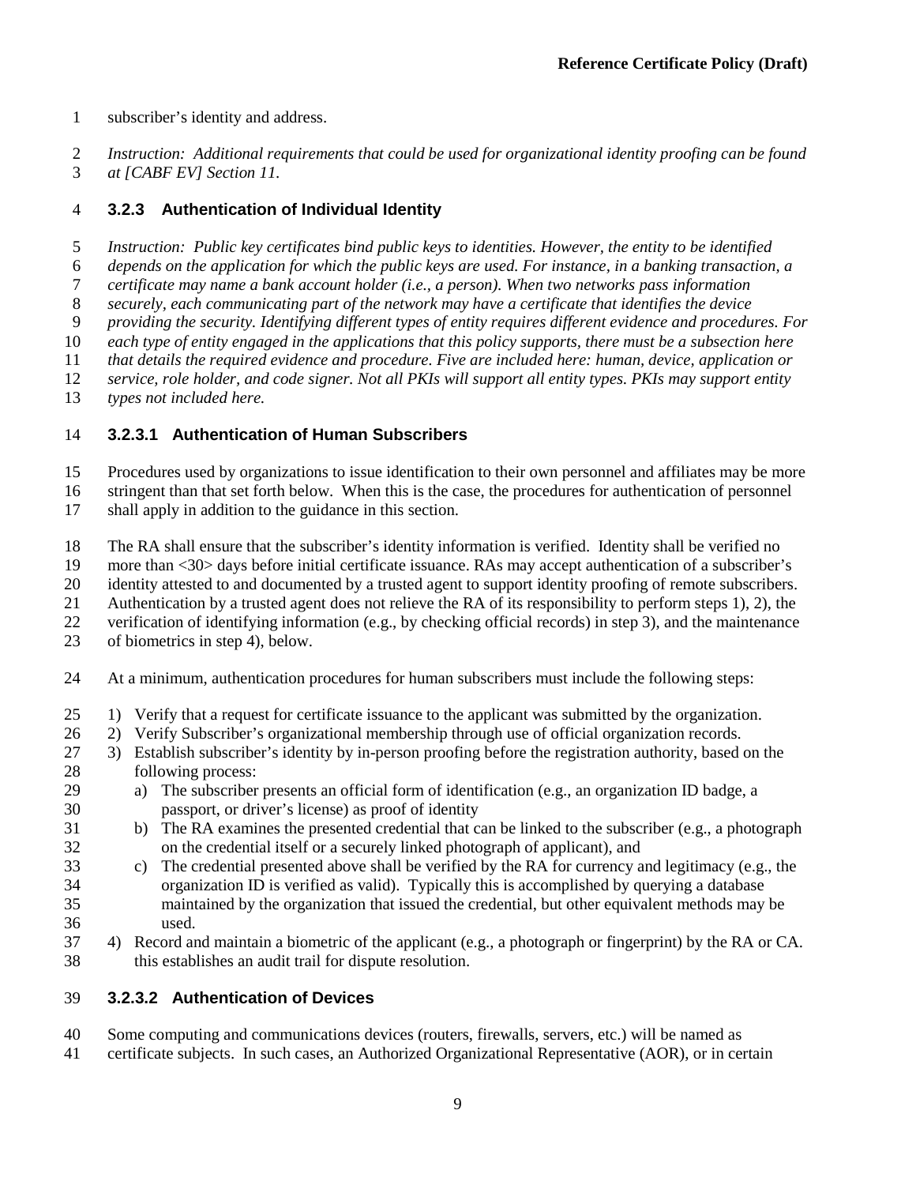subscriber's identity and address.

*Instruction: Additional requirements that could be used for organizational identity proofing can be found at [CABF EV] Section 11.*

### 3.2.3 Authentication of Individual Identity

*Instruction: Public key certificates bind public keys to identities. However, the entity to be identified depends on the application for which the public keys are used. For instance, in a banking transaction, a certificate may name a bank account holder (i.e., a person). When two networks pass information securely, each communicating part of the network may have a certificate that identifies the device providing the security. Identifying different types of entity requires different evidence and procedures. For each type of entity engaged in the applications that this policy supports, there must be a subsection here that details the required evidence and procedure. Five are included here: human, device, application or service, role holder, and code signer. Not all PKIs will support all entity types. PKIs may support entity types not included here.*

#### 3.2.3.1 Authentication of Human Subscribers

Procedures used by organizations to issue identification to their own personnel and affiliates may be more stringent than that set forth below. When this is the case, the procedures for authentication of personnel shall apply in addition to the guidance in this section.

The RA shall ensure that the subscriber's identity information is verified. Identity shall be verified no more than <30> days before initial certificate issuance. RAs may accept authentication of a subscriber's identity attested to and documented by a trusted agent to support identity proofing of remote subscribers. Authentication by a trusted agent does not relieve the RA of its responsibility to perform steps 1), 2), the verification of identifying information (e.g., by checking official records) in step 3), and the maintenance of biometrics in step 4), below.

At a minimum, authentication procedures for human subscribers must include the following steps:

1) Verify that a request for certificate issuance to the applicant was submitted by the organization.
2) Verify Subscriber's organizational membership through use of official organization records.
3) Establish subscriber's identity by in-person proofing before the registration authority, based on the following process:
   a) The subscriber presents an official form of identification (e.g., an organization ID badge, a passport, or driver's license) as proof of identity
   b) The RA examines the presented credential that can be linked to the subscriber (e.g., a photograph on the credential itself or a securely linked photograph of applicant), and
   c) The credential presented above shall be verified by the RA for currency and legitimacy (e.g., the organization ID is verified as valid). Typically this is accomplished by querying a database maintained by the organization that issued the credential, but other equivalent methods may be used.
4) Record and maintain a biometric of the applicant (e.g., a photograph or fingerprint) by the RA or CA. this establishes an audit trail for dispute resolution.

#### 3.2.3.2 Authentication of Devices

Some computing and communications devices (routers, firewalls, servers, etc.) will be named as certificate subjects. In such cases, an Authorized Organizational Representative (AOR), or in certain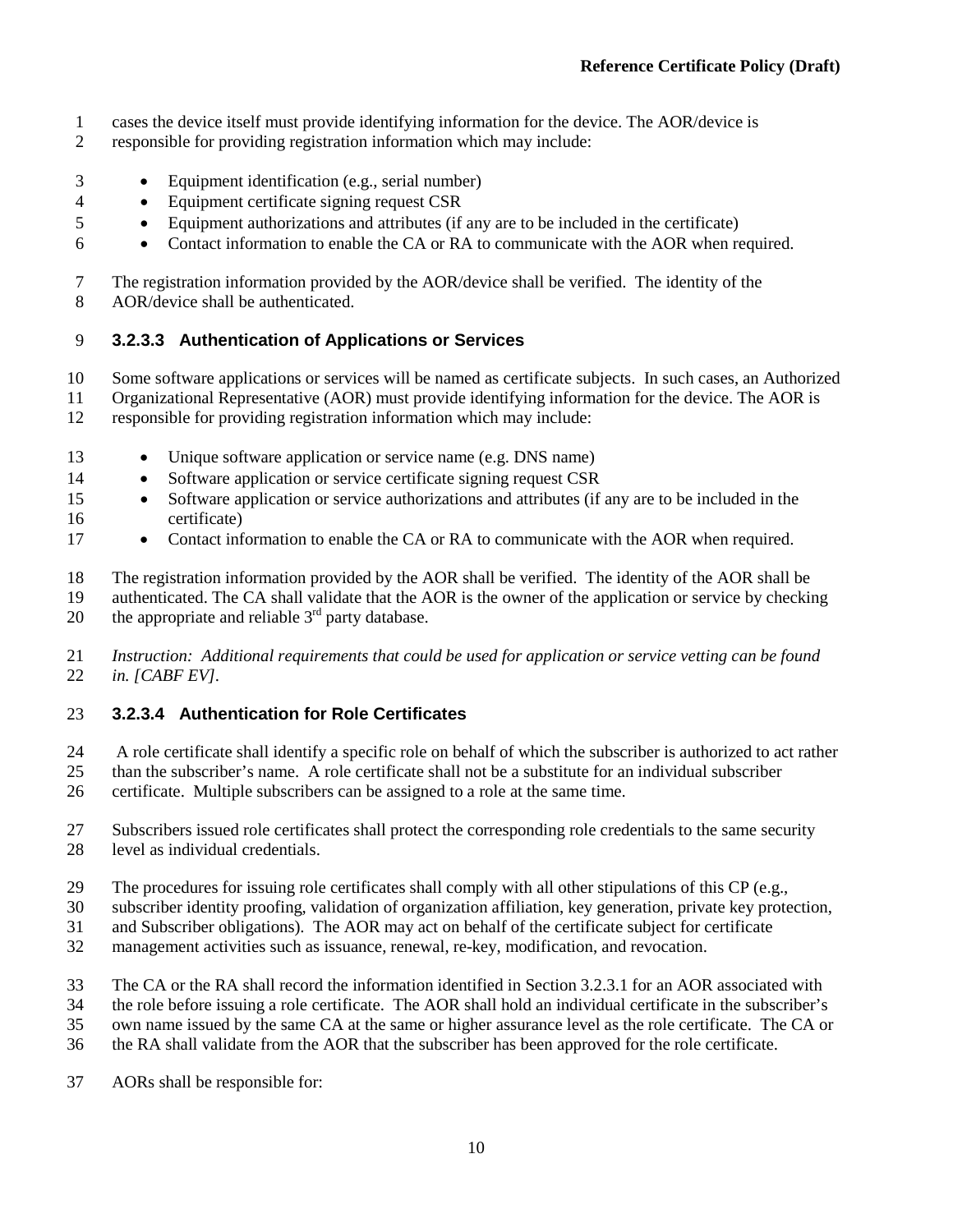cases the device itself must provide identifying information for the device. The AOR/device is responsible for providing registration information which may include:

- Equipment identification (e.g., serial number)
- Equipment certificate signing request CSR
- Equipment authorizations and attributes (if any are to be included in the certificate)
- Contact information to enable the CA or RA to communicate with the AOR when required.

The registration information provided by the AOR/device shall be verified. The identity of the AOR/device shall be authenticated.

#### 3.2.3.3 Authentication of Applications or Services

Some software applications or services will be named as certificate subjects. In such cases, an Authorized Organizational Representative (AOR) must provide identifying information for the device. The AOR is responsible for providing registration information which may include:

- Unique software application or service name (e.g. DNS name)
- Software application or service certificate signing request CSR
- Software application or service authorizations and attributes (if any are to be included in the certificate)
- Contact information to enable the CA or RA to communicate with the AOR when required.

The registration information provided by the AOR shall be verified. The identity of the AOR shall be authenticated. The CA shall validate that the AOR is the owner of the application or service by checking the appropriate and reliable 3rd party database.

*Instruction: Additional requirements that could be used for application or service vetting can be found in. [CABF EV].*

#### 3.2.3.4 Authentication for Role Certificates

A role certificate shall identify a specific role on behalf of which the subscriber is authorized to act rather than the subscriber's name. A role certificate shall not be a substitute for an individual subscriber certificate. Multiple subscribers can be assigned to a role at the same time.

Subscribers issued role certificates shall protect the corresponding role credentials to the same security level as individual credentials.

The procedures for issuing role certificates shall comply with all other stipulations of this CP (e.g., subscriber identity proofing, validation of organization affiliation, key generation, private key protection, and Subscriber obligations). The AOR may act on behalf of the certificate subject for certificate management activities such as issuance, renewal, re-key, modification, and revocation.

The CA or the RA shall record the information identified in Section 3.2.3.1 for an AOR associated with the role before issuing a role certificate. The AOR shall hold an individual certificate in the subscriber's own name issued by the same CA at the same or higher assurance level as the role certificate. The CA or the RA shall validate from the AOR that the subscriber has been approved for the role certificate.

AORs shall be responsible for: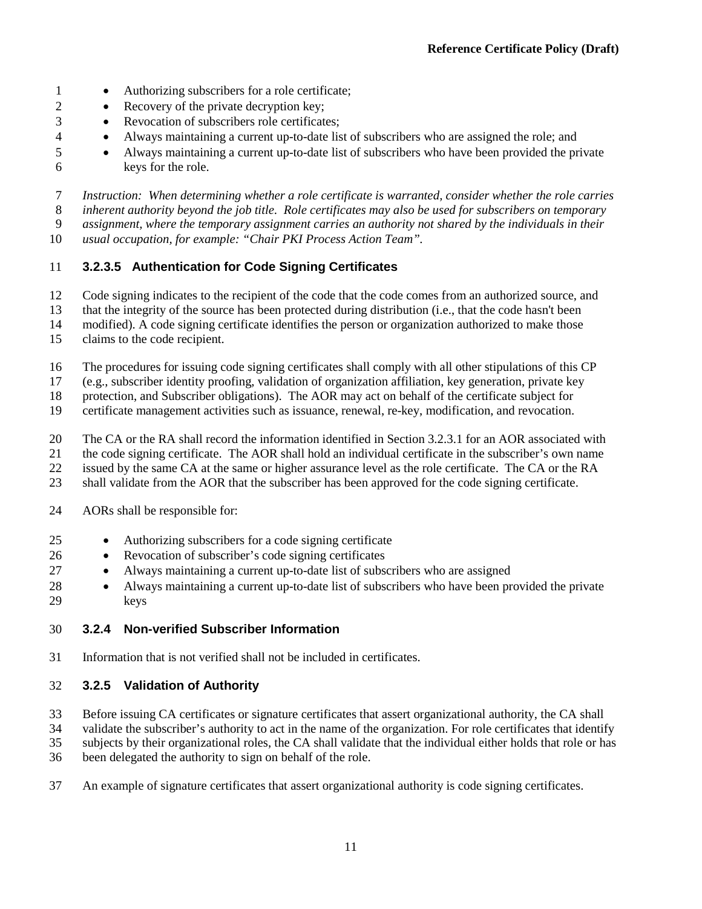- Authorizing subscribers for a role certificate;
- Recovery of the private decryption key;
- Revocation of subscribers role certificates;
- Always maintaining a current up-to-date list of subscribers who are assigned the role; and
- Always maintaining a current up-to-date list of subscribers who have been provided the private keys for the role.

*Instruction: When determining whether a role certificate is warranted, consider whether the role carries inherent authority beyond the job title. Role certificates may also be used for subscribers on temporary assignment, where the temporary assignment carries an authority not shared by the individuals in their usual occupation, for example: "Chair PKI Process Action Team".*

#### 3.2.3.5 Authentication for Code Signing Certificates

Code signing indicates to the recipient of the code that the code comes from an authorized source, and that the integrity of the source has been protected during distribution (i.e., that the code hasn't been modified). A code signing certificate identifies the person or organization authorized to make those claims to the code recipient.

The procedures for issuing code signing certificates shall comply with all other stipulations of this CP (e.g., subscriber identity proofing, validation of organization affiliation, key generation, private key protection, and Subscriber obligations). The AOR may act on behalf of the certificate subject for certificate management activities such as issuance, renewal, re-key, modification, and revocation.

The CA or the RA shall record the information identified in Section 3.2.3.1 for an AOR associated with the code signing certificate. The AOR shall hold an individual certificate in the subscriber's own name issued by the same CA at the same or higher assurance level as the role certificate. The CA or the RA shall validate from the AOR that the subscriber has been approved for the code signing certificate.

AORs shall be responsible for:

- Authorizing subscribers for a code signing certificate
- Revocation of subscriber's code signing certificates
- Always maintaining a current up-to-date list of subscribers who are assigned
- Always maintaining a current up-to-date list of subscribers who have been provided the private keys

### 3.2.4 Non-verified Subscriber Information

Information that is not verified shall not be included in certificates.

### 3.2.5 Validation of Authority

Before issuing CA certificates or signature certificates that assert organizational authority, the CA shall validate the subscriber's authority to act in the name of the organization. For role certificates that identify subjects by their organizational roles, the CA shall validate that the individual either holds that role or has been delegated the authority to sign on behalf of the role.

An example of signature certificates that assert organizational authority is code signing certificates.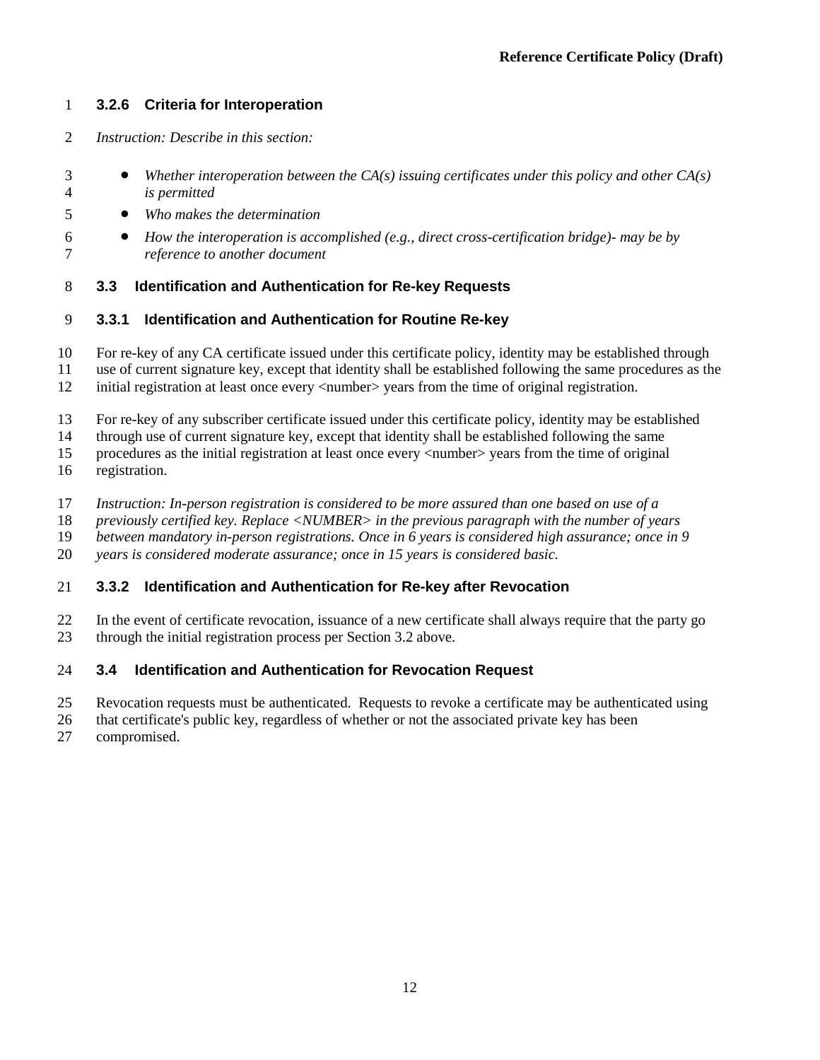### 3.2.6 Criteria for Interoperation

*Instruction: Describe in this section:*

- *Whether interoperation between the CA(s) issuing certificates under this policy and other CA(s) is permitted*
- *Who makes the determination*
- *How the interoperation is accomplished (e.g., direct cross-certification bridge)- may be by reference to another document*

## 3.3 Identification and Authentication for Re-key Requests

### 3.3.1 Identification and Authentication for Routine Re-key

For re-key of any CA certificate issued under this certificate policy, identity may be established through use of current signature key, except that identity shall be established following the same procedures as the initial registration at least once every <number> years from the time of original registration.

For re-key of any subscriber certificate issued under this certificate policy, identity may be established through use of current signature key, except that identity shall be established following the same procedures as the initial registration at least once every <number> years from the time of original registration.

*Instruction: In-person registration is considered to be more assured than one based on use of a previously certified key. Replace <NUMBER> in the previous paragraph with the number of years between mandatory in-person registrations. Once in 6 years is considered high assurance; once in 9 years is considered moderate assurance; once in 15 years is considered basic.*

### 3.3.2 Identification and Authentication for Re-key after Revocation

In the event of certificate revocation, issuance of a new certificate shall always require that the party go through the initial registration process per Section 3.2 above.

## 3.4 Identification and Authentication for Revocation Request

Revocation requests must be authenticated. Requests to revoke a certificate may be authenticated using that certificate's public key, regardless of whether or not the associated private key has been compromised.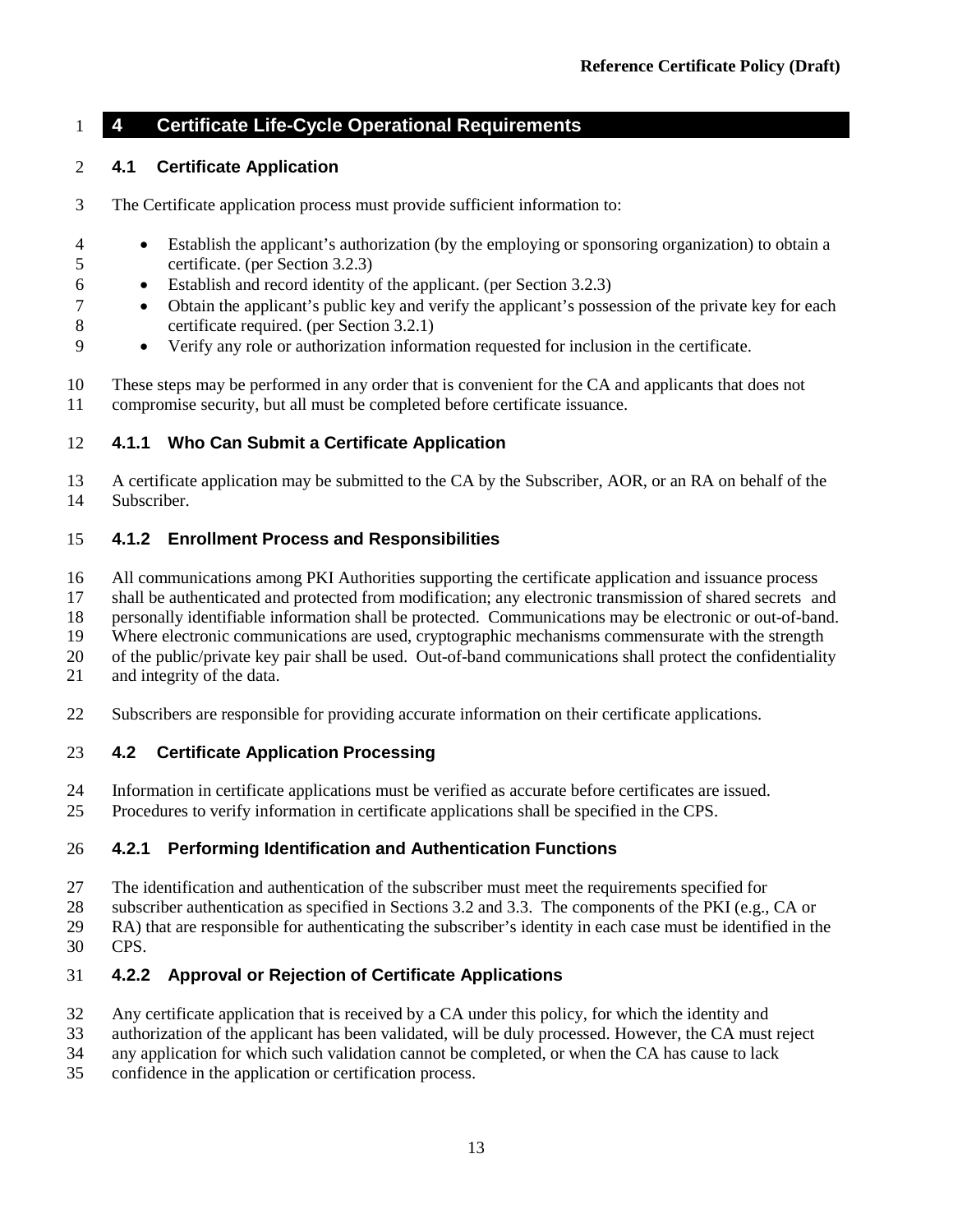# 4 Certificate Life-Cycle Operational Requirements

## 4.1 Certificate Application

The Certificate application process must provide sufficient information to:

- Establish the applicant's authorization (by the employing or sponsoring organization) to obtain a certificate. (per Section 3.2.3)
- Establish and record identity of the applicant. (per Section 3.2.3)
- Obtain the applicant's public key and verify the applicant's possession of the private key for each certificate required. (per Section 3.2.1)
- Verify any role or authorization information requested for inclusion in the certificate.

These steps may be performed in any order that is convenient for the CA and applicants that does not compromise security, but all must be completed before certificate issuance.

### 4.1.1 Who Can Submit a Certificate Application

A certificate application may be submitted to the CA by the Subscriber, AOR, or an RA on behalf of the Subscriber.

### 4.1.2 Enrollment Process and Responsibilities

All communications among PKI Authorities supporting the certificate application and issuance process shall be authenticated and protected from modification; any electronic transmission of shared secrets and personally identifiable information shall be protected. Communications may be electronic or out-of-band. Where electronic communications are used, cryptographic mechanisms commensurate with the strength of the public/private key pair shall be used. Out-of-band communications shall protect the confidentiality and integrity of the data.

Subscribers are responsible for providing accurate information on their certificate applications.

## 4.2 Certificate Application Processing

Information in certificate applications must be verified as accurate before certificates are issued. Procedures to verify information in certificate applications shall be specified in the CPS.

### 4.2.1 Performing Identification and Authentication Functions

The identification and authentication of the subscriber must meet the requirements specified for subscriber authentication as specified in Sections 3.2 and 3.3. The components of the PKI (e.g., CA or RA) that are responsible for authenticating the subscriber's identity in each case must be identified in the CPS.

### 4.2.2 Approval or Rejection of Certificate Applications

Any certificate application that is received by a CA under this policy, for which the identity and authorization of the applicant has been validated, will be duly processed. However, the CA must reject any application for which such validation cannot be completed, or when the CA has cause to lack confidence in the application or certification process.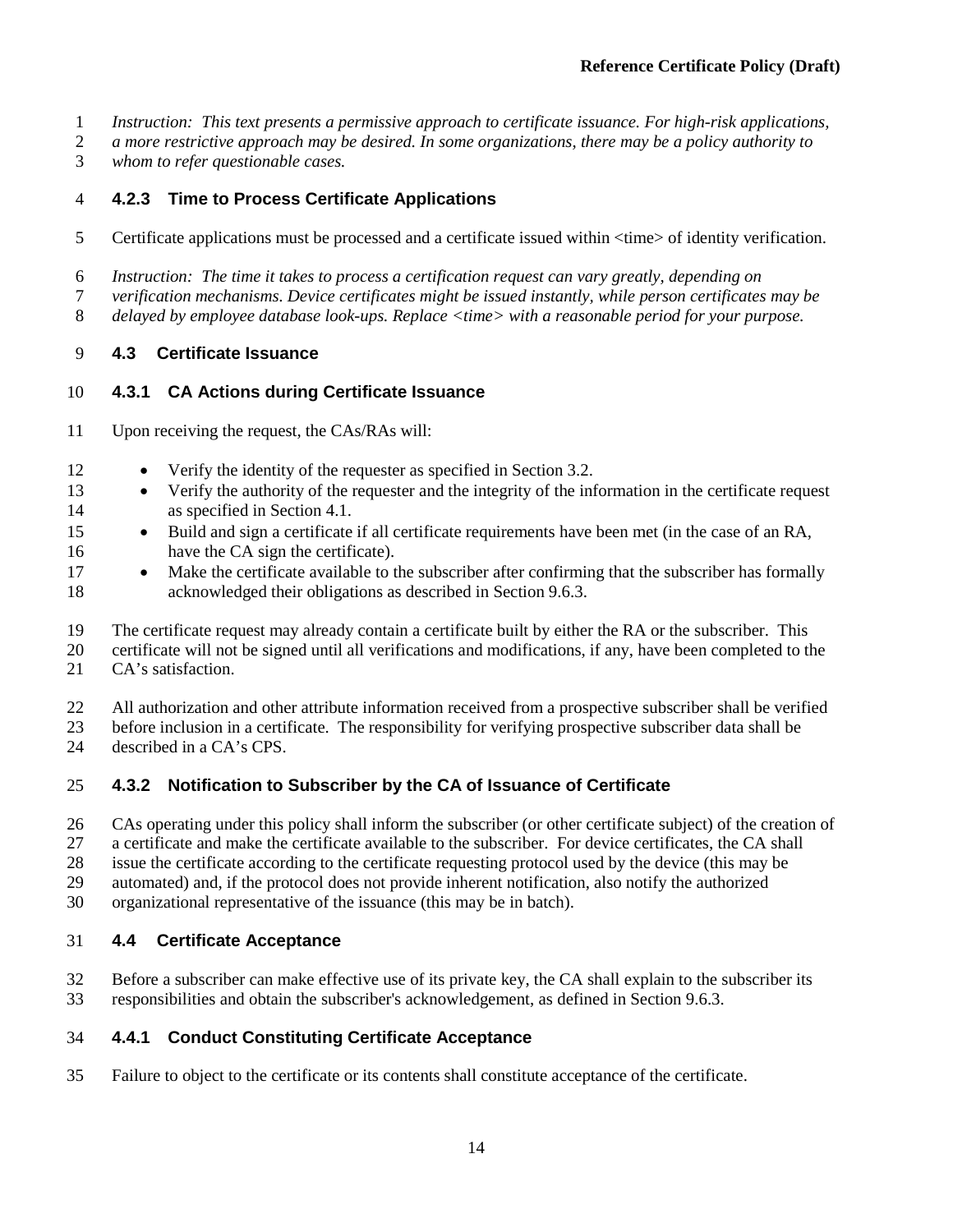*Instruction: This text presents a permissive approach to certificate issuance. For high-risk applications, a more restrictive approach may be desired. In some organizations, there may be a policy authority to whom to refer questionable cases.*

### 4.2.3 Time to Process Certificate Applications

Certificate applications must be processed and a certificate issued within <time> of identity verification.

*Instruction: The time it takes to process a certification request can vary greatly, depending on verification mechanisms. Device certificates might be issued instantly, while person certificates may be delayed by employee database look-ups. Replace <time> with a reasonable period for your purpose.*

## 4.3 Certificate Issuance

### 4.3.1 CA Actions during Certificate Issuance

Upon receiving the request, the CAs/RAs will:

- Verify the identity of the requester as specified in Section 3.2.
- Verify the authority of the requester and the integrity of the information in the certificate request as specified in Section 4.1.
- Build and sign a certificate if all certificate requirements have been met (in the case of an RA, have the CA sign the certificate).
- Make the certificate available to the subscriber after confirming that the subscriber has formally acknowledged their obligations as described in Section 9.6.3.

The certificate request may already contain a certificate built by either the RA or the subscriber. This certificate will not be signed until all verifications and modifications, if any, have been completed to the CA's satisfaction.

All authorization and other attribute information received from a prospective subscriber shall be verified before inclusion in a certificate. The responsibility for verifying prospective subscriber data shall be described in a CA's CPS.

### 4.3.2 Notification to Subscriber by the CA of Issuance of Certificate

CAs operating under this policy shall inform the subscriber (or other certificate subject) of the creation of a certificate and make the certificate available to the subscriber. For device certificates, the CA shall issue the certificate according to the certificate requesting protocol used by the device (this may be automated) and, if the protocol does not provide inherent notification, also notify the authorized organizational representative of the issuance (this may be in batch).

## 4.4 Certificate Acceptance

Before a subscriber can make effective use of its private key, the CA shall explain to the subscriber its responsibilities and obtain the subscriber's acknowledgement, as defined in Section 9.6.3.

### 4.4.1 Conduct Constituting Certificate Acceptance

Failure to object to the certificate or its contents shall constitute acceptance of the certificate.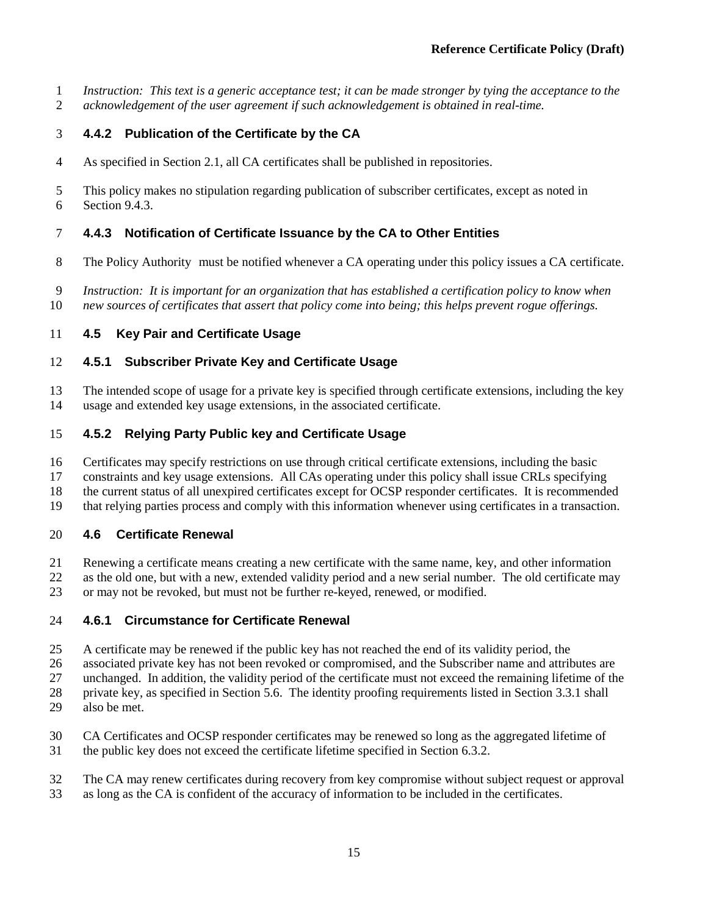*Instruction: This text is a generic acceptance test; it can be made stronger by tying the acceptance to the acknowledgement of the user agreement if such acknowledgement is obtained in real-time.*

### 4.4.2 Publication of the Certificate by the CA

As specified in Section 2.1, all CA certificates shall be published in repositories.

This policy makes no stipulation regarding publication of subscriber certificates, except as noted in Section 9.4.3.

### 4.4.3 Notification of Certificate Issuance by the CA to Other Entities

The Policy Authority must be notified whenever a CA operating under this policy issues a CA certificate.

*Instruction: It is important for an organization that has established a certification policy to know when new sources of certificates that assert that policy come into being; this helps prevent rogue offerings.*

## 4.5 Key Pair and Certificate Usage

### 4.5.1 Subscriber Private Key and Certificate Usage

The intended scope of usage for a private key is specified through certificate extensions, including the key usage and extended key usage extensions, in the associated certificate.

### 4.5.2 Relying Party Public key and Certificate Usage

Certificates may specify restrictions on use through critical certificate extensions, including the basic constraints and key usage extensions. All CAs operating under this policy shall issue CRLs specifying the current status of all unexpired certificates except for OCSP responder certificates. It is recommended that relying parties process and comply with this information whenever using certificates in a transaction.

## 4.6 Certificate Renewal

Renewing a certificate means creating a new certificate with the same name, key, and other information as the old one, but with a new, extended validity period and a new serial number. The old certificate may or may not be revoked, but must not be further re-keyed, renewed, or modified.

### 4.6.1 Circumstance for Certificate Renewal

A certificate may be renewed if the public key has not reached the end of its validity period, the associated private key has not been revoked or compromised, and the Subscriber name and attributes are unchanged. In addition, the validity period of the certificate must not exceed the remaining lifetime of the private key, as specified in Section 5.6. The identity proofing requirements listed in Section 3.3.1 shall also be met.

CA Certificates and OCSP responder certificates may be renewed so long as the aggregated lifetime of the public key does not exceed the certificate lifetime specified in Section 6.3.2.

The CA may renew certificates during recovery from key compromise without subject request or approval as long as the CA is confident of the accuracy of information to be included in the certificates.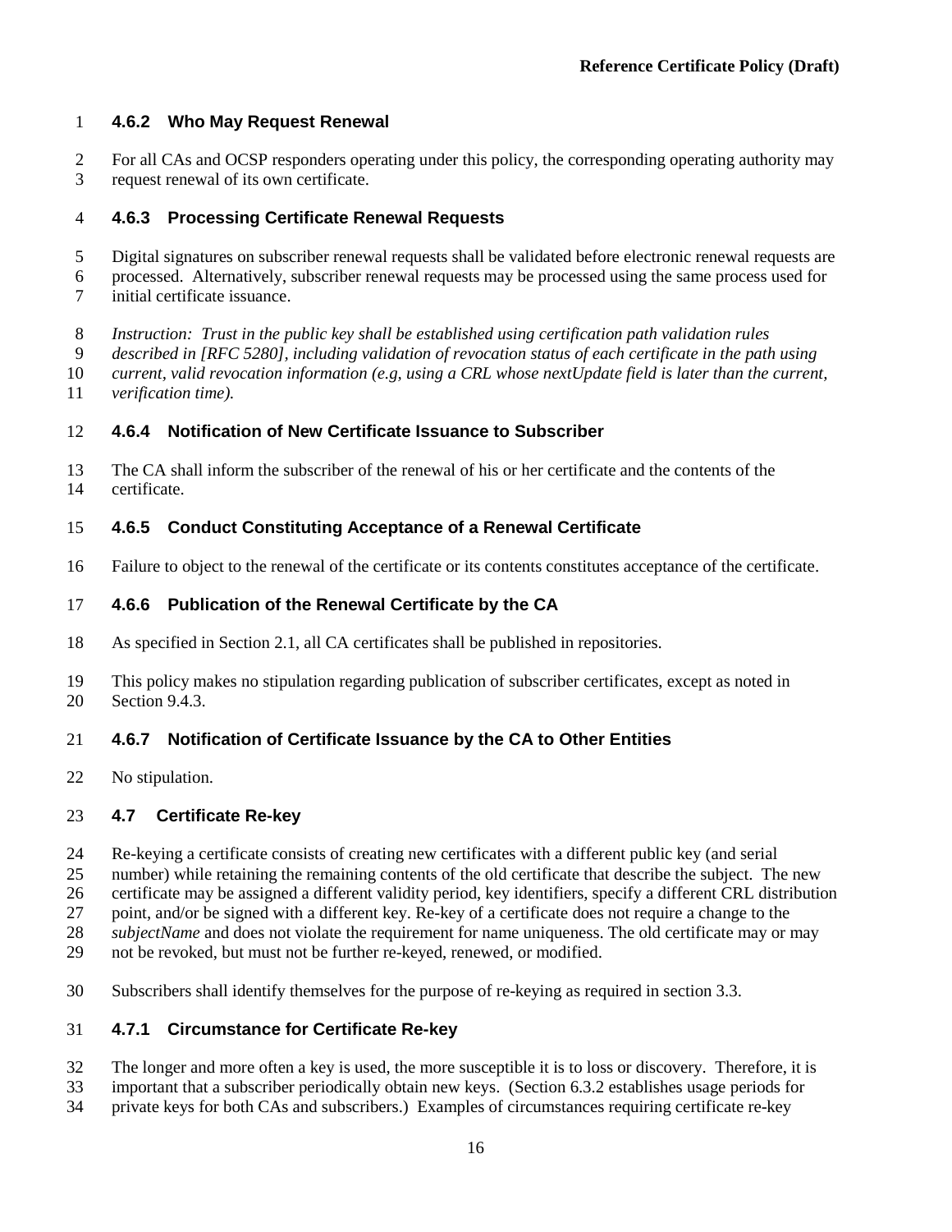### 4.6.2 Who May Request Renewal

For all CAs and OCSP responders operating under this policy, the corresponding operating authority may request renewal of its own certificate.

### 4.6.3 Processing Certificate Renewal Requests

Digital signatures on subscriber renewal requests shall be validated before electronic renewal requests are processed. Alternatively, subscriber renewal requests may be processed using the same process used for initial certificate issuance.

*Instruction: Trust in the public key shall be established using certification path validation rules described in [RFC 5280], including validation of revocation status of each certificate in the path using current, valid revocation information (e.g, using a CRL whose nextUpdate field is later than the current, verification time).*

### 4.6.4 Notification of New Certificate Issuance to Subscriber

The CA shall inform the subscriber of the renewal of his or her certificate and the contents of the certificate.

### 4.6.5 Conduct Constituting Acceptance of a Renewal Certificate

Failure to object to the renewal of the certificate or its contents constitutes acceptance of the certificate.

### 4.6.6 Publication of the Renewal Certificate by the CA

As specified in Section 2.1, all CA certificates shall be published in repositories.

This policy makes no stipulation regarding publication of subscriber certificates, except as noted in Section 9.4.3.

### 4.6.7 Notification of Certificate Issuance by the CA to Other Entities

No stipulation.

## 4.7 Certificate Re-key

Re-keying a certificate consists of creating new certificates with a different public key (and serial number) while retaining the remaining contents of the old certificate that describe the subject. The new certificate may be assigned a different validity period, key identifiers, specify a different CRL distribution point, and/or be signed with a different key. Re-key of a certificate does not require a change to the *subjectName* and does not violate the requirement for name uniqueness. The old certificate may or may not be revoked, but must not be further re-keyed, renewed, or modified.

Subscribers shall identify themselves for the purpose of re-keying as required in section 3.3.

### 4.7.1 Circumstance for Certificate Re-key

The longer and more often a key is used, the more susceptible it is to loss or discovery. Therefore, it is important that a subscriber periodically obtain new keys. (Section 6.3.2 establishes usage periods for private keys for both CAs and subscribers.) Examples of circumstances requiring certificate re-key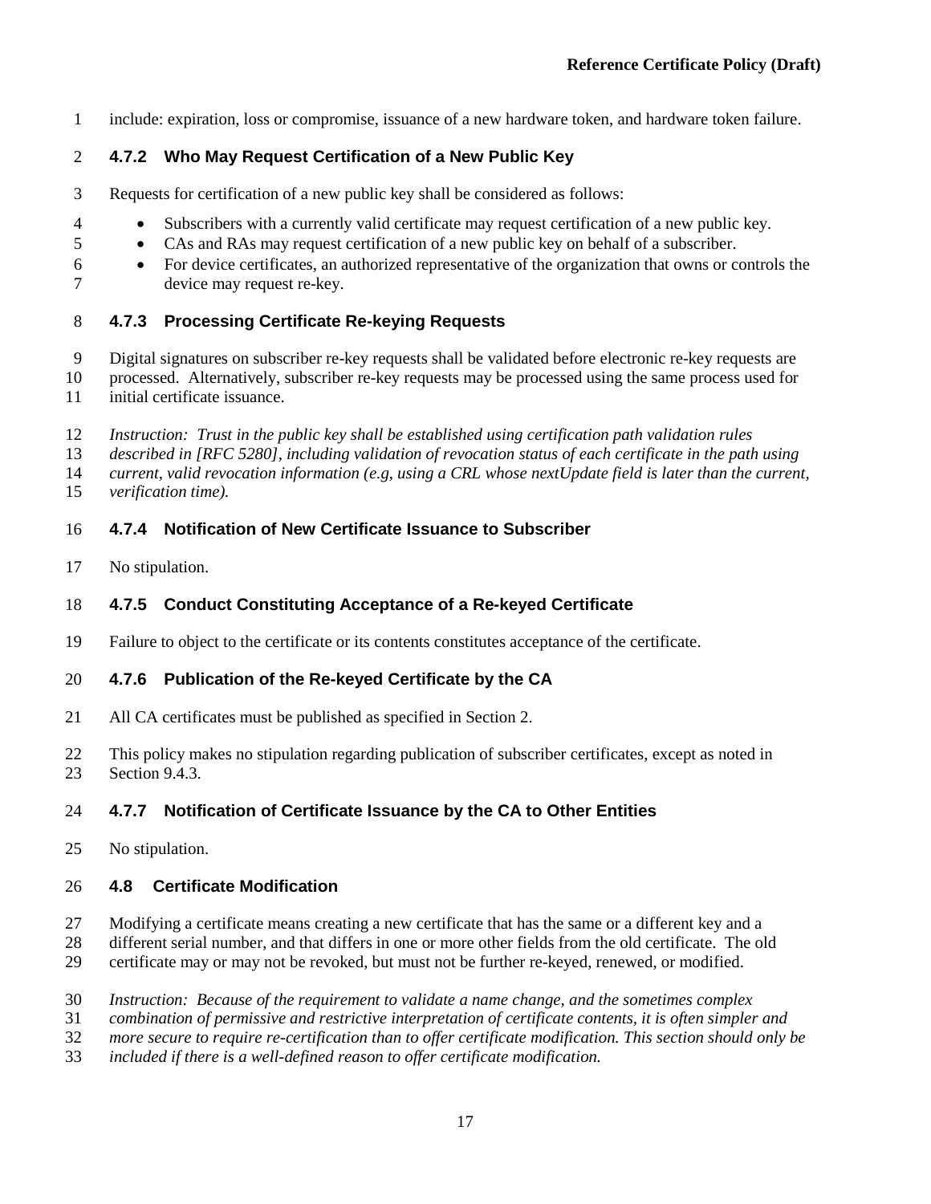include: expiration, loss or compromise, issuance of a new hardware token, and hardware token failure.

### 4.7.2 Who May Request Certification of a New Public Key

Requests for certification of a new public key shall be considered as follows:

- Subscribers with a currently valid certificate may request certification of a new public key.
- CAs and RAs may request certification of a new public key on behalf of a subscriber.
- For device certificates, an authorized representative of the organization that owns or controls the device may request re-key.

### 4.7.3 Processing Certificate Re-keying Requests

Digital signatures on subscriber re-key requests shall be validated before electronic re-key requests are processed. Alternatively, subscriber re-key requests may be processed using the same process used for initial certificate issuance.

*Instruction: Trust in the public key shall be established using certification path validation rules described in [RFC 5280], including validation of revocation status of each certificate in the path using current, valid revocation information (e.g, using a CRL whose nextUpdate field is later than the current, verification time).*

### 4.7.4 Notification of New Certificate Issuance to Subscriber

No stipulation.

### 4.7.5 Conduct Constituting Acceptance of a Re-keyed Certificate

Failure to object to the certificate or its contents constitutes acceptance of the certificate.

### 4.7.6 Publication of the Re-keyed Certificate by the CA

All CA certificates must be published as specified in Section 2.

This policy makes no stipulation regarding publication of subscriber certificates, except as noted in Section 9.4.3.

### 4.7.7 Notification of Certificate Issuance by the CA to Other Entities

No stipulation.

## 4.8 Certificate Modification

Modifying a certificate means creating a new certificate that has the same or a different key and a different serial number, and that differs in one or more other fields from the old certificate. The old certificate may or may not be revoked, but must not be further re-keyed, renewed, or modified.

*Instruction: Because of the requirement to validate a name change, and the sometimes complex combination of permissive and restrictive interpretation of certificate contents, it is often simpler and more secure to require re-certification than to offer certificate modification. This section should only be included if there is a well-defined reason to offer certificate modification.*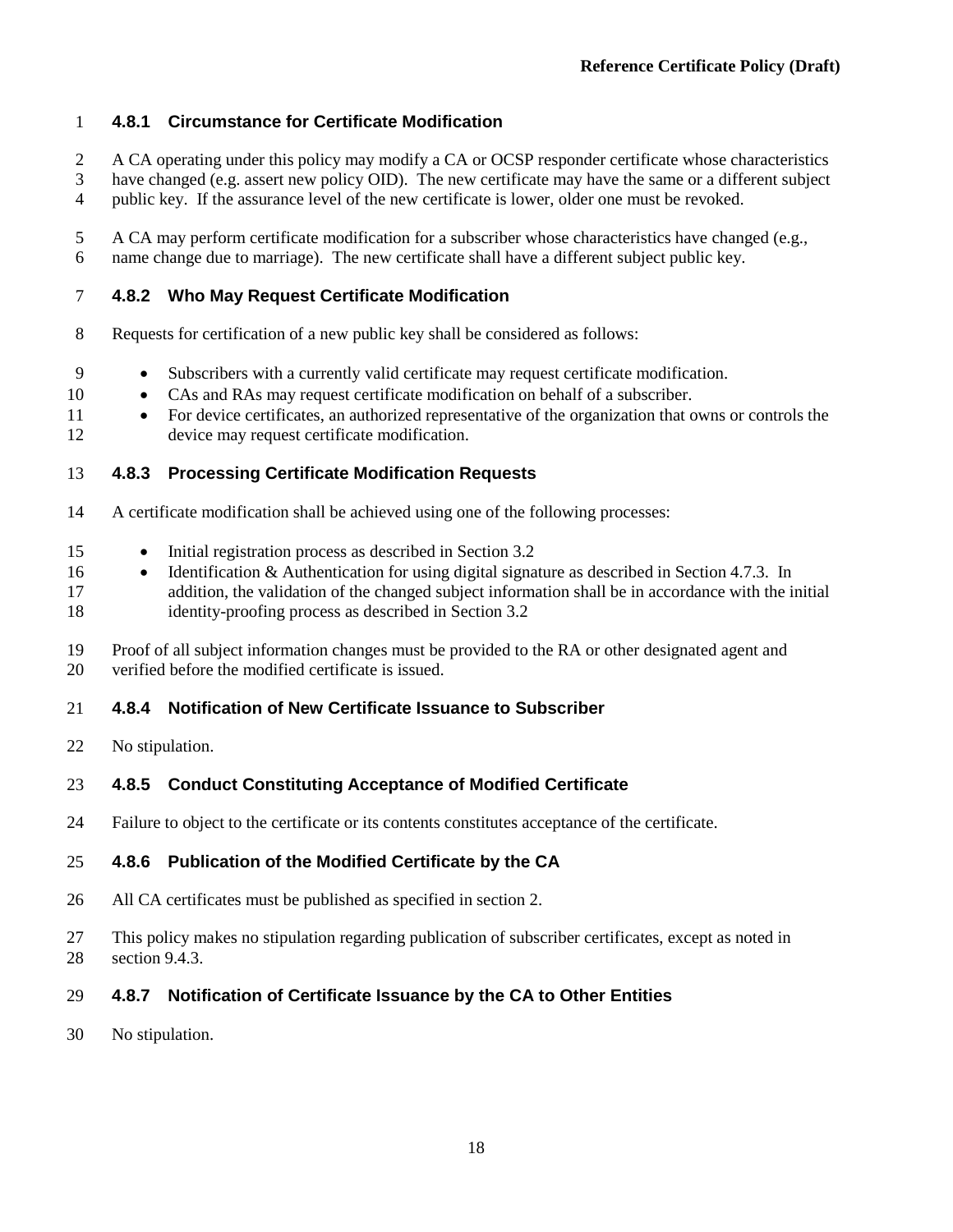### 4.8.1 Circumstance for Certificate Modification

A CA operating under this policy may modify a CA or OCSP responder certificate whose characteristics have changed (e.g. assert new policy OID). The new certificate may have the same or a different subject public key. If the assurance level of the new certificate is lower, older one must be revoked.

A CA may perform certificate modification for a subscriber whose characteristics have changed (e.g., name change due to marriage). The new certificate shall have a different subject public key.

### 4.8.2 Who May Request Certificate Modification

Requests for certification of a new public key shall be considered as follows:

- Subscribers with a currently valid certificate may request certificate modification.
- CAs and RAs may request certificate modification on behalf of a subscriber.
- For device certificates, an authorized representative of the organization that owns or controls the device may request certificate modification.

### 4.8.3 Processing Certificate Modification Requests

A certificate modification shall be achieved using one of the following processes:

- Initial registration process as described in Section 3.2
- Identification & Authentication for using digital signature as described in Section 4.7.3. In addition, the validation of the changed subject information shall be in accordance with the initial identity-proofing process as described in Section 3.2

Proof of all subject information changes must be provided to the RA or other designated agent and verified before the modified certificate is issued.

### 4.8.4 Notification of New Certificate Issuance to Subscriber

No stipulation.

### 4.8.5 Conduct Constituting Acceptance of Modified Certificate

Failure to object to the certificate or its contents constitutes acceptance of the certificate.

### 4.8.6 Publication of the Modified Certificate by the CA

All CA certificates must be published as specified in section 2.

This policy makes no stipulation regarding publication of subscriber certificates, except as noted in section 9.4.3.

### 4.8.7 Notification of Certificate Issuance by the CA to Other Entities

No stipulation.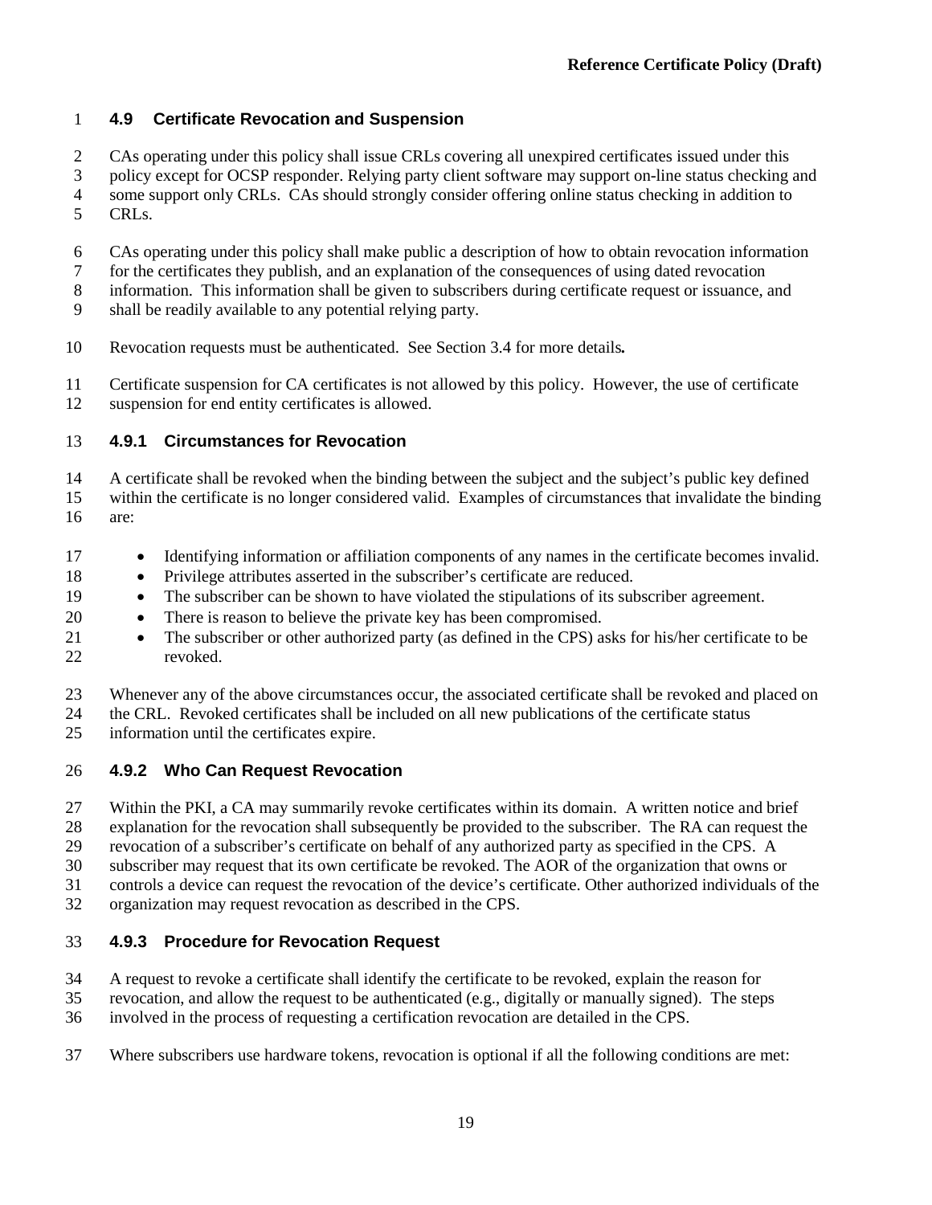## 4.9 Certificate Revocation and Suspension

CAs operating under this policy shall issue CRLs covering all unexpired certificates issued under this policy except for OCSP responder. Relying party client software may support on-line status checking and some support only CRLs. CAs should strongly consider offering online status checking in addition to CRLs.

CAs operating under this policy shall make public a description of how to obtain revocation information for the certificates they publish, and an explanation of the consequences of using dated revocation information. This information shall be given to subscribers during certificate request or issuance, and shall be readily available to any potential relying party.

Revocation requests must be authenticated. See Section 3.4 for more details**.**

Certificate suspension for CA certificates is not allowed by this policy. However, the use of certificate suspension for end entity certificates is allowed.

### 4.9.1 Circumstances for Revocation

A certificate shall be revoked when the binding between the subject and the subject's public key defined within the certificate is no longer considered valid. Examples of circumstances that invalidate the binding are:

- Identifying information or affiliation components of any names in the certificate becomes invalid.
- Privilege attributes asserted in the subscriber's certificate are reduced.
- The subscriber can be shown to have violated the stipulations of its subscriber agreement.
- There is reason to believe the private key has been compromised.
- The subscriber or other authorized party (as defined in the CPS) asks for his/her certificate to be revoked.

Whenever any of the above circumstances occur, the associated certificate shall be revoked and placed on the CRL. Revoked certificates shall be included on all new publications of the certificate status information until the certificates expire.

### 4.9.2 Who Can Request Revocation

Within the PKI, a CA may summarily revoke certificates within its domain. A written notice and brief explanation for the revocation shall subsequently be provided to the subscriber. The RA can request the revocation of a subscriber's certificate on behalf of any authorized party as specified in the CPS. A subscriber may request that its own certificate be revoked. The AOR of the organization that owns or controls a device can request the revocation of the device's certificate. Other authorized individuals of the organization may request revocation as described in the CPS.

### 4.9.3 Procedure for Revocation Request

A request to revoke a certificate shall identify the certificate to be revoked, explain the reason for revocation, and allow the request to be authenticated (e.g., digitally or manually signed). The steps involved in the process of requesting a certification revocation are detailed in the CPS.

Where subscribers use hardware tokens, revocation is optional if all the following conditions are met: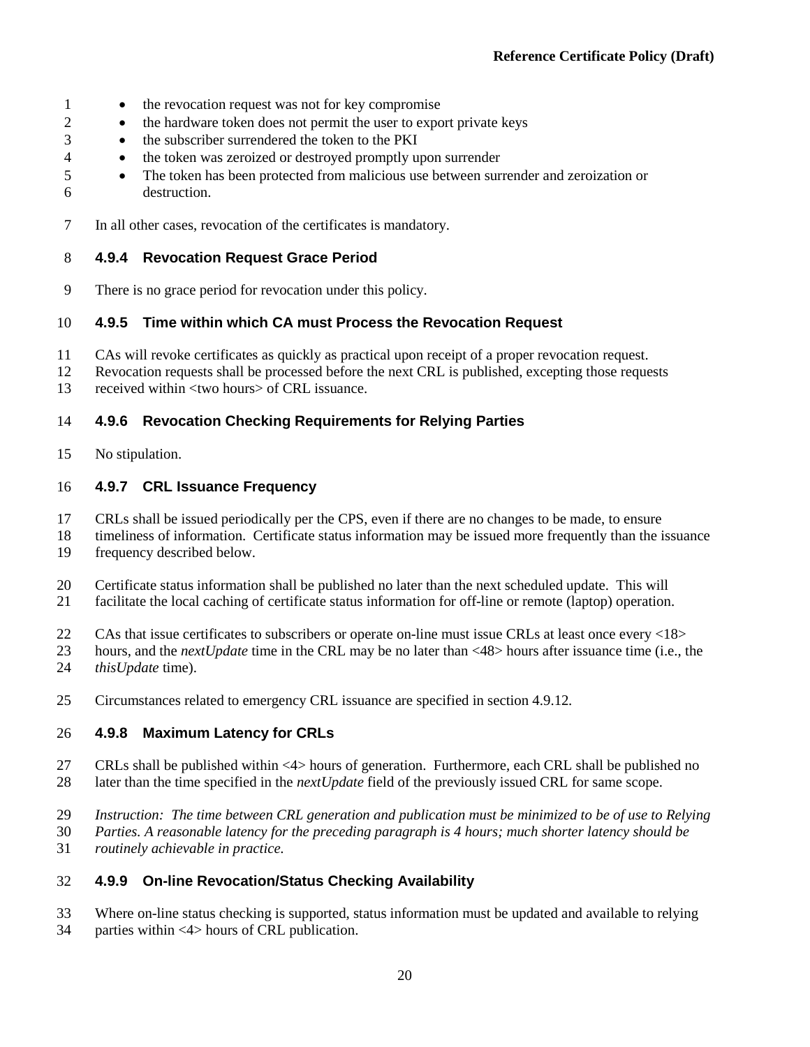- the revocation request was not for key compromise
- the hardware token does not permit the user to export private keys
- the subscriber surrendered the token to the PKI
- the token was zeroized or destroyed promptly upon surrender
- The token has been protected from malicious use between surrender and zeroization or destruction.

In all other cases, revocation of the certificates is mandatory.

### 4.9.4 Revocation Request Grace Period

There is no grace period for revocation under this policy.

### 4.9.5 Time within which CA must Process the Revocation Request

CAs will revoke certificates as quickly as practical upon receipt of a proper revocation request. Revocation requests shall be processed before the next CRL is published, excepting those requests received within <two hours> of CRL issuance.

### 4.9.6 Revocation Checking Requirements for Relying Parties

No stipulation.

### 4.9.7 CRL Issuance Frequency

CRLs shall be issued periodically per the CPS, even if there are no changes to be made, to ensure timeliness of information. Certificate status information may be issued more frequently than the issuance frequency described below.

Certificate status information shall be published no later than the next scheduled update. This will facilitate the local caching of certificate status information for off-line or remote (laptop) operation.

CAs that issue certificates to subscribers or operate on-line must issue CRLs at least once every <18> hours, and the *nextUpdate* time in the CRL may be no later than <48> hours after issuance time (i.e., the *thisUpdate* time).

Circumstances related to emergency CRL issuance are specified in section 4.9.12.

### 4.9.8 Maximum Latency for CRLs

CRLs shall be published within <4> hours of generation. Furthermore, each CRL shall be published no later than the time specified in the *nextUpdate* field of the previously issued CRL for same scope.

*Instruction: The time between CRL generation and publication must be minimized to be of use to Relying Parties. A reasonable latency for the preceding paragraph is 4 hours; much shorter latency should be routinely achievable in practice.*

### 4.9.9 On-line Revocation/Status Checking Availability

Where on-line status checking is supported, status information must be updated and available to relying parties within <4> hours of CRL publication.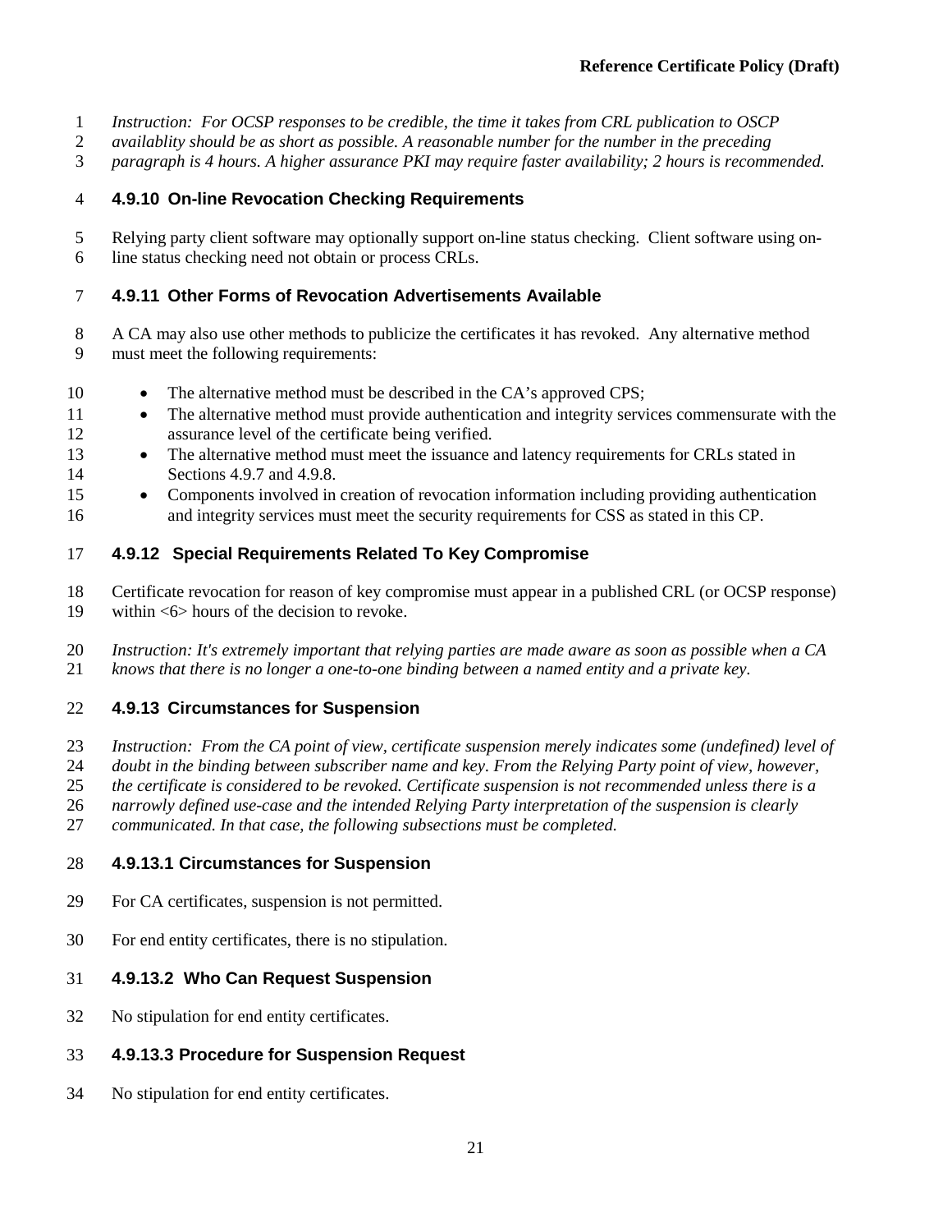*Instruction: For OCSP responses to be credible, the time it takes from CRL publication to OSCP availablity should be as short as possible. A reasonable number for the number in the preceding paragraph is 4 hours. A higher assurance PKI may require faster availability; 2 hours is recommended.*

### 4.9.10 On-line Revocation Checking Requirements

Relying party client software may optionally support on-line status checking. Client software using on-line status checking need not obtain or process CRLs.

### 4.9.11 Other Forms of Revocation Advertisements Available

A CA may also use other methods to publicize the certificates it has revoked. Any alternative method must meet the following requirements:

- The alternative method must be described in the CA's approved CPS;
- The alternative method must provide authentication and integrity services commensurate with the assurance level of the certificate being verified.
- The alternative method must meet the issuance and latency requirements for CRLs stated in Sections 4.9.7 and 4.9.8.
- Components involved in creation of revocation information including providing authentication and integrity services must meet the security requirements for CSS as stated in this CP.

### 4.9.12 Special Requirements Related To Key Compromise

Certificate revocation for reason of key compromise must appear in a published CRL (or OCSP response) within <6> hours of the decision to revoke.

*Instruction: It's extremely important that relying parties are made aware as soon as possible when a CA knows that there is no longer a one-to-one binding between a named entity and a private key.*

### 4.9.13 Circumstances for Suspension

*Instruction: From the CA point of view, certificate suspension merely indicates some (undefined) level of doubt in the binding between subscriber name and key. From the Relying Party point of view, however, the certificate is considered to be revoked. Certificate suspension is not recommended unless there is a narrowly defined use-case and the intended Relying Party interpretation of the suspension is clearly communicated. In that case, the following subsections must be completed.*

#### 4.9.13.1 Circumstances for Suspension

For CA certificates, suspension is not permitted.

For end entity certificates, there is no stipulation.

#### 4.9.13.2 Who Can Request Suspension

No stipulation for end entity certificates.

#### 4.9.13.3 Procedure for Suspension Request

No stipulation for end entity certificates.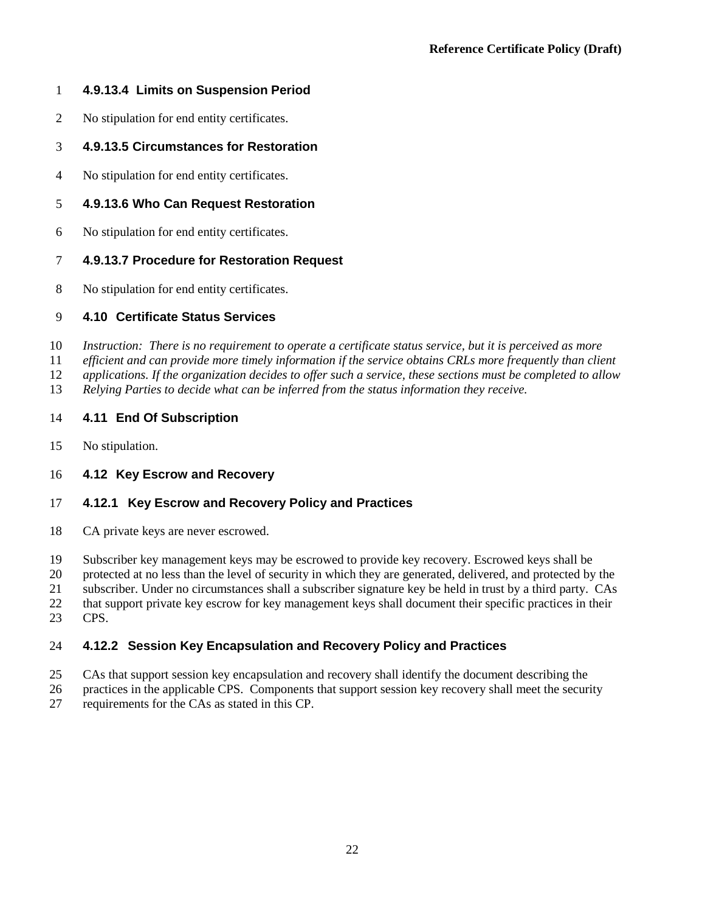#### 4.9.13.4 Limits on Suspension Period

No stipulation for end entity certificates.

#### 4.9.13.5 Circumstances for Restoration

No stipulation for end entity certificates.

#### 4.9.13.6 Who Can Request Restoration

No stipulation for end entity certificates.

#### 4.9.13.7 Procedure for Restoration Request

No stipulation for end entity certificates.

## 4.10 Certificate Status Services

*Instruction: There is no requirement to operate a certificate status service, but it is perceived as more efficient and can provide more timely information if the service obtains CRLs more frequently than client applications. If the organization decides to offer such a service, these sections must be completed to allow Relying Parties to decide what can be inferred from the status information they receive.*

## 4.11 End Of Subscription

No stipulation.

## 4.12 Key Escrow and Recovery

### 4.12.1 Key Escrow and Recovery Policy and Practices

CA private keys are never escrowed.

Subscriber key management keys may be escrowed to provide key recovery. Escrowed keys shall be protected at no less than the level of security in which they are generated, delivered, and protected by the subscriber. Under no circumstances shall a subscriber signature key be held in trust by a third party. CAs that support private key escrow for key management keys shall document their specific practices in their CPS.

### 4.12.2 Session Key Encapsulation and Recovery Policy and Practices

CAs that support session key encapsulation and recovery shall identify the document describing the practices in the applicable CPS. Components that support session key recovery shall meet the security requirements for the CAs as stated in this CP.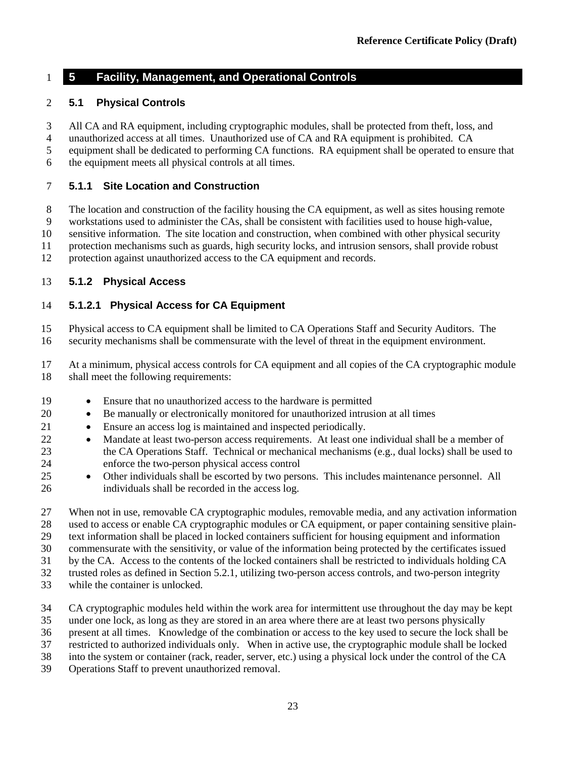# 5 Facility, Management, and Operational Controls

## 5.1 Physical Controls

All CA and RA equipment, including cryptographic modules, shall be protected from theft, loss, and unauthorized access at all times. Unauthorized use of CA and RA equipment is prohibited. CA equipment shall be dedicated to performing CA functions. RA equipment shall be operated to ensure that the equipment meets all physical controls at all times.

### 5.1.1 Site Location and Construction

The location and construction of the facility housing the CA equipment, as well as sites housing remote workstations used to administer the CAs, shall be consistent with facilities used to house high-value, sensitive information. The site location and construction, when combined with other physical security protection mechanisms such as guards, high security locks, and intrusion sensors, shall provide robust protection against unauthorized access to the CA equipment and records.

### 5.1.2 Physical Access

#### 5.1.2.1 Physical Access for CA Equipment

Physical access to CA equipment shall be limited to CA Operations Staff and Security Auditors. The security mechanisms shall be commensurate with the level of threat in the equipment environment.

At a minimum, physical access controls for CA equipment and all copies of the CA cryptographic module shall meet the following requirements:

- Ensure that no unauthorized access to the hardware is permitted
- Be manually or electronically monitored for unauthorized intrusion at all times
- Ensure an access log is maintained and inspected periodically.
- Mandate at least two-person access requirements. At least one individual shall be a member of the CA Operations Staff. Technical or mechanical mechanisms (e.g., dual locks) shall be used to enforce the two-person physical access control
- Other individuals shall be escorted by two persons. This includes maintenance personnel. All individuals shall be recorded in the access log.

When not in use, removable CA cryptographic modules, removable media, and any activation information used to access or enable CA cryptographic modules or CA equipment, or paper containing sensitive plain-text information shall be placed in locked containers sufficient for housing equipment and information commensurate with the sensitivity, or value of the information being protected by the certificates issued by the CA. Access to the contents of the locked containers shall be restricted to individuals holding CA trusted roles as defined in Section 5.2.1, utilizing two-person access controls, and two-person integrity while the container is unlocked.

CA cryptographic modules held within the work area for intermittent use throughout the day may be kept under one lock, as long as they are stored in an area where there are at least two persons physically present at all times. Knowledge of the combination or access to the key used to secure the lock shall be restricted to authorized individuals only. When in active use, the cryptographic module shall be locked into the system or container (rack, reader, server, etc.) using a physical lock under the control of the CA Operations Staff to prevent unauthorized removal.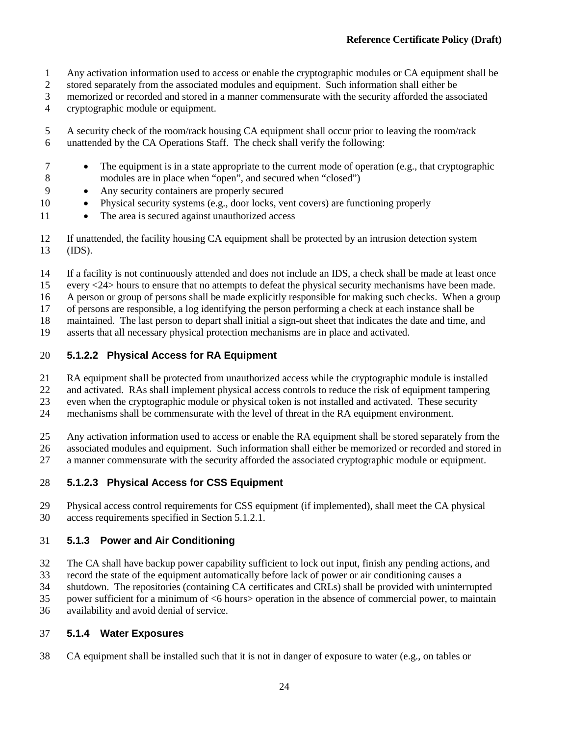Any activation information used to access or enable the cryptographic modules or CA equipment shall be stored separately from the associated modules and equipment. Such information shall either be memorized or recorded and stored in a manner commensurate with the security afforded the associated cryptographic module or equipment.

A security check of the room/rack housing CA equipment shall occur prior to leaving the room/rack unattended by the CA Operations Staff. The check shall verify the following:

- The equipment is in a state appropriate to the current mode of operation (e.g., that cryptographic modules are in place when "open", and secured when "closed")
- Any security containers are properly secured
- Physical security systems (e.g., door locks, vent covers) are functioning properly
- The area is secured against unauthorized access

If unattended, the facility housing CA equipment shall be protected by an intrusion detection system (IDS).

If a facility is not continuously attended and does not include an IDS, a check shall be made at least once every <24> hours to ensure that no attempts to defeat the physical security mechanisms have been made. A person or group of persons shall be made explicitly responsible for making such checks. When a group of persons are responsible, a log identifying the person performing a check at each instance shall be maintained. The last person to depart shall initial a sign-out sheet that indicates the date and time, and asserts that all necessary physical protection mechanisms are in place and activated.

#### 5.1.2.2 Physical Access for RA Equipment

RA equipment shall be protected from unauthorized access while the cryptographic module is installed and activated. RAs shall implement physical access controls to reduce the risk of equipment tampering even when the cryptographic module or physical token is not installed and activated. These security mechanisms shall be commensurate with the level of threat in the RA equipment environment.

Any activation information used to access or enable the RA equipment shall be stored separately from the associated modules and equipment. Such information shall either be memorized or recorded and stored in a manner commensurate with the security afforded the associated cryptographic module or equipment.

#### 5.1.2.3 Physical Access for CSS Equipment

Physical access control requirements for CSS equipment (if implemented), shall meet the CA physical access requirements specified in Section 5.1.2.1.

### 5.1.3 Power and Air Conditioning

The CA shall have backup power capability sufficient to lock out input, finish any pending actions, and record the state of the equipment automatically before lack of power or air conditioning causes a shutdown. The repositories (containing CA certificates and CRLs) shall be provided with uninterrupted power sufficient for a minimum of <6 hours> operation in the absence of commercial power, to maintain availability and avoid denial of service.

### 5.1.4 Water Exposures

CA equipment shall be installed such that it is not in danger of exposure to water (e.g., on tables or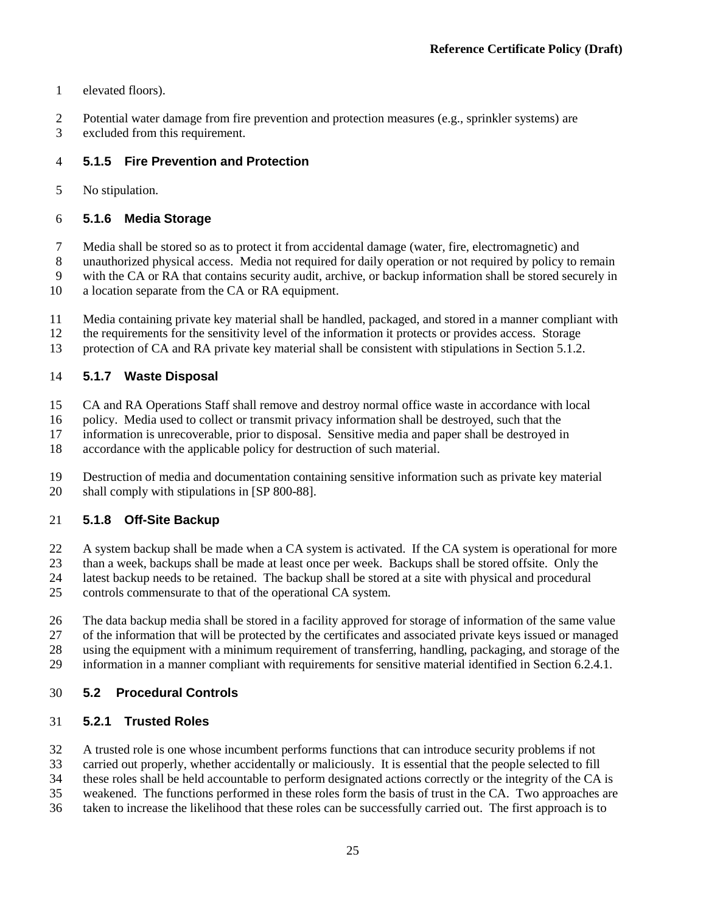elevated floors).

Potential water damage from fire prevention and protection measures (e.g., sprinkler systems) are excluded from this requirement.

### 5.1.5 Fire Prevention and Protection

No stipulation.

### 5.1.6 Media Storage

Media shall be stored so as to protect it from accidental damage (water, fire, electromagnetic) and unauthorized physical access. Media not required for daily operation or not required by policy to remain with the CA or RA that contains security audit, archive, or backup information shall be stored securely in a location separate from the CA or RA equipment.

Media containing private key material shall be handled, packaged, and stored in a manner compliant with the requirements for the sensitivity level of the information it protects or provides access. Storage protection of CA and RA private key material shall be consistent with stipulations in Section 5.1.2.

### 5.1.7 Waste Disposal

CA and RA Operations Staff shall remove and destroy normal office waste in accordance with local policy. Media used to collect or transmit privacy information shall be destroyed, such that the information is unrecoverable, prior to disposal. Sensitive media and paper shall be destroyed in accordance with the applicable policy for destruction of such material.

Destruction of media and documentation containing sensitive information such as private key material shall comply with stipulations in [SP 800-88].

### 5.1.8 Off-Site Backup

A system backup shall be made when a CA system is activated. If the CA system is operational for more than a week, backups shall be made at least once per week. Backups shall be stored offsite. Only the latest backup needs to be retained. The backup shall be stored at a site with physical and procedural controls commensurate to that of the operational CA system.

The data backup media shall be stored in a facility approved for storage of information of the same value of the information that will be protected by the certificates and associated private keys issued or managed using the equipment with a minimum requirement of transferring, handling, packaging, and storage of the information in a manner compliant with requirements for sensitive material identified in Section 6.2.4.1.

## 5.2 Procedural Controls

### 5.2.1 Trusted Roles

A trusted role is one whose incumbent performs functions that can introduce security problems if not carried out properly, whether accidentally or maliciously. It is essential that the people selected to fill these roles shall be held accountable to perform designated actions correctly or the integrity of the CA is weakened. The functions performed in these roles form the basis of trust in the CA. Two approaches are taken to increase the likelihood that these roles can be successfully carried out. The first approach is to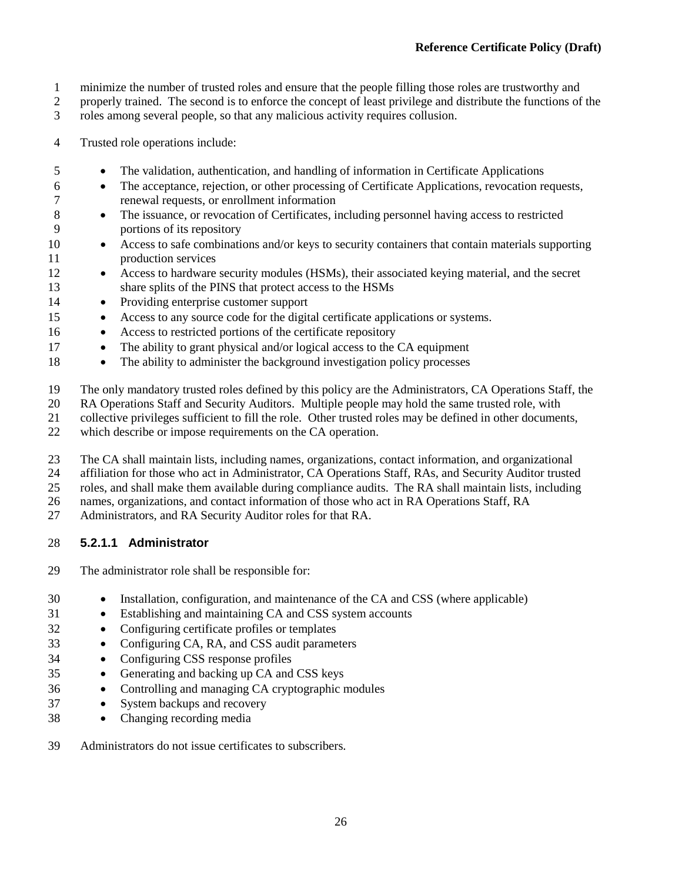minimize the number of trusted roles and ensure that the people filling those roles are trustworthy and properly trained. The second is to enforce the concept of least privilege and distribute the functions of the roles among several people, so that any malicious activity requires collusion.

Trusted role operations include:

- The validation, authentication, and handling of information in Certificate Applications
- The acceptance, rejection, or other processing of Certificate Applications, revocation requests, renewal requests, or enrollment information
- The issuance, or revocation of Certificates, including personnel having access to restricted portions of its repository
- Access to safe combinations and/or keys to security containers that contain materials supporting production services
- Access to hardware security modules (HSMs), their associated keying material, and the secret share splits of the PINS that protect access to the HSMs
- Providing enterprise customer support
- Access to any source code for the digital certificate applications or systems.
- Access to restricted portions of the certificate repository
- The ability to grant physical and/or logical access to the CA equipment
- The ability to administer the background investigation policy processes

The only mandatory trusted roles defined by this policy are the Administrators, CA Operations Staff, the RA Operations Staff and Security Auditors. Multiple people may hold the same trusted role, with collective privileges sufficient to fill the role. Other trusted roles may be defined in other documents, which describe or impose requirements on the CA operation.

The CA shall maintain lists, including names, organizations, contact information, and organizational affiliation for those who act in Administrator, CA Operations Staff, RAs, and Security Auditor trusted roles, and shall make them available during compliance audits. The RA shall maintain lists, including names, organizations, and contact information of those who act in RA Operations Staff, RA Administrators, and RA Security Auditor roles for that RA.

#### 5.2.1.1 Administrator

The administrator role shall be responsible for:

- Installation, configuration, and maintenance of the CA and CSS (where applicable)
- Establishing and maintaining CA and CSS system accounts
- Configuring certificate profiles or templates
- Configuring CA, RA, and CSS audit parameters
- Configuring CSS response profiles
- Generating and backing up CA and CSS keys
- Controlling and managing CA cryptographic modules
- System backups and recovery
- Changing recording media

Administrators do not issue certificates to subscribers.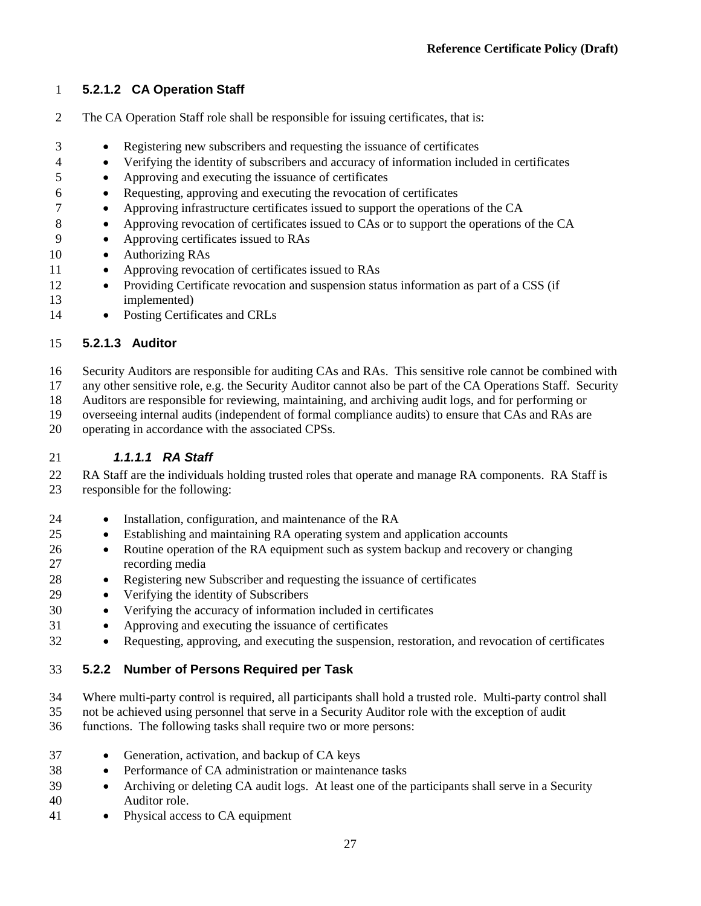#### 5.2.1.2 CA Operation Staff

The CA Operation Staff role shall be responsible for issuing certificates, that is:

- Registering new subscribers and requesting the issuance of certificates
- Verifying the identity of subscribers and accuracy of information included in certificates
- Approving and executing the issuance of certificates
- Requesting, approving and executing the revocation of certificates
- Approving infrastructure certificates issued to support the operations of the CA
- Approving revocation of certificates issued to CAs or to support the operations of the CA
- Approving certificates issued to RAs
- Authorizing RAs
- Approving revocation of certificates issued to RAs
- Providing Certificate revocation and suspension status information as part of a CSS (if implemented)
- Posting Certificates and CRLs

#### 5.2.1.3 Auditor

Security Auditors are responsible for auditing CAs and RAs. This sensitive role cannot be combined with any other sensitive role, e.g. the Security Auditor cannot also be part of the CA Operations Staff. Security Auditors are responsible for reviewing, maintaining, and archiving audit logs, and for performing or overseeing internal audits (independent of formal compliance audits) to ensure that CAs and RAs are operating in accordance with the associated CPSs.

##### *1.1.1.1 RA Staff*

RA Staff are the individuals holding trusted roles that operate and manage RA components. RA Staff is responsible for the following:

- Installation, configuration, and maintenance of the RA
- Establishing and maintaining RA operating system and application accounts
- Routine operation of the RA equipment such as system backup and recovery or changing recording media
- Registering new Subscriber and requesting the issuance of certificates
- Verifying the identity of Subscribers
- Verifying the accuracy of information included in certificates
- Approving and executing the issuance of certificates
- Requesting, approving, and executing the suspension, restoration, and revocation of certificates

### 5.2.2 Number of Persons Required per Task

Where multi-party control is required, all participants shall hold a trusted role. Multi-party control shall not be achieved using personnel that serve in a Security Auditor role with the exception of audit functions. The following tasks shall require two or more persons:

- Generation, activation, and backup of CA keys
- Performance of CA administration or maintenance tasks
- Archiving or deleting CA audit logs. At least one of the participants shall serve in a Security Auditor role.
- Physical access to CA equipment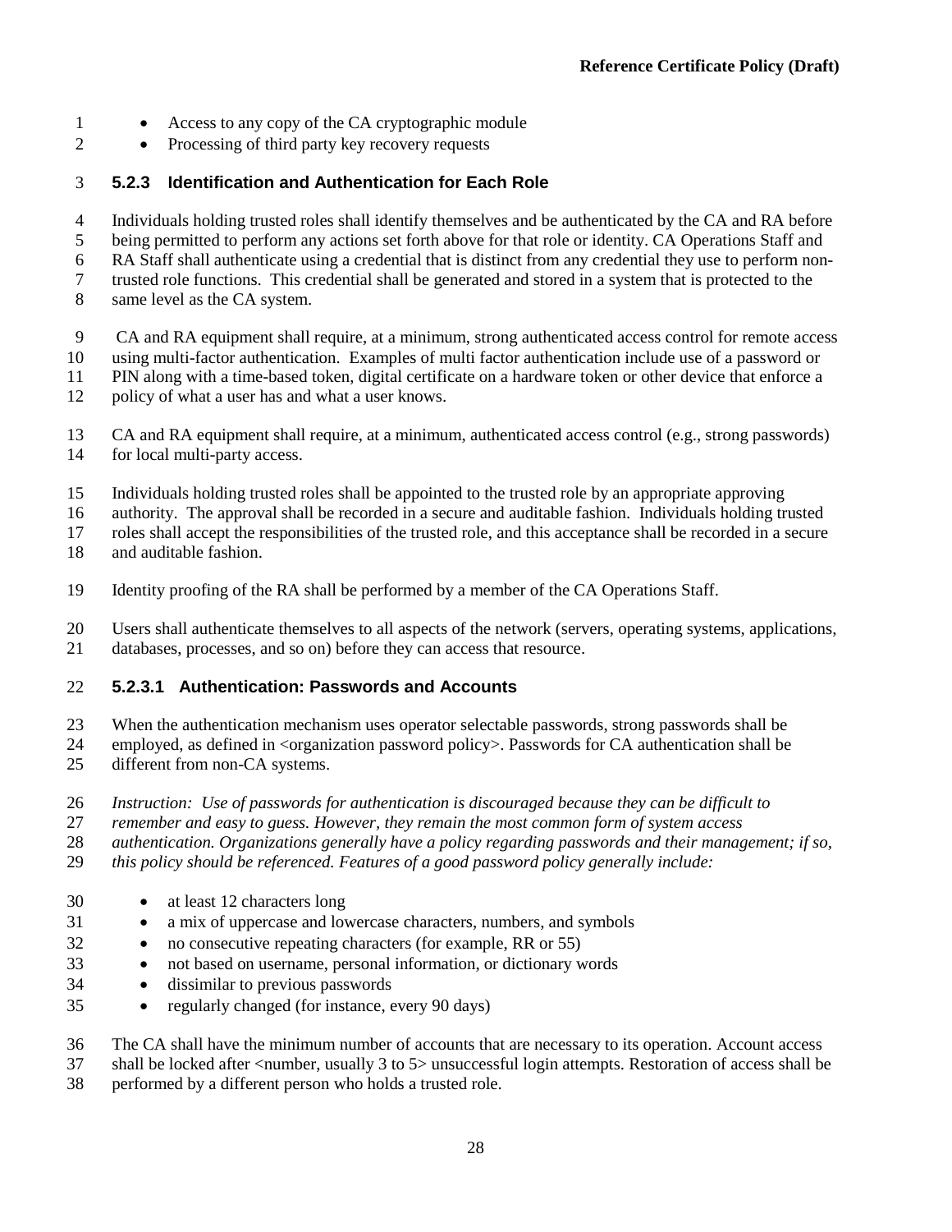- Access to any copy of the CA cryptographic module
- Processing of third party key recovery requests

### 5.2.3 Identification and Authentication for Each Role

Individuals holding trusted roles shall identify themselves and be authenticated by the CA and RA before being permitted to perform any actions set forth above for that role or identity. CA Operations Staff and RA Staff shall authenticate using a credential that is distinct from any credential they use to perform non-trusted role functions. This credential shall be generated and stored in a system that is protected to the same level as the CA system.

CA and RA equipment shall require, at a minimum, strong authenticated access control for remote access using multi-factor authentication. Examples of multi factor authentication include use of a password or PIN along with a time-based token, digital certificate on a hardware token or other device that enforce a policy of what a user has and what a user knows.

CA and RA equipment shall require, at a minimum, authenticated access control (e.g., strong passwords) for local multi-party access.

Individuals holding trusted roles shall be appointed to the trusted role by an appropriate approving authority. The approval shall be recorded in a secure and auditable fashion. Individuals holding trusted roles shall accept the responsibilities of the trusted role, and this acceptance shall be recorded in a secure and auditable fashion.

Identity proofing of the RA shall be performed by a member of the CA Operations Staff.

Users shall authenticate themselves to all aspects of the network (servers, operating systems, applications, databases, processes, and so on) before they can access that resource.

#### 5.2.3.1 Authentication: Passwords and Accounts

When the authentication mechanism uses operator selectable passwords, strong passwords shall be employed, as defined in <organization password policy>. Passwords for CA authentication shall be different from non-CA systems.

*Instruction: Use of passwords for authentication is discouraged because they can be difficult to remember and easy to guess. However, they remain the most common form of system access authentication. Organizations generally have a policy regarding passwords and their management; if so, this policy should be referenced. Features of a good password policy generally include:*

- at least 12 characters long
- a mix of uppercase and lowercase characters, numbers, and symbols
- no consecutive repeating characters (for example, RR or 55)
- not based on username, personal information, or dictionary words
- dissimilar to previous passwords
- regularly changed (for instance, every 90 days)

The CA shall have the minimum number of accounts that are necessary to its operation. Account access shall be locked after <number, usually 3 to 5> unsuccessful login attempts. Restoration of access shall be performed by a different person who holds a trusted role.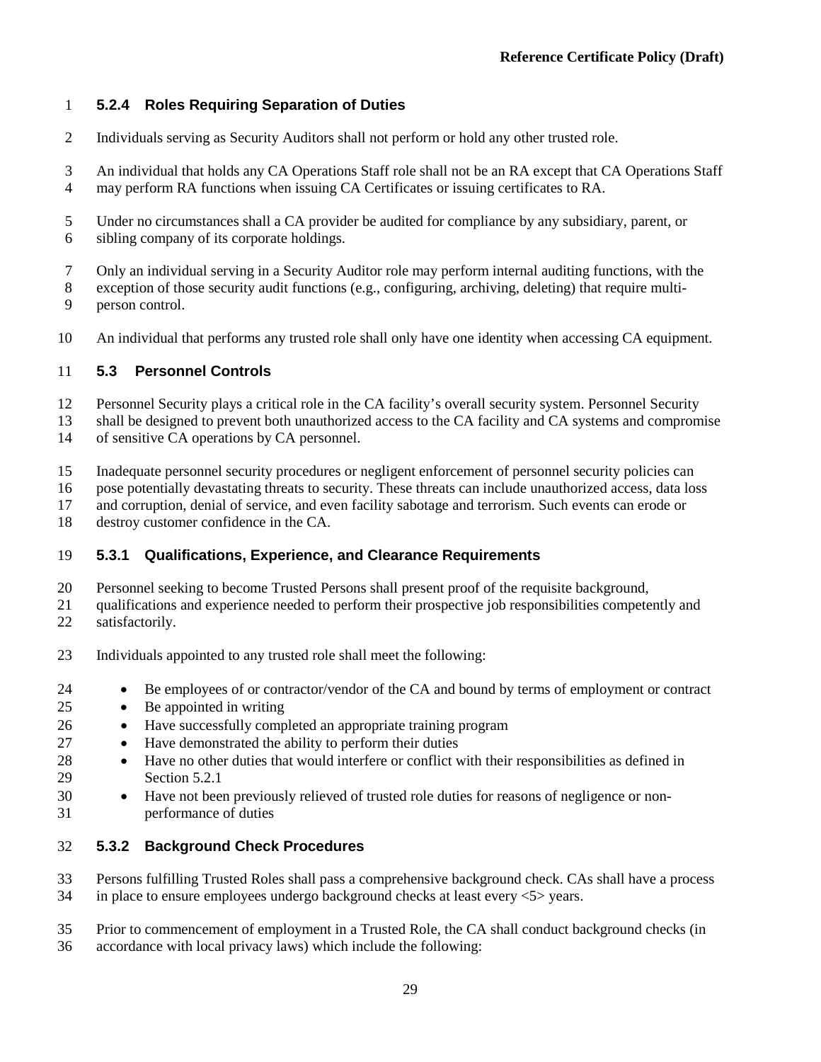### 5.2.4 Roles Requiring Separation of Duties

Individuals serving as Security Auditors shall not perform or hold any other trusted role.

An individual that holds any CA Operations Staff role shall not be an RA except that CA Operations Staff may perform RA functions when issuing CA Certificates or issuing certificates to RA.

Under no circumstances shall a CA provider be audited for compliance by any subsidiary, parent, or sibling company of its corporate holdings.

Only an individual serving in a Security Auditor role may perform internal auditing functions, with the exception of those security audit functions (e.g., configuring, archiving, deleting) that require multi-person control.

An individual that performs any trusted role shall only have one identity when accessing CA equipment.

## 5.3 Personnel Controls

Personnel Security plays a critical role in the CA facility's overall security system. Personnel Security shall be designed to prevent both unauthorized access to the CA facility and CA systems and compromise of sensitive CA operations by CA personnel.

Inadequate personnel security procedures or negligent enforcement of personnel security policies can pose potentially devastating threats to security. These threats can include unauthorized access, data loss and corruption, denial of service, and even facility sabotage and terrorism. Such events can erode or destroy customer confidence in the CA.

### 5.3.1 Qualifications, Experience, and Clearance Requirements

Personnel seeking to become Trusted Persons shall present proof of the requisite background, qualifications and experience needed to perform their prospective job responsibilities competently and satisfactorily.

Individuals appointed to any trusted role shall meet the following:

- Be employees of or contractor/vendor of the CA and bound by terms of employment or contract
- Be appointed in writing
- Have successfully completed an appropriate training program
- Have demonstrated the ability to perform their duties
- Have no other duties that would interfere or conflict with their responsibilities as defined in Section 5.2.1
- Have not been previously relieved of trusted role duties for reasons of negligence or non-performance of duties

### 5.3.2 Background Check Procedures

Persons fulfilling Trusted Roles shall pass a comprehensive background check. CAs shall have a process in place to ensure employees undergo background checks at least every <5> years.

Prior to commencement of employment in a Trusted Role, the CA shall conduct background checks (in accordance with local privacy laws) which include the following: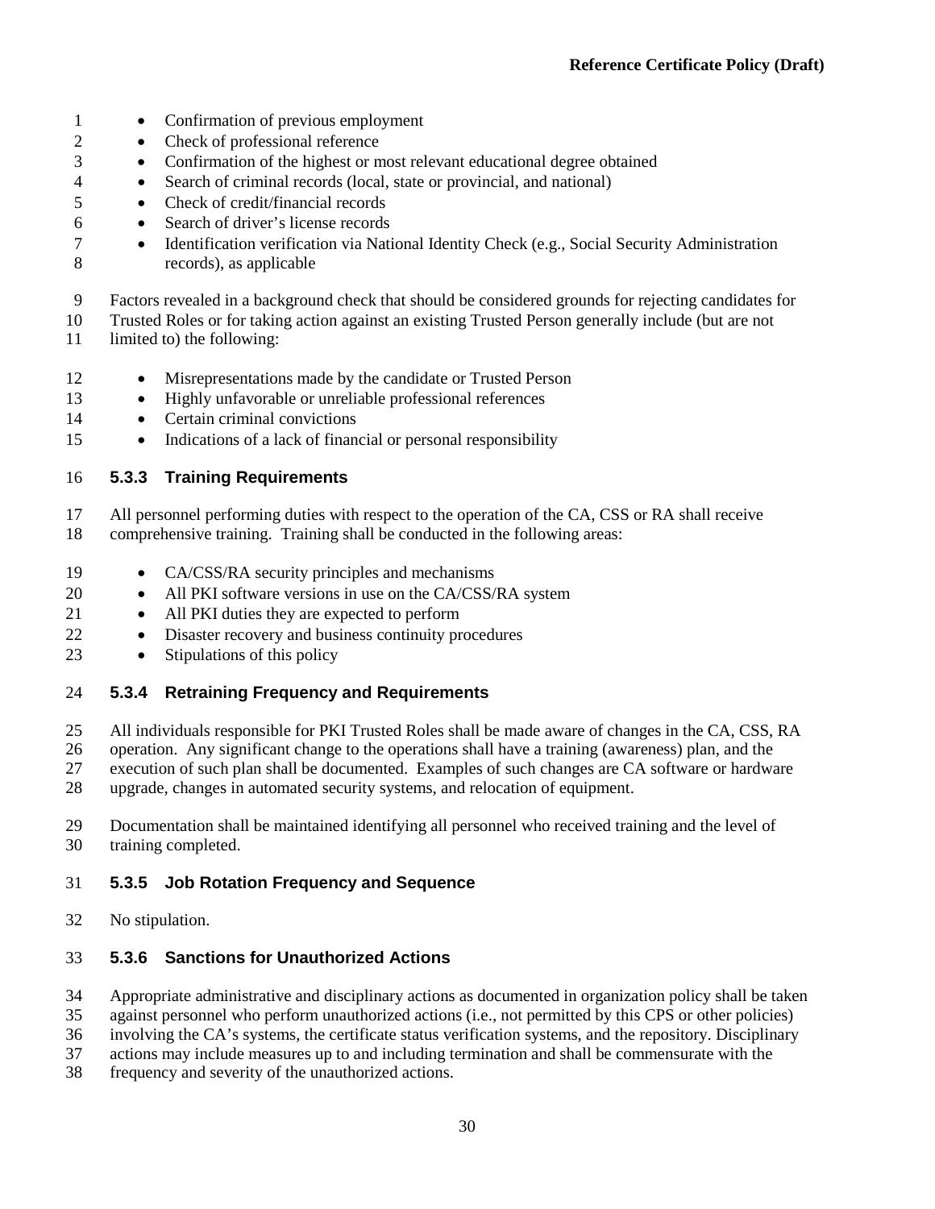- Confirmation of previous employment
- Check of professional reference
- Confirmation of the highest or most relevant educational degree obtained
- Search of criminal records (local, state or provincial, and national)
- Check of credit/financial records
- Search of driver's license records
- Identification verification via National Identity Check (e.g., Social Security Administration records), as applicable

Factors revealed in a background check that should be considered grounds for rejecting candidates for Trusted Roles or for taking action against an existing Trusted Person generally include (but are not limited to) the following:

- Misrepresentations made by the candidate or Trusted Person
- Highly unfavorable or unreliable professional references
- Certain criminal convictions
- Indications of a lack of financial or personal responsibility

### 5.3.3 Training Requirements

All personnel performing duties with respect to the operation of the CA, CSS or RA shall receive comprehensive training. Training shall be conducted in the following areas:

- CA/CSS/RA security principles and mechanisms
- All PKI software versions in use on the CA/CSS/RA system
- All PKI duties they are expected to perform
- Disaster recovery and business continuity procedures
- Stipulations of this policy

### 5.3.4 Retraining Frequency and Requirements

All individuals responsible for PKI Trusted Roles shall be made aware of changes in the CA, CSS, RA operation. Any significant change to the operations shall have a training (awareness) plan, and the execution of such plan shall be documented. Examples of such changes are CA software or hardware upgrade, changes in automated security systems, and relocation of equipment.

Documentation shall be maintained identifying all personnel who received training and the level of training completed.

### 5.3.5 Job Rotation Frequency and Sequence

No stipulation.

### 5.3.6 Sanctions for Unauthorized Actions

Appropriate administrative and disciplinary actions as documented in organization policy shall be taken against personnel who perform unauthorized actions (i.e., not permitted by this CPS or other policies) involving the CA's systems, the certificate status verification systems, and the repository. Disciplinary actions may include measures up to and including termination and shall be commensurate with the frequency and severity of the unauthorized actions.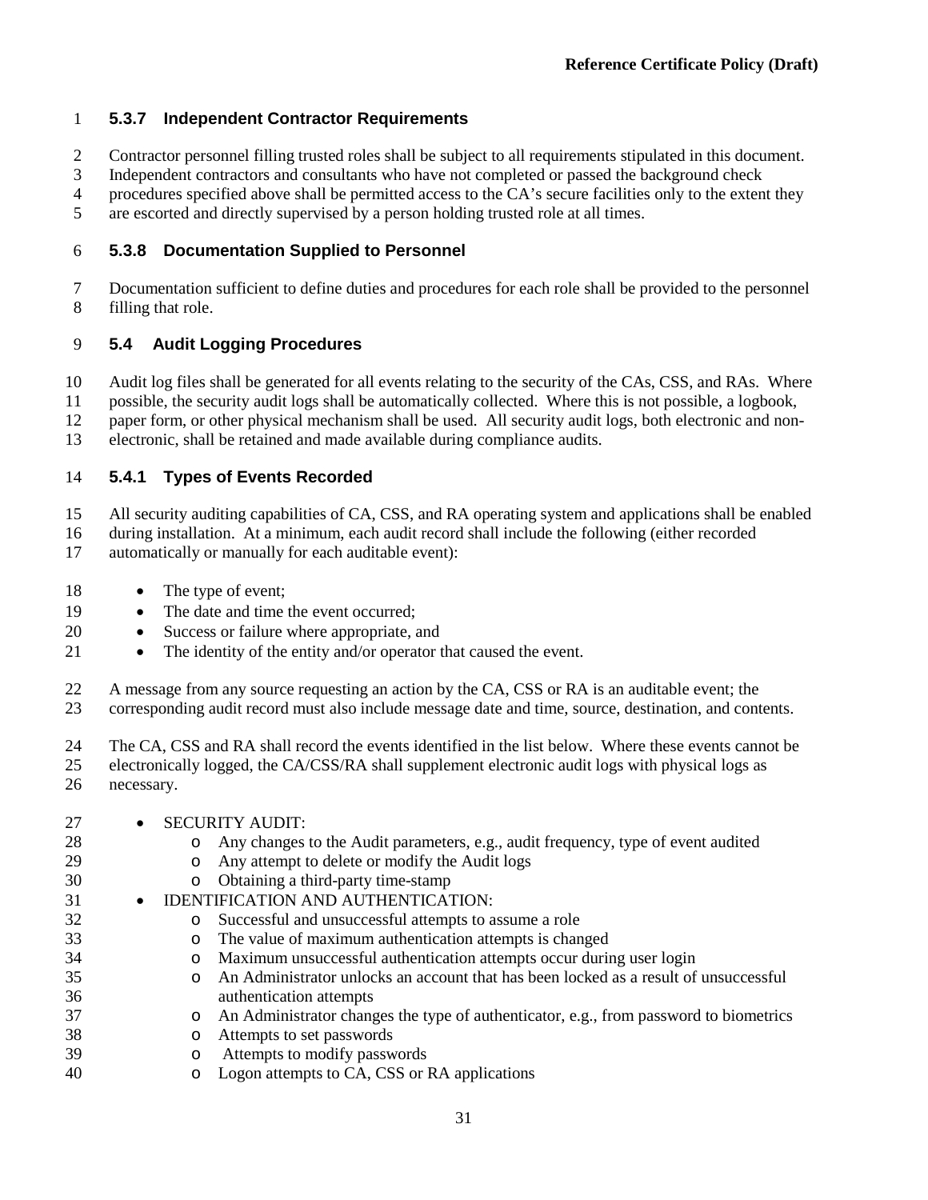### 5.3.7 Independent Contractor Requirements

Contractor personnel filling trusted roles shall be subject to all requirements stipulated in this document. Independent contractors and consultants who have not completed or passed the background check procedures specified above shall be permitted access to the CA's secure facilities only to the extent they are escorted and directly supervised by a person holding trusted role at all times.

### 5.3.8 Documentation Supplied to Personnel

Documentation sufficient to define duties and procedures for each role shall be provided to the personnel filling that role.

## 5.4 Audit Logging Procedures

Audit log files shall be generated for all events relating to the security of the CAs, CSS, and RAs. Where possible, the security audit logs shall be automatically collected. Where this is not possible, a logbook, paper form, or other physical mechanism shall be used. All security audit logs, both electronic and non-electronic, shall be retained and made available during compliance audits.

### 5.4.1 Types of Events Recorded

All security auditing capabilities of CA, CSS, and RA operating system and applications shall be enabled during installation. At a minimum, each audit record shall include the following (either recorded automatically or manually for each auditable event):

- The type of event;
- The date and time the event occurred;
- Success or failure where appropriate, and
- The identity of the entity and/or operator that caused the event.

A message from any source requesting an action by the CA, CSS or RA is an auditable event; the corresponding audit record must also include message date and time, source, destination, and contents.

The CA, CSS and RA shall record the events identified in the list below. Where these events cannot be electronically logged, the CA/CSS/RA shall supplement electronic audit logs with physical logs as necessary.

- SECURITY AUDIT:
  - Any changes to the Audit parameters, e.g., audit frequency, type of event audited
  - Any attempt to delete or modify the Audit logs
  - Obtaining a third-party time-stamp
- IDENTIFICATION AND AUTHENTICATION:
  - Successful and unsuccessful attempts to assume a role
  - The value of maximum authentication attempts is changed
  - Maximum unsuccessful authentication attempts occur during user login
  - An Administrator unlocks an account that has been locked as a result of unsuccessful authentication attempts
  - An Administrator changes the type of authenticator, e.g., from password to biometrics
  - Attempts to set passwords
  - Attempts to modify passwords
  - Logon attempts to CA, CSS or RA applications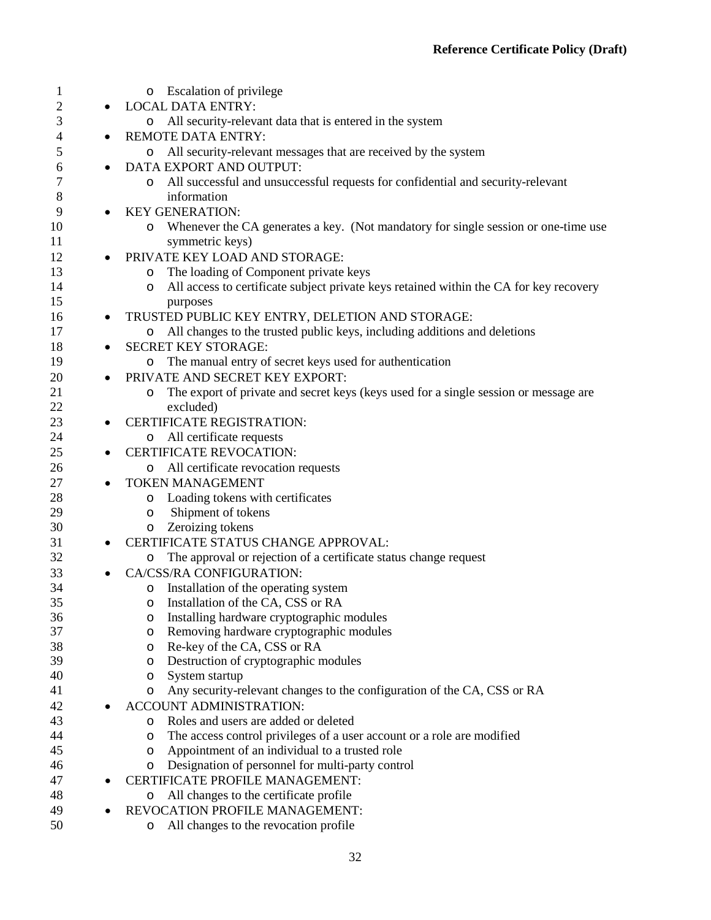- Escalation of privilege
- LOCAL DATA ENTRY:
  - All security-relevant data that is entered in the system
- REMOTE DATA ENTRY:
  - All security-relevant messages that are received by the system
- DATA EXPORT AND OUTPUT:
  - All successful and unsuccessful requests for confidential and security-relevant information
- KEY GENERATION:
  - Whenever the CA generates a key. (Not mandatory for single session or one-time use symmetric keys)
- PRIVATE KEY LOAD AND STORAGE:
  - The loading of Component private keys
  - All access to certificate subject private keys retained within the CA for key recovery purposes
- TRUSTED PUBLIC KEY ENTRY, DELETION AND STORAGE:
  - All changes to the trusted public keys, including additions and deletions
- SECRET KEY STORAGE:
  - The manual entry of secret keys used for authentication
- PRIVATE AND SECRET KEY EXPORT:
  - The export of private and secret keys (keys used for a single session or message are excluded)
- CERTIFICATE REGISTRATION:
  - All certificate requests
- CERTIFICATE REVOCATION:
  - All certificate revocation requests
- TOKEN MANAGEMENT
  - Loading tokens with certificates
  - Shipment of tokens
  - Zeroizing tokens
- CERTIFICATE STATUS CHANGE APPROVAL:
  - The approval or rejection of a certificate status change request
- CA/CSS/RA CONFIGURATION:
  - Installation of the operating system
  - Installation of the CA, CSS or RA
  - Installing hardware cryptographic modules
  - Removing hardware cryptographic modules
  - Re-key of the CA, CSS or RA
  - Destruction of cryptographic modules
  - System startup
  - Any security-relevant changes to the configuration of the CA, CSS or RA
- ACCOUNT ADMINISTRATION:
  - Roles and users are added or deleted
  - The access control privileges of a user account or a role are modified
  - Appointment of an individual to a trusted role
  - Designation of personnel for multi-party control
- CERTIFICATE PROFILE MANAGEMENT:
  - All changes to the certificate profile
- REVOCATION PROFILE MANAGEMENT:
  - All changes to the revocation profile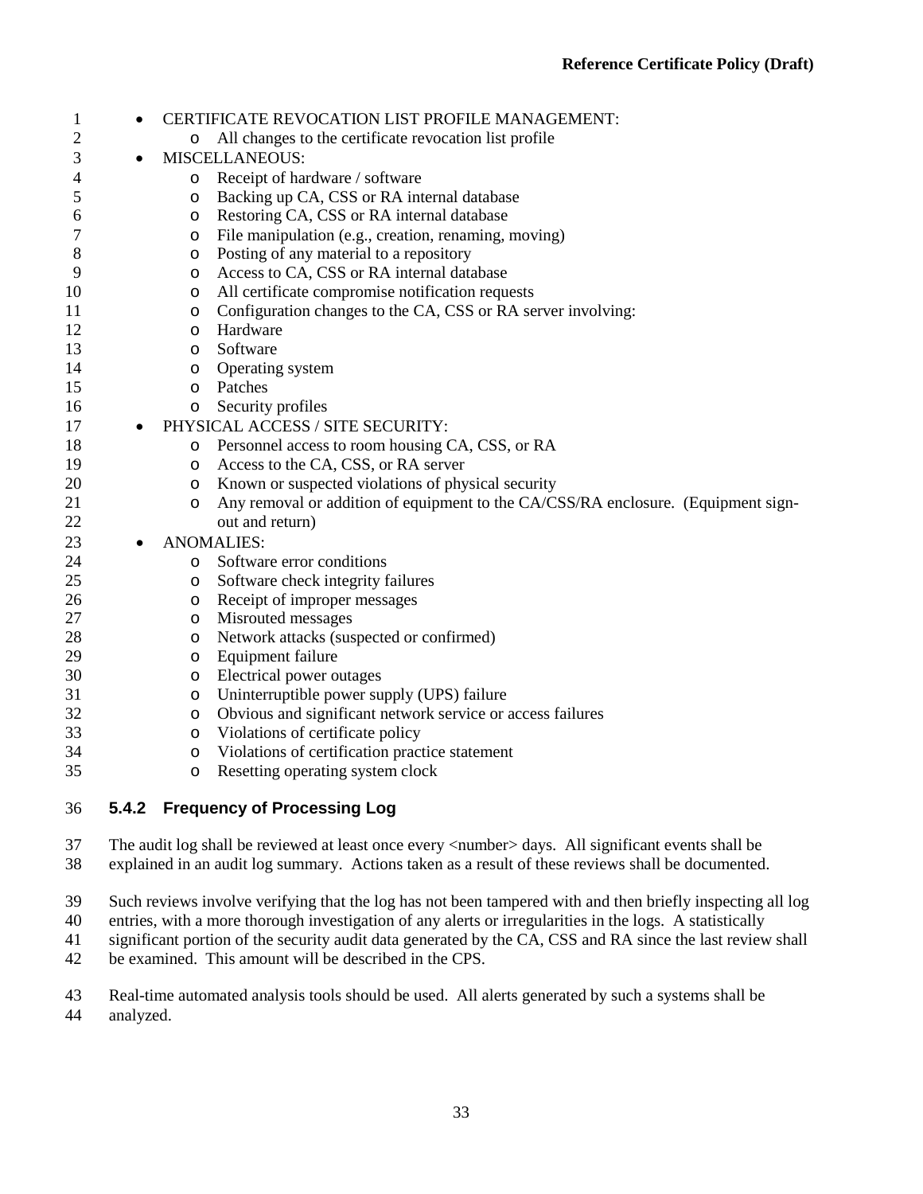- CERTIFICATE REVOCATION LIST PROFILE MANAGEMENT:
  - All changes to the certificate revocation list profile
- MISCELLANEOUS:
  - Receipt of hardware / software
  - Backing up CA, CSS or RA internal database
  - Restoring CA, CSS or RA internal database
  - File manipulation (e.g., creation, renaming, moving)
  - Posting of any material to a repository
  - Access to CA, CSS or RA internal database
  - All certificate compromise notification requests
  - Configuration changes to the CA, CSS or RA server involving:
  - Hardware
  - Software
  - Operating system
  - Patches
  - Security profiles
- PHYSICAL ACCESS / SITE SECURITY:
  - Personnel access to room housing CA, CSS, or RA
  - Access to the CA, CSS, or RA server
  - Known or suspected violations of physical security
  - Any removal or addition of equipment to the CA/CSS/RA enclosure. (Equipment sign-out and return)
- ANOMALIES:
  - Software error conditions
  - Software check integrity failures
  - Receipt of improper messages
  - Misrouted messages
  - Network attacks (suspected or confirmed)
  - Equipment failure
  - Electrical power outages
  - Uninterruptible power supply (UPS) failure
  - Obvious and significant network service or access failures
  - Violations of certificate policy
  - Violations of certification practice statement
  - Resetting operating system clock

### 5.4.2 Frequency of Processing Log

The audit log shall be reviewed at least once every <number> days. All significant events shall be explained in an audit log summary. Actions taken as a result of these reviews shall be documented.

Such reviews involve verifying that the log has not been tampered with and then briefly inspecting all log entries, with a more thorough investigation of any alerts or irregularities in the logs. A statistically significant portion of the security audit data generated by the CA, CSS and RA since the last review shall be examined. This amount will be described in the CPS.

Real-time automated analysis tools should be used. All alerts generated by such a systems shall be analyzed.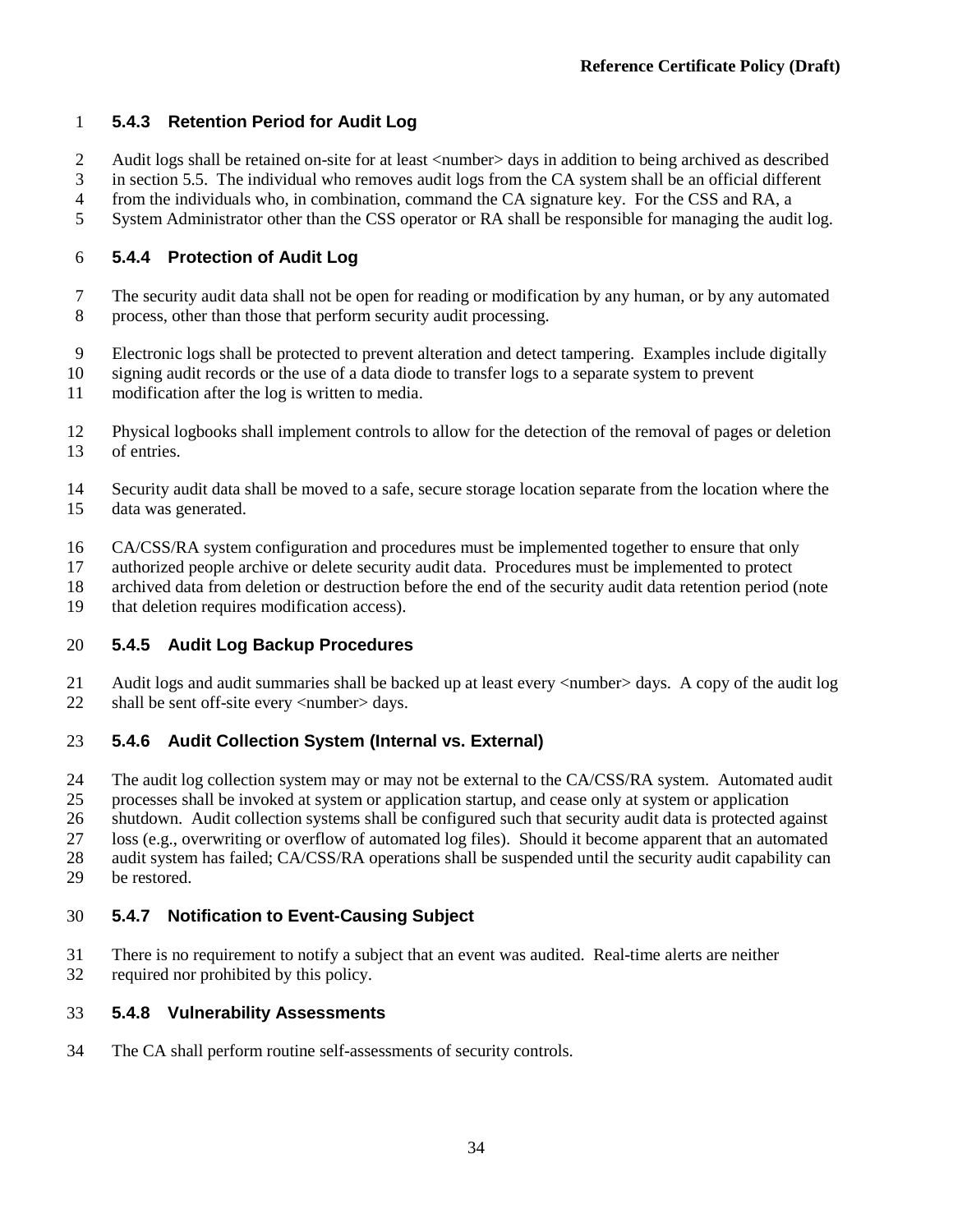### 5.4.3 Retention Period for Audit Log

Audit logs shall be retained on-site for at least <number> days in addition to being archived as described in section 5.5. The individual who removes audit logs from the CA system shall be an official different from the individuals who, in combination, command the CA signature key. For the CSS and RA, a System Administrator other than the CSS operator or RA shall be responsible for managing the audit log.

### 5.4.4 Protection of Audit Log

The security audit data shall not be open for reading or modification by any human, or by any automated process, other than those that perform security audit processing.

Electronic logs shall be protected to prevent alteration and detect tampering. Examples include digitally signing audit records or the use of a data diode to transfer logs to a separate system to prevent modification after the log is written to media.

Physical logbooks shall implement controls to allow for the detection of the removal of pages or deletion of entries.

Security audit data shall be moved to a safe, secure storage location separate from the location where the data was generated.

CA/CSS/RA system configuration and procedures must be implemented together to ensure that only authorized people archive or delete security audit data. Procedures must be implemented to protect archived data from deletion or destruction before the end of the security audit data retention period (note that deletion requires modification access).

### 5.4.5 Audit Log Backup Procedures

Audit logs and audit summaries shall be backed up at least every <number> days. A copy of the audit log shall be sent off-site every <number> days.

### 5.4.6 Audit Collection System (Internal vs. External)

The audit log collection system may or may not be external to the CA/CSS/RA system. Automated audit processes shall be invoked at system or application startup, and cease only at system or application shutdown. Audit collection systems shall be configured such that security audit data is protected against loss (e.g., overwriting or overflow of automated log files). Should it become apparent that an automated audit system has failed; CA/CSS/RA operations shall be suspended until the security audit capability can be restored.

### 5.4.7 Notification to Event-Causing Subject

There is no requirement to notify a subject that an event was audited. Real-time alerts are neither required nor prohibited by this policy.

### 5.4.8 Vulnerability Assessments

The CA shall perform routine self-assessments of security controls.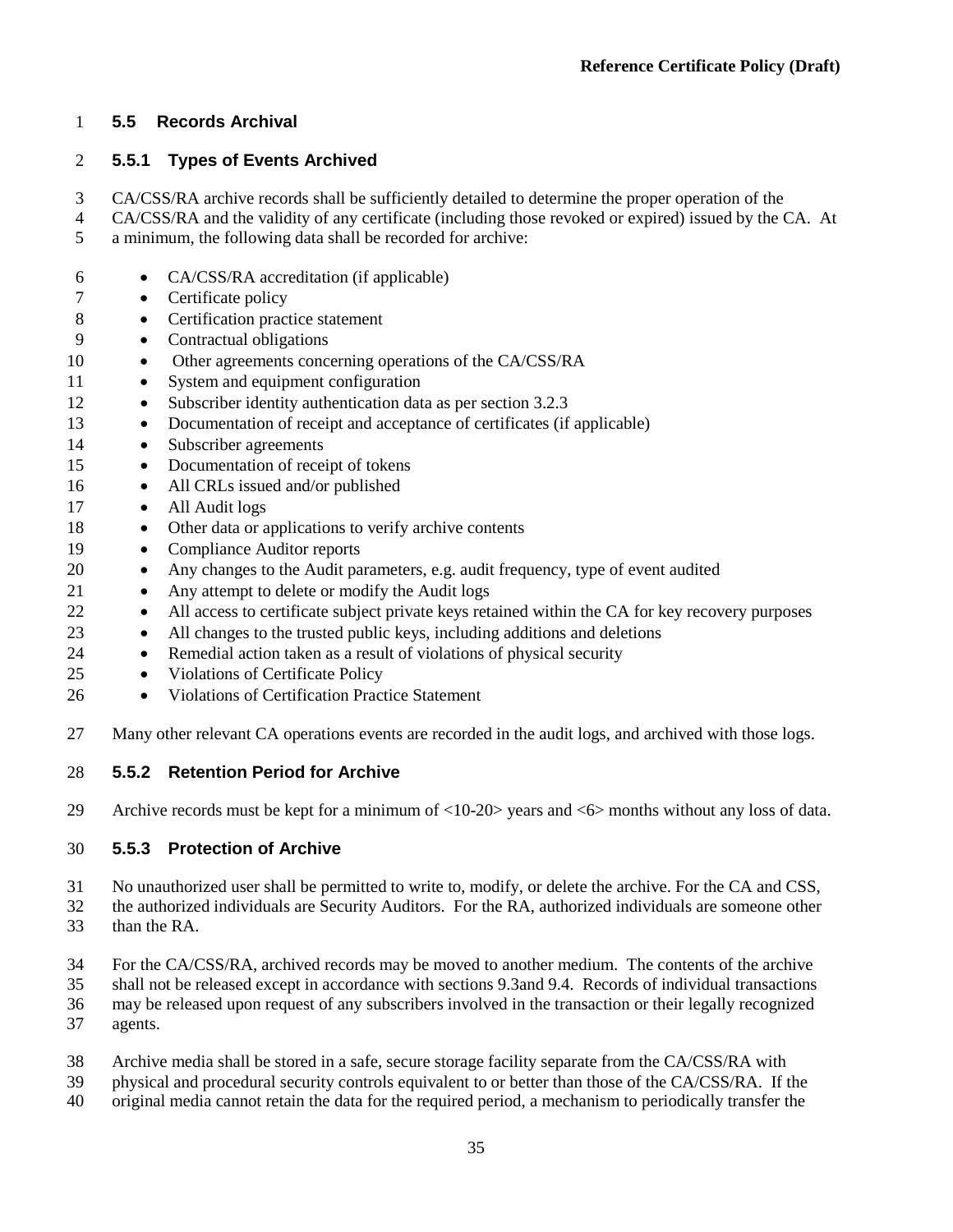## 5.5 Records Archival

### 5.5.1 Types of Events Archived

CA/CSS/RA archive records shall be sufficiently detailed to determine the proper operation of the CA/CSS/RA and the validity of any certificate (including those revoked or expired) issued by the CA. At a minimum, the following data shall be recorded for archive:

- CA/CSS/RA accreditation (if applicable)
- Certificate policy
- Certification practice statement
- Contractual obligations
- Other agreements concerning operations of the CA/CSS/RA
- System and equipment configuration
- Subscriber identity authentication data as per section 3.2.3
- Documentation of receipt and acceptance of certificates (if applicable)
- Subscriber agreements
- Documentation of receipt of tokens
- All CRLs issued and/or published
- All Audit logs
- Other data or applications to verify archive contents
- Compliance Auditor reports
- Any changes to the Audit parameters, e.g. audit frequency, type of event audited
- Any attempt to delete or modify the Audit logs
- All access to certificate subject private keys retained within the CA for key recovery purposes
- All changes to the trusted public keys, including additions and deletions
- Remedial action taken as a result of violations of physical security
- Violations of Certificate Policy
- Violations of Certification Practice Statement

Many other relevant CA operations events are recorded in the audit logs, and archived with those logs.

### 5.5.2 Retention Period for Archive

Archive records must be kept for a minimum of <10-20> years and <6> months without any loss of data.

### 5.5.3 Protection of Archive

No unauthorized user shall be permitted to write to, modify, or delete the archive. For the CA and CSS, the authorized individuals are Security Auditors. For the RA, authorized individuals are someone other than the RA.

For the CA/CSS/RA, archived records may be moved to another medium. The contents of the archive shall not be released except in accordance with sections 9.3and 9.4. Records of individual transactions may be released upon request of any subscribers involved in the transaction or their legally recognized agents.

Archive media shall be stored in a safe, secure storage facility separate from the CA/CSS/RA with physical and procedural security controls equivalent to or better than those of the CA/CSS/RA. If the original media cannot retain the data for the required period, a mechanism to periodically transfer the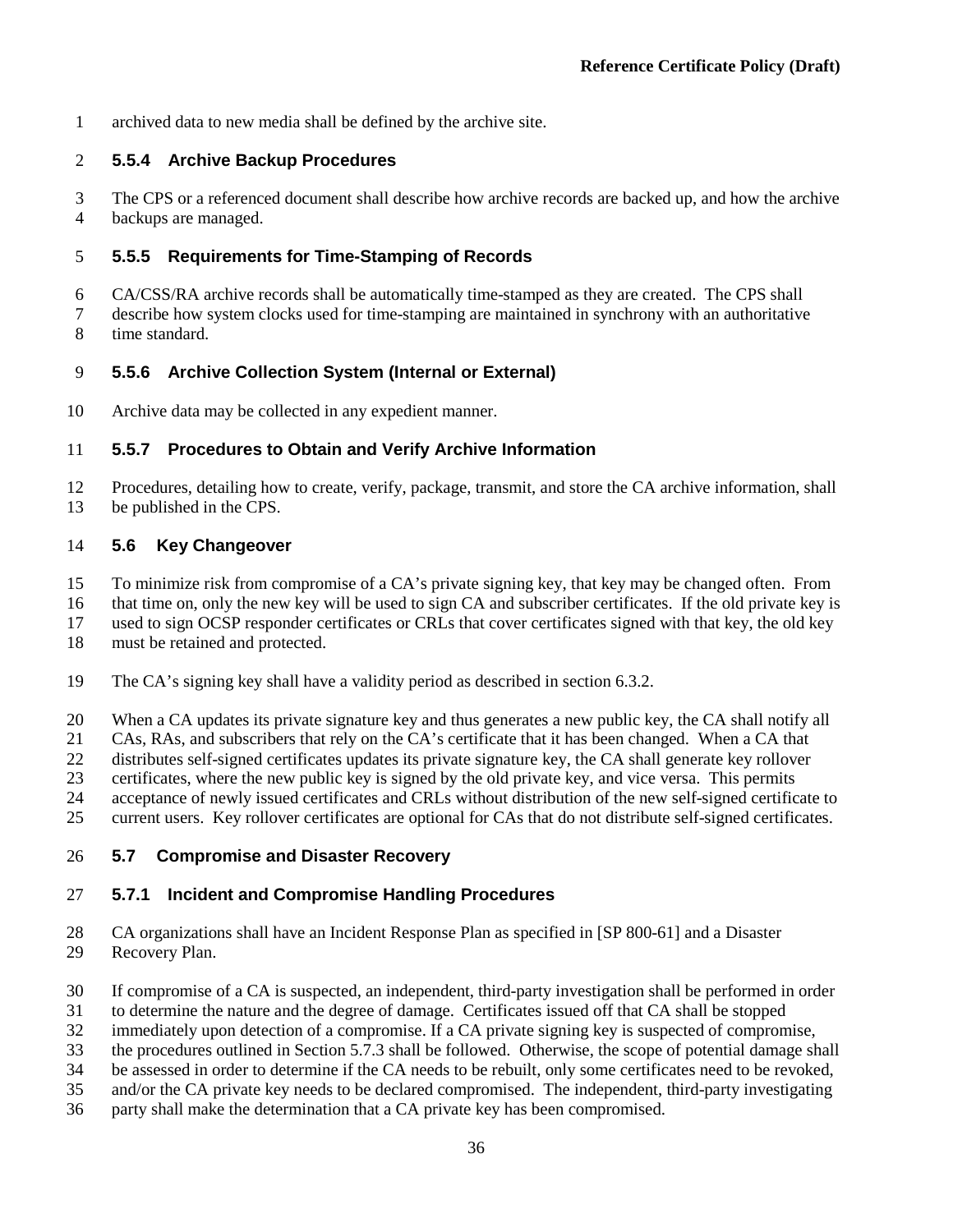archived data to new media shall be defined by the archive site.

### 5.5.4 Archive Backup Procedures

The CPS or a referenced document shall describe how archive records are backed up, and how the archive backups are managed.

### 5.5.5 Requirements for Time-Stamping of Records

CA/CSS/RA archive records shall be automatically time-stamped as they are created. The CPS shall describe how system clocks used for time-stamping are maintained in synchrony with an authoritative time standard.

### 5.5.6 Archive Collection System (Internal or External)

Archive data may be collected in any expedient manner.

### 5.5.7 Procedures to Obtain and Verify Archive Information

Procedures, detailing how to create, verify, package, transmit, and store the CA archive information, shall be published in the CPS.

## 5.6 Key Changeover

To minimize risk from compromise of a CA's private signing key, that key may be changed often. From that time on, only the new key will be used to sign CA and subscriber certificates. If the old private key is used to sign OCSP responder certificates or CRLs that cover certificates signed with that key, the old key must be retained and protected.

The CA's signing key shall have a validity period as described in section 6.3.2.

When a CA updates its private signature key and thus generates a new public key, the CA shall notify all CAs, RAs, and subscribers that rely on the CA's certificate that it has been changed. When a CA that distributes self-signed certificates updates its private signature key, the CA shall generate key rollover certificates, where the new public key is signed by the old private key, and vice versa. This permits acceptance of newly issued certificates and CRLs without distribution of the new self-signed certificate to current users. Key rollover certificates are optional for CAs that do not distribute self-signed certificates.

## 5.7 Compromise and Disaster Recovery

### 5.7.1 Incident and Compromise Handling Procedures

CA organizations shall have an Incident Response Plan as specified in [SP 800-61] and a Disaster Recovery Plan.

If compromise of a CA is suspected, an independent, third-party investigation shall be performed in order to determine the nature and the degree of damage. Certificates issued off that CA shall be stopped immediately upon detection of a compromise. If a CA private signing key is suspected of compromise, the procedures outlined in Section 5.7.3 shall be followed. Otherwise, the scope of potential damage shall be assessed in order to determine if the CA needs to be rebuilt, only some certificates need to be revoked, and/or the CA private key needs to be declared compromised. The independent, third-party investigating party shall make the determination that a CA private key has been compromised.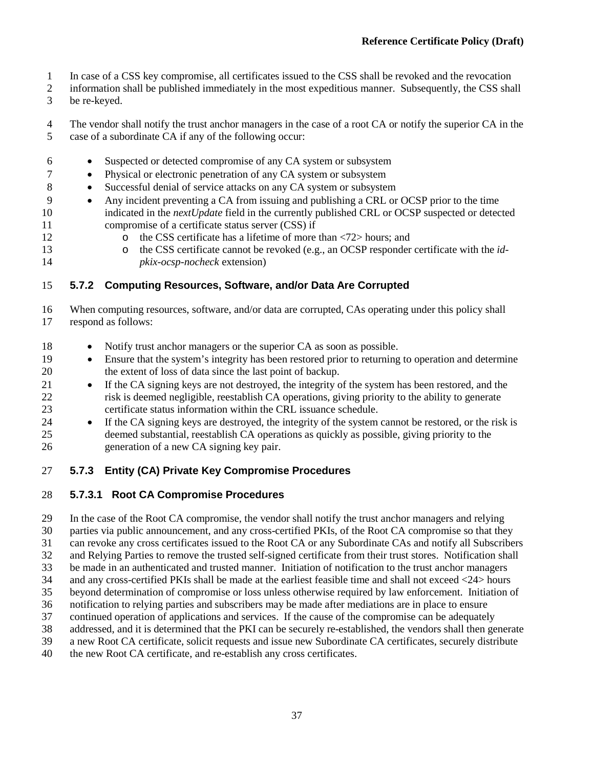In case of a CSS key compromise, all certificates issued to the CSS shall be revoked and the revocation information shall be published immediately in the most expeditious manner. Subsequently, the CSS shall be re-keyed.

The vendor shall notify the trust anchor managers in the case of a root CA or notify the superior CA in the case of a subordinate CA if any of the following occur:

- Suspected or detected compromise of any CA system or subsystem
- Physical or electronic penetration of any CA system or subsystem
- Successful denial of service attacks on any CA system or subsystem
- Any incident preventing a CA from issuing and publishing a CRL or OCSP prior to the time indicated in the *nextUpdate* field in the currently published CRL or OCSP suspected or detected compromise of a certificate status server (CSS) if
  - the CSS certificate has a lifetime of more than <72> hours; and
  - the CSS certificate cannot be revoked (e.g., an OCSP responder certificate with the *id-pkix-ocsp-nocheck* extension)

### 5.7.2 Computing Resources, Software, and/or Data Are Corrupted

When computing resources, software, and/or data are corrupted, CAs operating under this policy shall respond as follows:

- Notify trust anchor managers or the superior CA as soon as possible.
- Ensure that the system's integrity has been restored prior to returning to operation and determine the extent of loss of data since the last point of backup.
- If the CA signing keys are not destroyed, the integrity of the system has been restored, and the risk is deemed negligible, reestablish CA operations, giving priority to the ability to generate certificate status information within the CRL issuance schedule.
- If the CA signing keys are destroyed, the integrity of the system cannot be restored, or the risk is deemed substantial, reestablish CA operations as quickly as possible, giving priority to the generation of a new CA signing key pair.

### 5.7.3 Entity (CA) Private Key Compromise Procedures

#### 5.7.3.1 Root CA Compromise Procedures

In the case of the Root CA compromise, the vendor shall notify the trust anchor managers and relying parties via public announcement, and any cross-certified PKIs, of the Root CA compromise so that they can revoke any cross certificates issued to the Root CA or any Subordinate CAs and notify all Subscribers and Relying Parties to remove the trusted self-signed certificate from their trust stores. Notification shall be made in an authenticated and trusted manner. Initiation of notification to the trust anchor managers and any cross-certified PKIs shall be made at the earliest feasible time and shall not exceed <24> hours beyond determination of compromise or loss unless otherwise required by law enforcement. Initiation of notification to relying parties and subscribers may be made after mediations are in place to ensure continued operation of applications and services. If the cause of the compromise can be adequately addressed, and it is determined that the PKI can be securely re-established, the vendors shall then generate a new Root CA certificate, solicit requests and issue new Subordinate CA certificates, securely distribute the new Root CA certificate, and re-establish any cross certificates.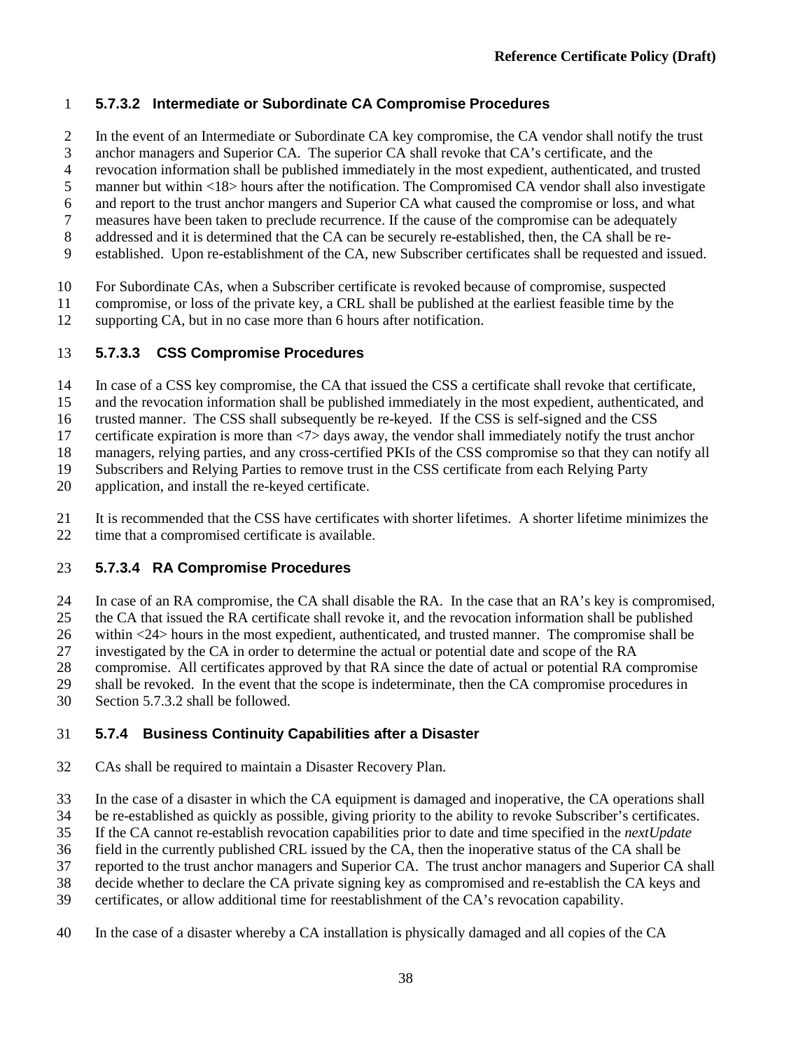#### 5.7.3.2 Intermediate or Subordinate CA Compromise Procedures

In the event of an Intermediate or Subordinate CA key compromise, the CA vendor shall notify the trust anchor managers and Superior CA. The superior CA shall revoke that CA's certificate, and the revocation information shall be published immediately in the most expedient, authenticated, and trusted manner but within <18> hours after the notification. The Compromised CA vendor shall also investigate and report to the trust anchor mangers and Superior CA what caused the compromise or loss, and what measures have been taken to preclude recurrence. If the cause of the compromise can be adequately addressed and it is determined that the CA can be securely re-established, then, the CA shall be re-established. Upon re-establishment of the CA, new Subscriber certificates shall be requested and issued.

For Subordinate CAs, when a Subscriber certificate is revoked because of compromise, suspected compromise, or loss of the private key, a CRL shall be published at the earliest feasible time by the supporting CA, but in no case more than 6 hours after notification.

#### 5.7.3.3 CSS Compromise Procedures

In case of a CSS key compromise, the CA that issued the CSS a certificate shall revoke that certificate, and the revocation information shall be published immediately in the most expedient, authenticated, and trusted manner. The CSS shall subsequently be re-keyed. If the CSS is self-signed and the CSS certificate expiration is more than <7> days away, the vendor shall immediately notify the trust anchor managers, relying parties, and any cross-certified PKIs of the CSS compromise so that they can notify all Subscribers and Relying Parties to remove trust in the CSS certificate from each Relying Party application, and install the re-keyed certificate.

It is recommended that the CSS have certificates with shorter lifetimes. A shorter lifetime minimizes the time that a compromised certificate is available.

#### 5.7.3.4 RA Compromise Procedures

In case of an RA compromise, the CA shall disable the RA. In the case that an RA's key is compromised, the CA that issued the RA certificate shall revoke it, and the revocation information shall be published within <24> hours in the most expedient, authenticated, and trusted manner. The compromise shall be investigated by the CA in order to determine the actual or potential date and scope of the RA compromise. All certificates approved by that RA since the date of actual or potential RA compromise shall be revoked. In the event that the scope is indeterminate, then the CA compromise procedures in Section 5.7.3.2 shall be followed.

### 5.7.4 Business Continuity Capabilities after a Disaster

CAs shall be required to maintain a Disaster Recovery Plan.

In the case of a disaster in which the CA equipment is damaged and inoperative, the CA operations shall be re-established as quickly as possible, giving priority to the ability to revoke Subscriber's certificates. If the CA cannot re-establish revocation capabilities prior to date and time specified in the *nextUpdate* field in the currently published CRL issued by the CA, then the inoperative status of the CA shall be reported to the trust anchor managers and Superior CA. The trust anchor managers and Superior CA shall decide whether to declare the CA private signing key as compromised and re-establish the CA keys and certificates, or allow additional time for reestablishment of the CA's revocation capability.

In the case of a disaster whereby a CA installation is physically damaged and all copies of the CA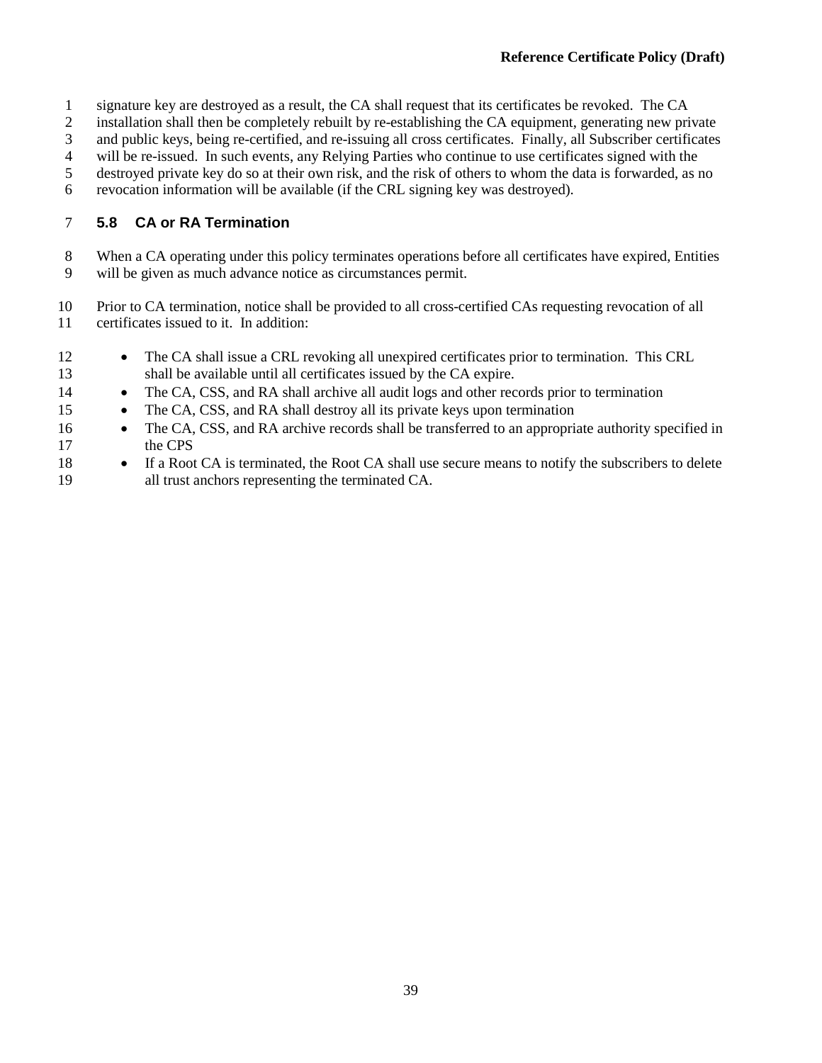signature key are destroyed as a result, the CA shall request that its certificates be revoked. The CA installation shall then be completely rebuilt by re-establishing the CA equipment, generating new private and public keys, being re-certified, and re-issuing all cross certificates. Finally, all Subscriber certificates will be re-issued. In such events, any Relying Parties who continue to use certificates signed with the destroyed private key do so at their own risk, and the risk of others to whom the data is forwarded, as no revocation information will be available (if the CRL signing key was destroyed).

## 5.8 CA or RA Termination

When a CA operating under this policy terminates operations before all certificates have expired, Entities will be given as much advance notice as circumstances permit.

Prior to CA termination, notice shall be provided to all cross-certified CAs requesting revocation of all certificates issued to it. In addition:

- The CA shall issue a CRL revoking all unexpired certificates prior to termination. This CRL shall be available until all certificates issued by the CA expire.
- The CA, CSS, and RA shall archive all audit logs and other records prior to termination
- The CA, CSS, and RA shall destroy all its private keys upon termination
- The CA, CSS, and RA archive records shall be transferred to an appropriate authority specified in the CPS
- If a Root CA is terminated, the Root CA shall use secure means to notify the subscribers to delete all trust anchors representing the terminated CA.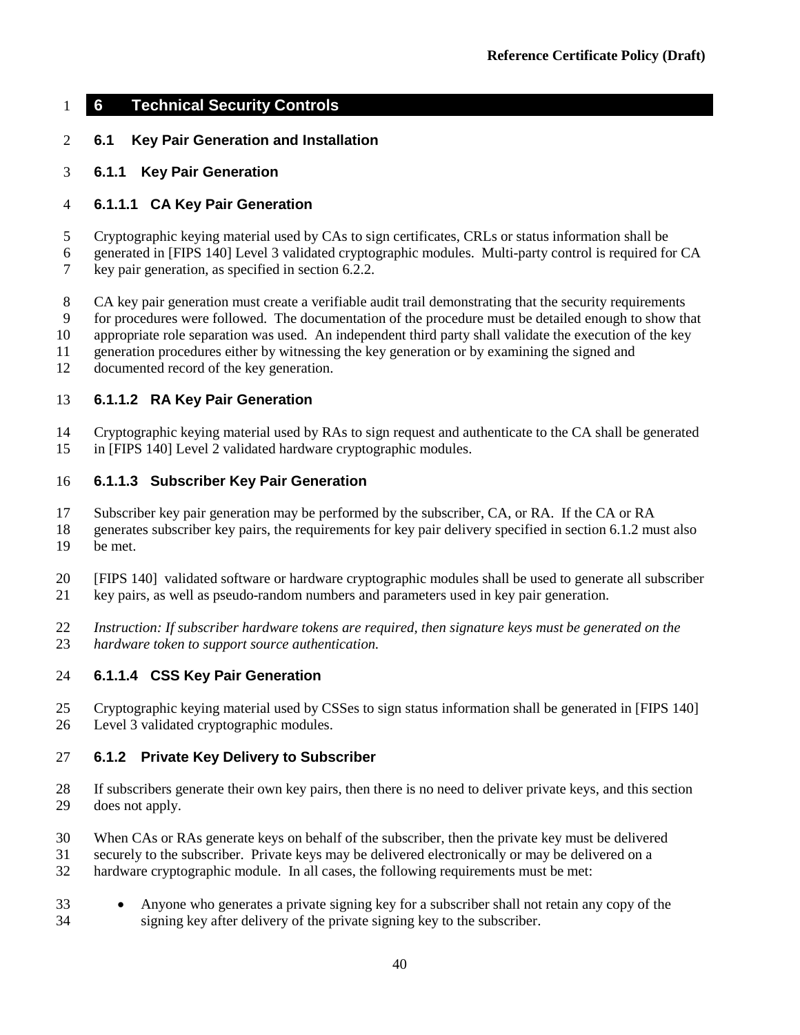# 6 Technical Security Controls

## 6.1 Key Pair Generation and Installation

### 6.1.1 Key Pair Generation

#### 6.1.1.1 CA Key Pair Generation

Cryptographic keying material used by CAs to sign certificates, CRLs or status information shall be generated in [FIPS 140] Level 3 validated cryptographic modules. Multi-party control is required for CA key pair generation, as specified in section 6.2.2.

CA key pair generation must create a verifiable audit trail demonstrating that the security requirements for procedures were followed. The documentation of the procedure must be detailed enough to show that appropriate role separation was used. An independent third party shall validate the execution of the key generation procedures either by witnessing the key generation or by examining the signed and documented record of the key generation.

#### 6.1.1.2 RA Key Pair Generation

Cryptographic keying material used by RAs to sign request and authenticate to the CA shall be generated in [FIPS 140] Level 2 validated hardware cryptographic modules.

#### 6.1.1.3 Subscriber Key Pair Generation

Subscriber key pair generation may be performed by the subscriber, CA, or RA. If the CA or RA generates subscriber key pairs, the requirements for key pair delivery specified in section 6.1.2 must also be met.

[FIPS 140] validated software or hardware cryptographic modules shall be used to generate all subscriber key pairs, as well as pseudo-random numbers and parameters used in key pair generation.

*Instruction: If subscriber hardware tokens are required, then signature keys must be generated on the hardware token to support source authentication.*

#### 6.1.1.4 CSS Key Pair Generation

Cryptographic keying material used by CSSes to sign status information shall be generated in [FIPS 140] Level 3 validated cryptographic modules.

### 6.1.2 Private Key Delivery to Subscriber

If subscribers generate their own key pairs, then there is no need to deliver private keys, and this section does not apply.

When CAs or RAs generate keys on behalf of the subscriber, then the private key must be delivered securely to the subscriber. Private keys may be delivered electronically or may be delivered on a hardware cryptographic module. In all cases, the following requirements must be met:

- Anyone who generates a private signing key for a subscriber shall not retain any copy of the signing key after delivery of the private signing key to the subscriber.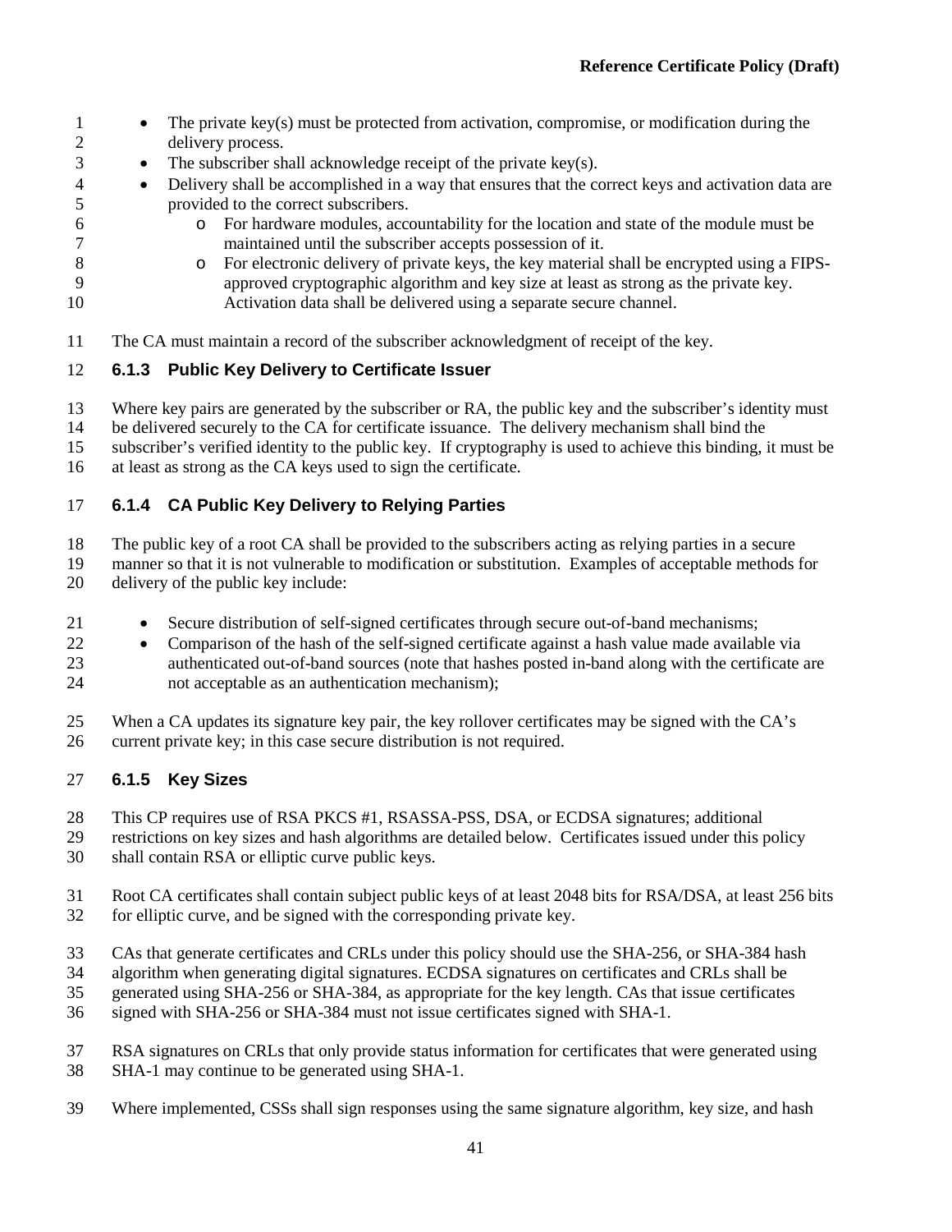- The private key(s) must be protected from activation, compromise, or modification during the delivery process.
- The subscriber shall acknowledge receipt of the private key(s).
- Delivery shall be accomplished in a way that ensures that the correct keys and activation data are provided to the correct subscribers.
  - For hardware modules, accountability for the location and state of the module must be maintained until the subscriber accepts possession of it.
  - For electronic delivery of private keys, the key material shall be encrypted using a FIPS-approved cryptographic algorithm and key size at least as strong as the private key. Activation data shall be delivered using a separate secure channel.

The CA must maintain a record of the subscriber acknowledgment of receipt of the key.

### 6.1.3 Public Key Delivery to Certificate Issuer

Where key pairs are generated by the subscriber or RA, the public key and the subscriber's identity must be delivered securely to the CA for certificate issuance. The delivery mechanism shall bind the subscriber's verified identity to the public key. If cryptography is used to achieve this binding, it must be at least as strong as the CA keys used to sign the certificate.

### 6.1.4 CA Public Key Delivery to Relying Parties

The public key of a root CA shall be provided to the subscribers acting as relying parties in a secure manner so that it is not vulnerable to modification or substitution. Examples of acceptable methods for delivery of the public key include:

- Secure distribution of self-signed certificates through secure out-of-band mechanisms;
- Comparison of the hash of the self-signed certificate against a hash value made available via authenticated out-of-band sources (note that hashes posted in-band along with the certificate are not acceptable as an authentication mechanism);

When a CA updates its signature key pair, the key rollover certificates may be signed with the CA's current private key; in this case secure distribution is not required.

### 6.1.5 Key Sizes

This CP requires use of RSA PKCS #1, RSASSA-PSS, DSA, or ECDSA signatures; additional restrictions on key sizes and hash algorithms are detailed below. Certificates issued under this policy shall contain RSA or elliptic curve public keys.

Root CA certificates shall contain subject public keys of at least 2048 bits for RSA/DSA, at least 256 bits for elliptic curve, and be signed with the corresponding private key.

CAs that generate certificates and CRLs under this policy should use the SHA-256, or SHA-384 hash algorithm when generating digital signatures. ECDSA signatures on certificates and CRLs shall be generated using SHA-256 or SHA-384, as appropriate for the key length. CAs that issue certificates signed with SHA-256 or SHA-384 must not issue certificates signed with SHA-1.

RSA signatures on CRLs that only provide status information for certificates that were generated using SHA-1 may continue to be generated using SHA-1.

Where implemented, CSSs shall sign responses using the same signature algorithm, key size, and hash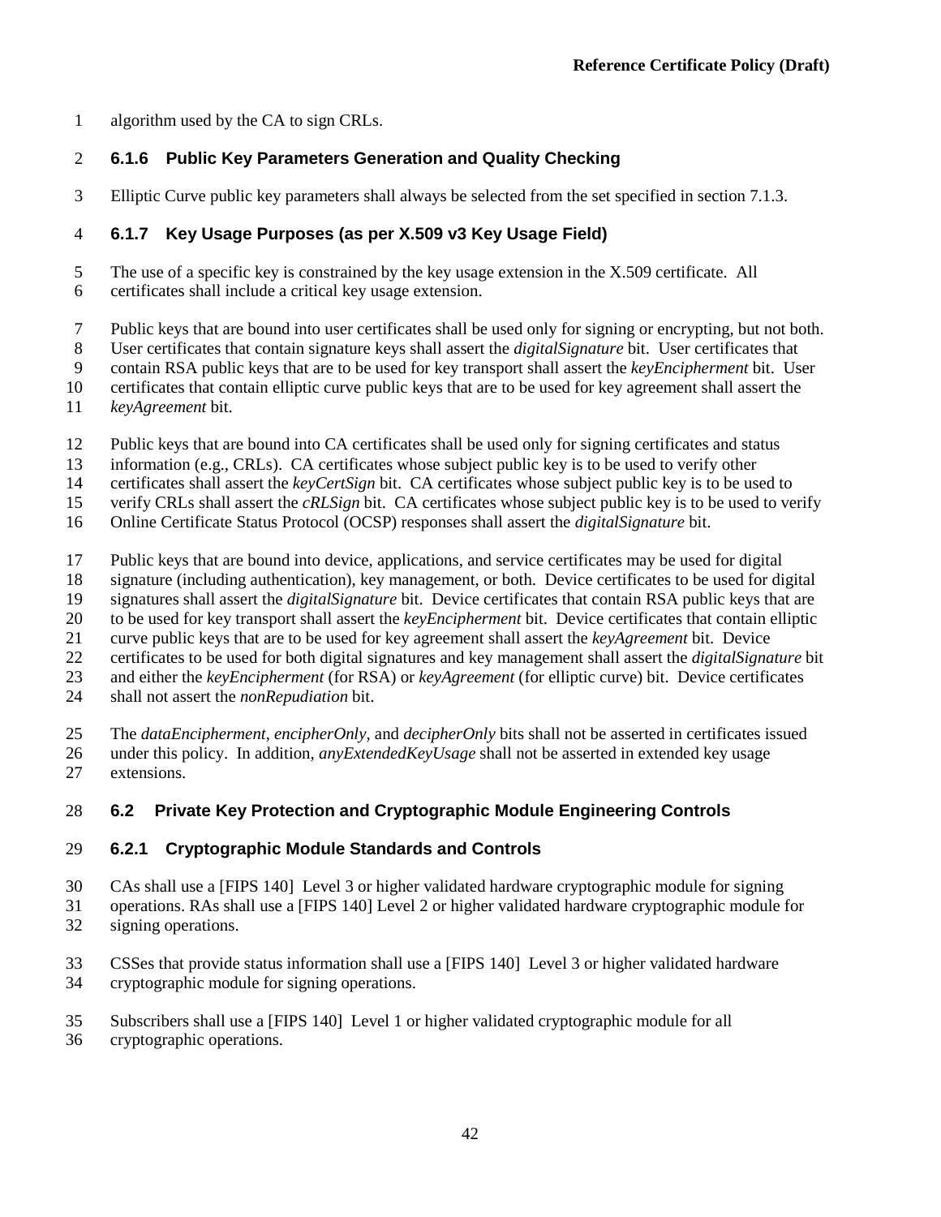algorithm used by the CA to sign CRLs.

### 6.1.6 Public Key Parameters Generation and Quality Checking

Elliptic Curve public key parameters shall always be selected from the set specified in section 7.1.3.

### 6.1.7 Key Usage Purposes (as per X.509 v3 Key Usage Field)

The use of a specific key is constrained by the key usage extension in the X.509 certificate. All certificates shall include a critical key usage extension.

Public keys that are bound into user certificates shall be used only for signing or encrypting, but not both. User certificates that contain signature keys shall assert the *digitalSignature* bit. User certificates that contain RSA public keys that are to be used for key transport shall assert the *keyEncipherment* bit. User certificates that contain elliptic curve public keys that are to be used for key agreement shall assert the *keyAgreement* bit.

Public keys that are bound into CA certificates shall be used only for signing certificates and status information (e.g., CRLs). CA certificates whose subject public key is to be used to verify other certificates shall assert the *keyCertSign* bit. CA certificates whose subject public key is to be used to verify CRLs shall assert the *cRLSign* bit. CA certificates whose subject public key is to be used to verify Online Certificate Status Protocol (OCSP) responses shall assert the *digitalSignature* bit.

Public keys that are bound into device, applications, and service certificates may be used for digital signature (including authentication), key management, or both. Device certificates to be used for digital signatures shall assert the *digitalSignature* bit. Device certificates that contain RSA public keys that are to be used for key transport shall assert the *keyEncipherment* bit. Device certificates that contain elliptic curve public keys that are to be used for key agreement shall assert the *keyAgreement* bit. Device certificates to be used for both digital signatures and key management shall assert the *digitalSignature* bit and either the *keyEncipherment* (for RSA) or *keyAgreement* (for elliptic curve) bit. Device certificates shall not assert the *nonRepudiation* bit.

The *dataEncipherment*, *encipherOnly*, and *decipherOnly* bits shall not be asserted in certificates issued under this policy. In addition, *anyExtendedKeyUsage* shall not be asserted in extended key usage extensions.

## 6.2 Private Key Protection and Cryptographic Module Engineering Controls

### 6.2.1 Cryptographic Module Standards and Controls

CAs shall use a [FIPS 140] Level 3 or higher validated hardware cryptographic module for signing operations. RAs shall use a [FIPS 140] Level 2 or higher validated hardware cryptographic module for signing operations.

CSSes that provide status information shall use a [FIPS 140] Level 3 or higher validated hardware cryptographic module for signing operations.

Subscribers shall use a [FIPS 140] Level 1 or higher validated cryptographic module for all cryptographic operations.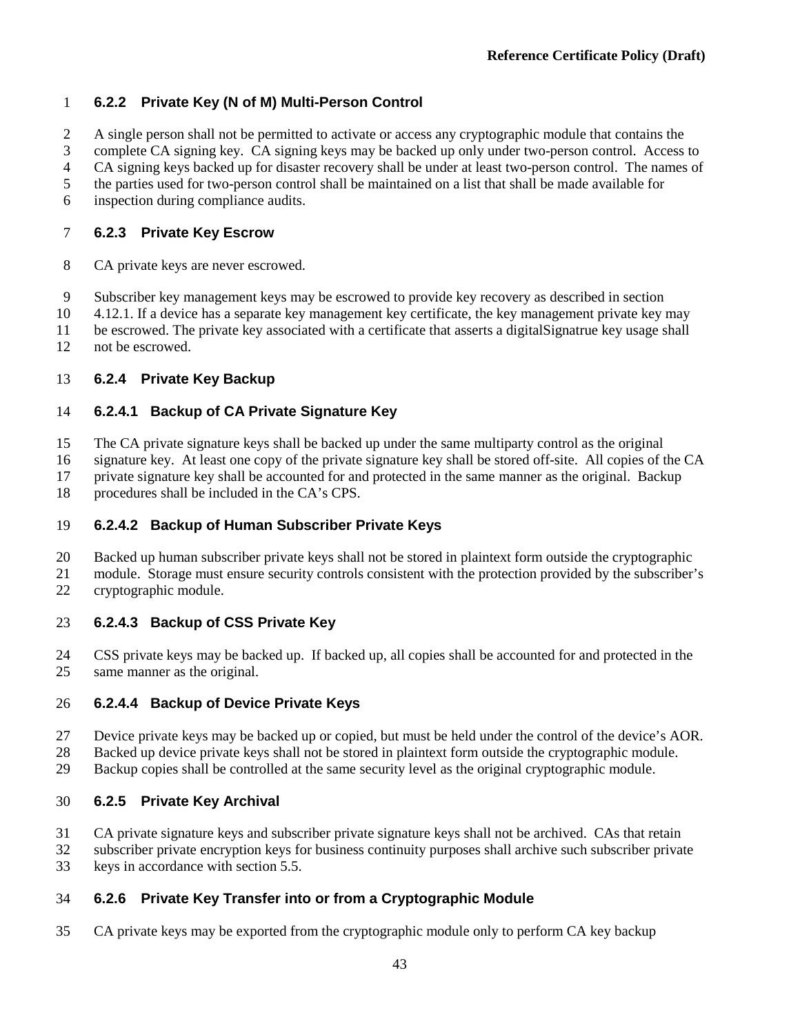### 6.2.2 Private Key (N of M) Multi-Person Control

A single person shall not be permitted to activate or access any cryptographic module that contains the complete CA signing key. CA signing keys may be backed up only under two-person control. Access to CA signing keys backed up for disaster recovery shall be under at least two-person control. The names of the parties used for two-person control shall be maintained on a list that shall be made available for inspection during compliance audits.

### 6.2.3 Private Key Escrow

CA private keys are never escrowed.

Subscriber key management keys may be escrowed to provide key recovery as described in section 4.12.1. If a device has a separate key management key certificate, the key management private key may be escrowed. The private key associated with a certificate that asserts a digitalSignatrue key usage shall not be escrowed.

### 6.2.4 Private Key Backup

#### 6.2.4.1 Backup of CA Private Signature Key

The CA private signature keys shall be backed up under the same multiparty control as the original signature key. At least one copy of the private signature key shall be stored off-site. All copies of the CA private signature key shall be accounted for and protected in the same manner as the original. Backup procedures shall be included in the CA's CPS.

#### 6.2.4.2 Backup of Human Subscriber Private Keys

Backed up human subscriber private keys shall not be stored in plaintext form outside the cryptographic module. Storage must ensure security controls consistent with the protection provided by the subscriber's cryptographic module.

#### 6.2.4.3 Backup of CSS Private Key

CSS private keys may be backed up. If backed up, all copies shall be accounted for and protected in the same manner as the original.

#### 6.2.4.4 Backup of Device Private Keys

Device private keys may be backed up or copied, but must be held under the control of the device's AOR. Backed up device private keys shall not be stored in plaintext form outside the cryptographic module. Backup copies shall be controlled at the same security level as the original cryptographic module.

### 6.2.5 Private Key Archival

CA private signature keys and subscriber private signature keys shall not be archived. CAs that retain subscriber private encryption keys for business continuity purposes shall archive such subscriber private keys in accordance with section 5.5.

### 6.2.6 Private Key Transfer into or from a Cryptographic Module

CA private keys may be exported from the cryptographic module only to perform CA key backup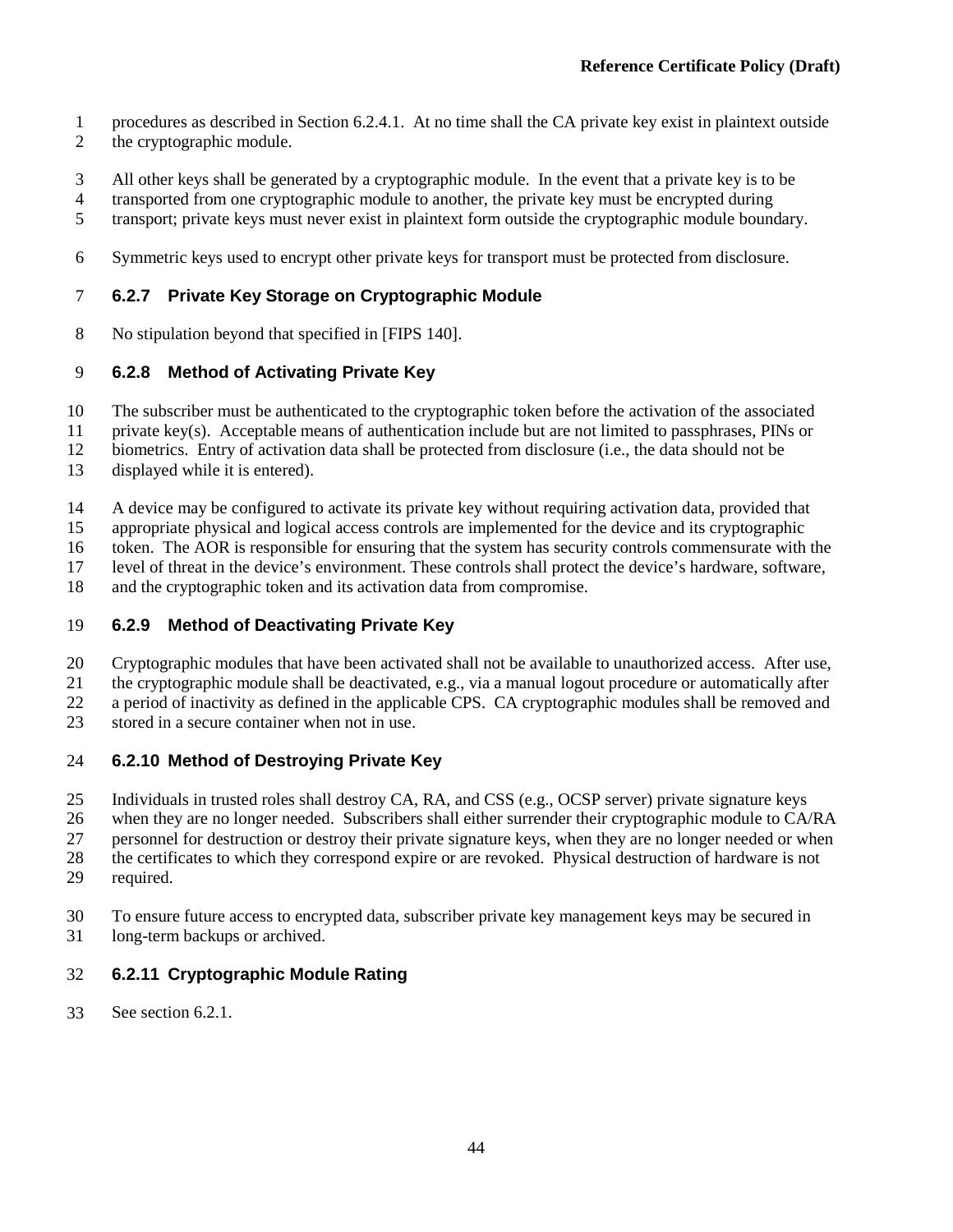procedures as described in Section 6.2.4.1. At no time shall the CA private key exist in plaintext outside the cryptographic module.

All other keys shall be generated by a cryptographic module. In the event that a private key is to be transported from one cryptographic module to another, the private key must be encrypted during transport; private keys must never exist in plaintext form outside the cryptographic module boundary.

Symmetric keys used to encrypt other private keys for transport must be protected from disclosure.

### 6.2.7 Private Key Storage on Cryptographic Module

No stipulation beyond that specified in [FIPS 140].

### 6.2.8 Method of Activating Private Key

The subscriber must be authenticated to the cryptographic token before the activation of the associated private key(s). Acceptable means of authentication include but are not limited to passphrases, PINs or biometrics. Entry of activation data shall be protected from disclosure (i.e., the data should not be displayed while it is entered).

A device may be configured to activate its private key without requiring activation data, provided that appropriate physical and logical access controls are implemented for the device and its cryptographic token. The AOR is responsible for ensuring that the system has security controls commensurate with the level of threat in the device's environment. These controls shall protect the device's hardware, software, and the cryptographic token and its activation data from compromise.

### 6.2.9 Method of Deactivating Private Key

Cryptographic modules that have been activated shall not be available to unauthorized access. After use, the cryptographic module shall be deactivated, e.g., via a manual logout procedure or automatically after a period of inactivity as defined in the applicable CPS. CA cryptographic modules shall be removed and stored in a secure container when not in use.

### 6.2.10 Method of Destroying Private Key

Individuals in trusted roles shall destroy CA, RA, and CSS (e.g., OCSP server) private signature keys when they are no longer needed. Subscribers shall either surrender their cryptographic module to CA/RA personnel for destruction or destroy their private signature keys, when they are no longer needed or when the certificates to which they correspond expire or are revoked. Physical destruction of hardware is not required.

To ensure future access to encrypted data, subscriber private key management keys may be secured in long-term backups or archived.

### 6.2.11 Cryptographic Module Rating

See section 6.2.1.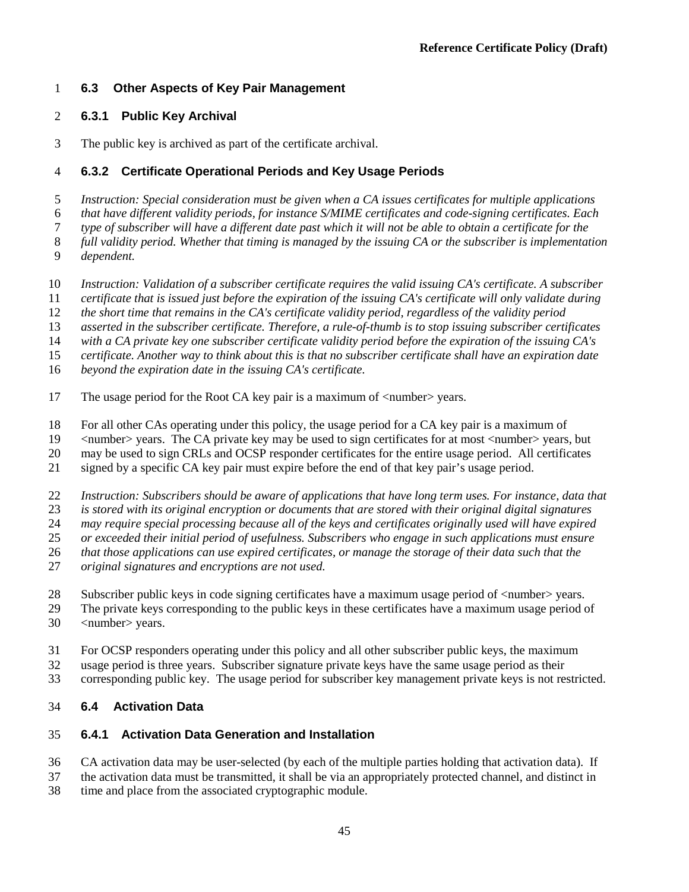## 6.3 Other Aspects of Key Pair Management

### 6.3.1 Public Key Archival

The public key is archived as part of the certificate archival.

### 6.3.2 Certificate Operational Periods and Key Usage Periods

*Instruction: Special consideration must be given when a CA issues certificates for multiple applications that have different validity periods, for instance S/MIME certificates and code-signing certificates. Each type of subscriber will have a different date past which it will not be able to obtain a certificate for the full validity period. Whether that timing is managed by the issuing CA or the subscriber is implementation dependent.*

*Instruction: Validation of a subscriber certificate requires the valid issuing CA's certificate. A subscriber certificate that is issued just before the expiration of the issuing CA's certificate will only validate during the short time that remains in the CA's certificate validity period, regardless of the validity period asserted in the subscriber certificate. Therefore, a rule-of-thumb is to stop issuing subscriber certificates with a CA private key one subscriber certificate validity period before the expiration of the issuing CA's certificate. Another way to think about this is that no subscriber certificate shall have an expiration date beyond the expiration date in the issuing CA's certificate.*

The usage period for the Root CA key pair is a maximum of <number> years.

For all other CAs operating under this policy, the usage period for a CA key pair is a maximum of <number> years. The CA private key may be used to sign certificates for at most <number> years, but may be used to sign CRLs and OCSP responder certificates for the entire usage period. All certificates signed by a specific CA key pair must expire before the end of that key pair's usage period.

*Instruction: Subscribers should be aware of applications that have long term uses. For instance, data that is stored with its original encryption or documents that are stored with their original digital signatures may require special processing because all of the keys and certificates originally used will have expired or exceeded their initial period of usefulness. Subscribers who engage in such applications must ensure that those applications can use expired certificates, or manage the storage of their data such that the original signatures and encryptions are not used.*

Subscriber public keys in code signing certificates have a maximum usage period of <number> years. The private keys corresponding to the public keys in these certificates have a maximum usage period of <number> years.

For OCSP responders operating under this policy and all other subscriber public keys, the maximum usage period is three years. Subscriber signature private keys have the same usage period as their corresponding public key. The usage period for subscriber key management private keys is not restricted.

## 6.4 Activation Data

### 6.4.1 Activation Data Generation and Installation

CA activation data may be user-selected (by each of the multiple parties holding that activation data). If the activation data must be transmitted, it shall be via an appropriately protected channel, and distinct in time and place from the associated cryptographic module.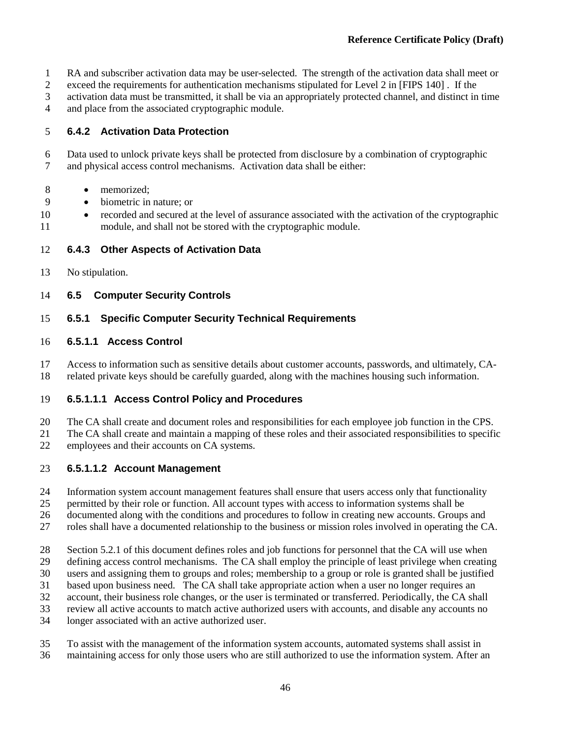RA and subscriber activation data may be user-selected. The strength of the activation data shall meet or exceed the requirements for authentication mechanisms stipulated for Level 2 in [FIPS 140] . If the activation data must be transmitted, it shall be via an appropriately protected channel, and distinct in time and place from the associated cryptographic module.

### 6.4.2 Activation Data Protection

Data used to unlock private keys shall be protected from disclosure by a combination of cryptographic and physical access control mechanisms. Activation data shall be either:

- memorized;
- biometric in nature; or
- recorded and secured at the level of assurance associated with the activation of the cryptographic module, and shall not be stored with the cryptographic module.

### 6.4.3 Other Aspects of Activation Data

No stipulation.

## 6.5 Computer Security Controls

### 6.5.1 Specific Computer Security Technical Requirements

#### 6.5.1.1 Access Control

Access to information such as sensitive details about customer accounts, passwords, and ultimately, CA-related private keys should be carefully guarded, along with the machines housing such information.

##### 6.5.1.1.1 Access Control Policy and Procedures

The CA shall create and document roles and responsibilities for each employee job function in the CPS. The CA shall create and maintain a mapping of these roles and their associated responsibilities to specific employees and their accounts on CA systems.

##### 6.5.1.1.2 Account Management

Information system account management features shall ensure that users access only that functionality permitted by their role or function. All account types with access to information systems shall be documented along with the conditions and procedures to follow in creating new accounts. Groups and roles shall have a documented relationship to the business or mission roles involved in operating the CA.

Section 5.2.1 of this document defines roles and job functions for personnel that the CA will use when defining access control mechanisms. The CA shall employ the principle of least privilege when creating users and assigning them to groups and roles; membership to a group or role is granted shall be justified based upon business need. The CA shall take appropriate action when a user no longer requires an account, their business role changes, or the user is terminated or transferred. Periodically, the CA shall review all active accounts to match active authorized users with accounts, and disable any accounts no longer associated with an active authorized user.

To assist with the management of the information system accounts, automated systems shall assist in maintaining access for only those users who are still authorized to use the information system. After an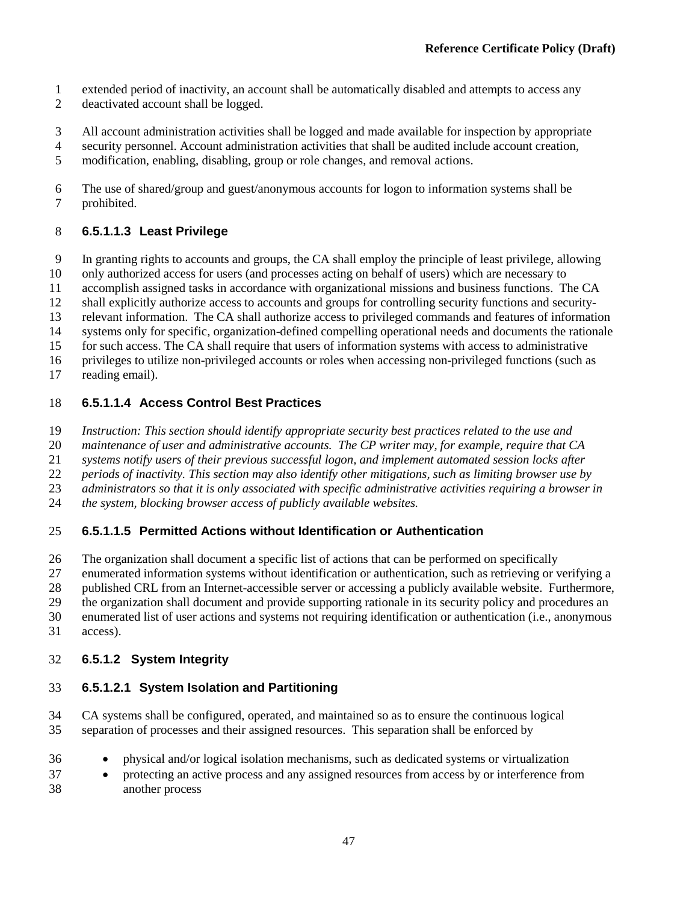extended period of inactivity, an account shall be automatically disabled and attempts to access any deactivated account shall be logged.

All account administration activities shall be logged and made available for inspection by appropriate security personnel. Account administration activities that shall be audited include account creation, modification, enabling, disabling, group or role changes, and removal actions.

The use of shared/group and guest/anonymous accounts for logon to information systems shall be prohibited.

#### 6.5.1.1.3 Least Privilege

In granting rights to accounts and groups, the CA shall employ the principle of least privilege, allowing only authorized access for users (and processes acting on behalf of users) which are necessary to accomplish assigned tasks in accordance with organizational missions and business functions. The CA shall explicitly authorize access to accounts and groups for controlling security functions and security-relevant information. The CA shall authorize access to privileged commands and features of information systems only for specific, organization-defined compelling operational needs and documents the rationale for such access. The CA shall require that users of information systems with access to administrative privileges to utilize non-privileged accounts or roles when accessing non-privileged functions (such as reading email).

#### 6.5.1.1.4 Access Control Best Practices

*Instruction: This section should identify appropriate security best practices related to the use and maintenance of user and administrative accounts. The CP writer may, for example, require that CA systems notify users of their previous successful logon, and implement automated session locks after periods of inactivity. This section may also identify other mitigations, such as limiting browser use by administrators so that it is only associated with specific administrative activities requiring a browser in the system, blocking browser access of publicly available websites.*

#### 6.5.1.1.5 Permitted Actions without Identification or Authentication

The organization shall document a specific list of actions that can be performed on specifically enumerated information systems without identification or authentication, such as retrieving or verifying a published CRL from an Internet-accessible server or accessing a publicly available website. Furthermore, the organization shall document and provide supporting rationale in its security policy and procedures an enumerated list of user actions and systems not requiring identification or authentication (i.e., anonymous access).

### 6.5.1.2 System Integrity

#### 6.5.1.2.1 System Isolation and Partitioning

CA systems shall be configured, operated, and maintained so as to ensure the continuous logical separation of processes and their assigned resources. This separation shall be enforced by

- physical and/or logical isolation mechanisms, such as dedicated systems or virtualization
- protecting an active process and any assigned resources from access by or interference from another process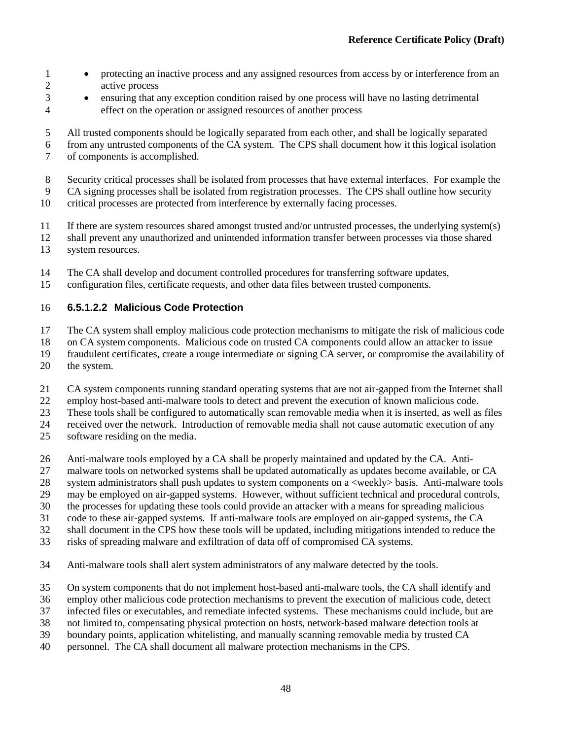- protecting an inactive process and any assigned resources from access by or interference from an active process
- ensuring that any exception condition raised by one process will have no lasting detrimental effect on the operation or assigned resources of another process

All trusted components should be logically separated from each other, and shall be logically separated from any untrusted components of the CA system. The CPS shall document how it this logical isolation of components is accomplished.

Security critical processes shall be isolated from processes that have external interfaces. For example the CA signing processes shall be isolated from registration processes. The CPS shall outline how security critical processes are protected from interference by externally facing processes.

If there are system resources shared amongst trusted and/or untrusted processes, the underlying system(s) shall prevent any unauthorized and unintended information transfer between processes via those shared system resources.

The CA shall develop and document controlled procedures for transferring software updates, configuration files, certificate requests, and other data files between trusted components.

#### 6.5.1.2.2 Malicious Code Protection

The CA system shall employ malicious code protection mechanisms to mitigate the risk of malicious code on CA system components. Malicious code on trusted CA components could allow an attacker to issue fraudulent certificates, create a rouge intermediate or signing CA server, or compromise the availability of the system.

CA system components running standard operating systems that are not air-gapped from the Internet shall employ host-based anti-malware tools to detect and prevent the execution of known malicious code. These tools shall be configured to automatically scan removable media when it is inserted, as well as files received over the network. Introduction of removable media shall not cause automatic execution of any software residing on the media.

Anti-malware tools employed by a CA shall be properly maintained and updated by the CA. Anti-malware tools on networked systems shall be updated automatically as updates become available, or CA system administrators shall push updates to system components on a <weekly> basis. Anti-malware tools may be employed on air-gapped systems. However, without sufficient technical and procedural controls, the processes for updating these tools could provide an attacker with a means for spreading malicious code to these air-gapped systems. If anti-malware tools are employed on air-gapped systems, the CA shall document in the CPS how these tools will be updated, including mitigations intended to reduce the risks of spreading malware and exfiltration of data off of compromised CA systems.

Anti-malware tools shall alert system administrators of any malware detected by the tools.

On system components that do not implement host-based anti-malware tools, the CA shall identify and employ other malicious code protection mechanisms to prevent the execution of malicious code, detect infected files or executables, and remediate infected systems. These mechanisms could include, but are not limited to, compensating physical protection on hosts, network-based malware detection tools at boundary points, application whitelisting, and manually scanning removable media by trusted CA personnel. The CA shall document all malware protection mechanisms in the CPS.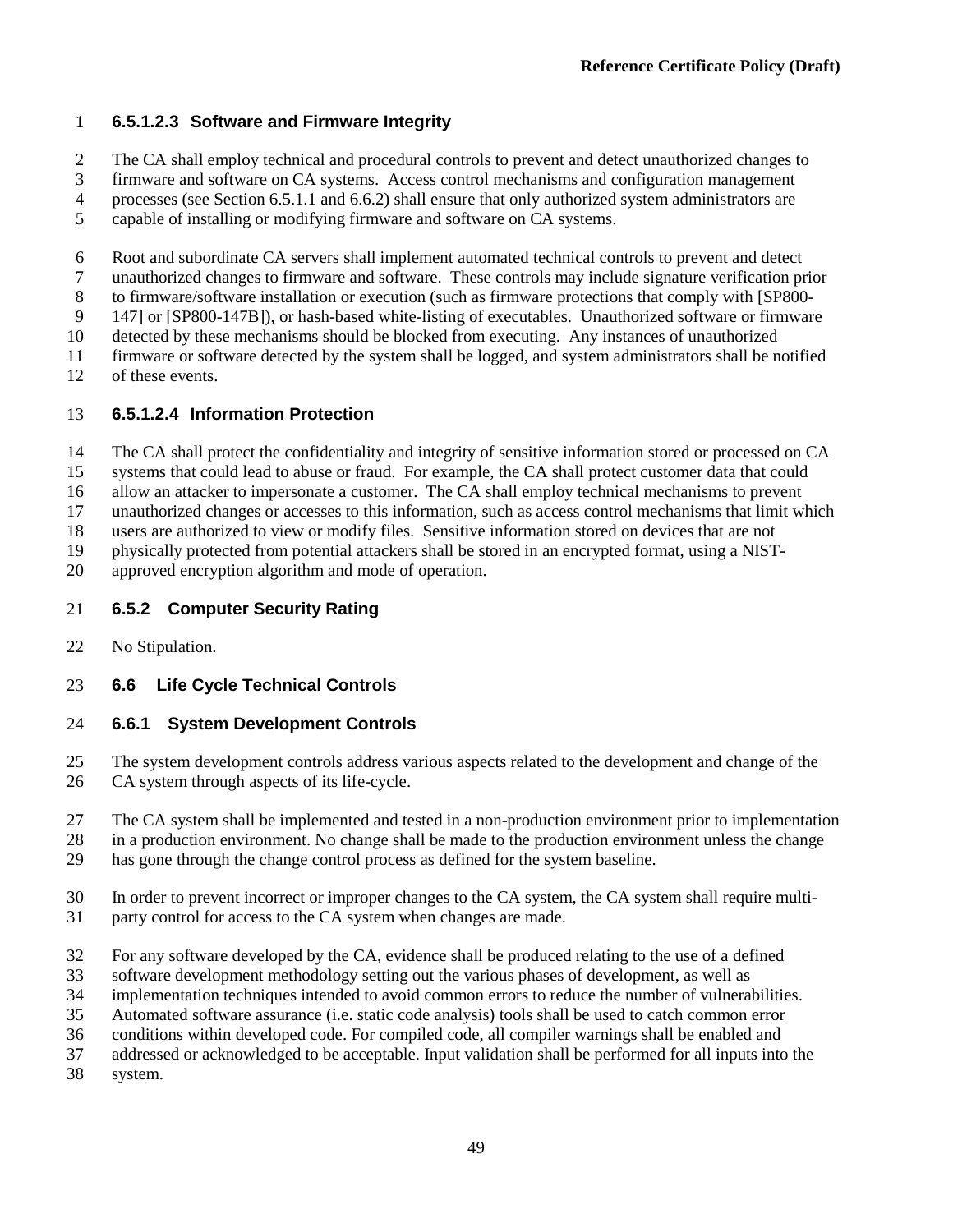#### 6.5.1.2.3 Software and Firmware Integrity

The CA shall employ technical and procedural controls to prevent and detect unauthorized changes to firmware and software on CA systems. Access control mechanisms and configuration management processes (see Section 6.5.1.1 and 6.6.2) shall ensure that only authorized system administrators are capable of installing or modifying firmware and software on CA systems.

Root and subordinate CA servers shall implement automated technical controls to prevent and detect unauthorized changes to firmware and software. These controls may include signature verification prior to firmware/software installation or execution (such as firmware protections that comply with [SP800-147] or [SP800-147B]), or hash-based white-listing of executables. Unauthorized software or firmware detected by these mechanisms should be blocked from executing. Any instances of unauthorized firmware or software detected by the system shall be logged, and system administrators shall be notified of these events.

#### 6.5.1.2.4 Information Protection

The CA shall protect the confidentiality and integrity of sensitive information stored or processed on CA systems that could lead to abuse or fraud. For example, the CA shall protect customer data that could allow an attacker to impersonate a customer. The CA shall employ technical mechanisms to prevent unauthorized changes or accesses to this information, such as access control mechanisms that limit which users are authorized to view or modify files. Sensitive information stored on devices that are not physically protected from potential attackers shall be stored in an encrypted format, using a NIST-approved encryption algorithm and mode of operation.

### 6.5.2 Computer Security Rating

No Stipulation.

## 6.6 Life Cycle Technical Controls

### 6.6.1 System Development Controls

The system development controls address various aspects related to the development and change of the CA system through aspects of its life-cycle.

The CA system shall be implemented and tested in a non-production environment prior to implementation in a production environment. No change shall be made to the production environment unless the change has gone through the change control process as defined for the system baseline.

In order to prevent incorrect or improper changes to the CA system, the CA system shall require multi-party control for access to the CA system when changes are made.

For any software developed by the CA, evidence shall be produced relating to the use of a defined software development methodology setting out the various phases of development, as well as implementation techniques intended to avoid common errors to reduce the number of vulnerabilities. Automated software assurance (i.e. static code analysis) tools shall be used to catch common error conditions within developed code. For compiled code, all compiler warnings shall be enabled and addressed or acknowledged to be acceptable. Input validation shall be performed for all inputs into the system.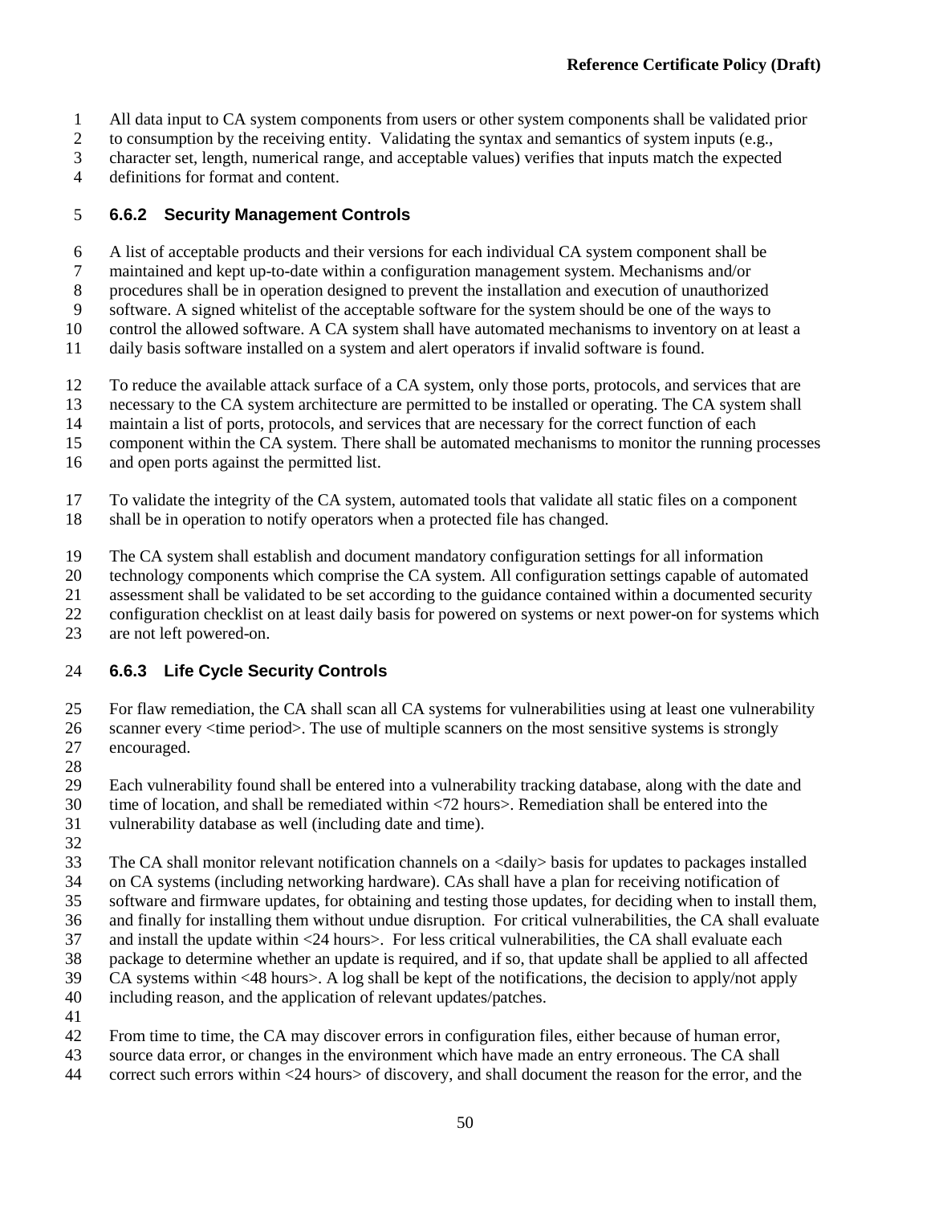All data input to CA system components from users or other system components shall be validated prior to consumption by the receiving entity. Validating the syntax and semantics of system inputs (e.g., character set, length, numerical range, and acceptable values) verifies that inputs match the expected definitions for format and content.

### 6.6.2 Security Management Controls

A list of acceptable products and their versions for each individual CA system component shall be maintained and kept up-to-date within a configuration management system. Mechanisms and/or procedures shall be in operation designed to prevent the installation and execution of unauthorized software. A signed whitelist of the acceptable software for the system should be one of the ways to control the allowed software. A CA system shall have automated mechanisms to inventory on at least a daily basis software installed on a system and alert operators if invalid software is found.

To reduce the available attack surface of a CA system, only those ports, protocols, and services that are necessary to the CA system architecture are permitted to be installed or operating. The CA system shall maintain a list of ports, protocols, and services that are necessary for the correct function of each component within the CA system. There shall be automated mechanisms to monitor the running processes and open ports against the permitted list.

To validate the integrity of the CA system, automated tools that validate all static files on a component shall be in operation to notify operators when a protected file has changed.

The CA system shall establish and document mandatory configuration settings for all information technology components which comprise the CA system. All configuration settings capable of automated assessment shall be validated to be set according to the guidance contained within a documented security configuration checklist on at least daily basis for powered on systems or next power-on for systems which are not left powered-on.

### 6.6.3 Life Cycle Security Controls

For flaw remediation, the CA shall scan all CA systems for vulnerabilities using at least one vulnerability scanner every <time period>. The use of multiple scanners on the most sensitive systems is strongly encouraged.

Each vulnerability found shall be entered into a vulnerability tracking database, along with the date and time of location, and shall be remediated within <72 hours>. Remediation shall be entered into the vulnerability database as well (including date and time).

The CA shall monitor relevant notification channels on a <daily> basis for updates to packages installed on CA systems (including networking hardware). CAs shall have a plan for receiving notification of software and firmware updates, for obtaining and testing those updates, for deciding when to install them, and finally for installing them without undue disruption. For critical vulnerabilities, the CA shall evaluate and install the update within <24 hours>. For less critical vulnerabilities, the CA shall evaluate each package to determine whether an update is required, and if so, that update shall be applied to all affected CA systems within <48 hours>. A log shall be kept of the notifications, the decision to apply/not apply including reason, and the application of relevant updates/patches.

From time to time, the CA may discover errors in configuration files, either because of human error, source data error, or changes in the environment which have made an entry erroneous. The CA shall correct such errors within <24 hours> of discovery, and shall document the reason for the error, and the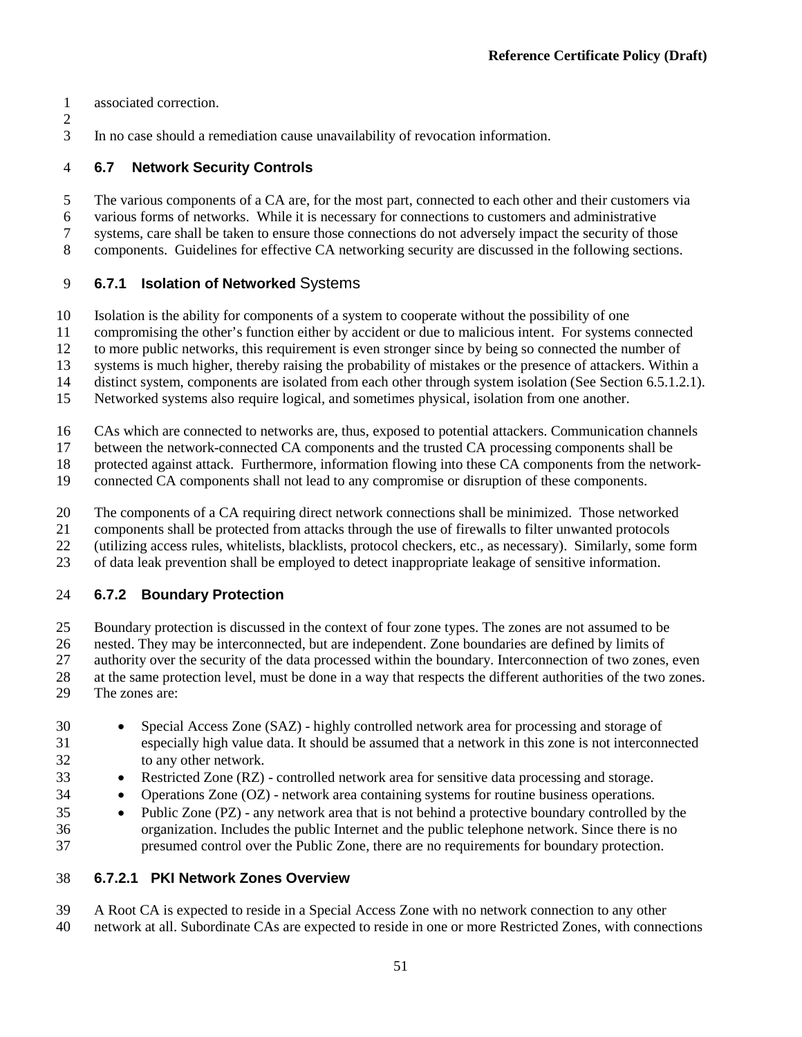associated correction.

In no case should a remediation cause unavailability of revocation information.

## 6.7 Network Security Controls

The various components of a CA are, for the most part, connected to each other and their customers via various forms of networks. While it is necessary for connections to customers and administrative systems, care shall be taken to ensure those connections do not adversely impact the security of those components. Guidelines for effective CA networking security are discussed in the following sections.

### 6.7.1 Isolation of Networked Systems

Isolation is the ability for components of a system to cooperate without the possibility of one compromising the other's function either by accident or due to malicious intent. For systems connected to more public networks, this requirement is even stronger since by being so connected the number of systems is much higher, thereby raising the probability of mistakes or the presence of attackers. Within a distinct system, components are isolated from each other through system isolation (See Section 6.5.1.2.1). Networked systems also require logical, and sometimes physical, isolation from one another.

CAs which are connected to networks are, thus, exposed to potential attackers. Communication channels between the network-connected CA components and the trusted CA processing components shall be protected against attack. Furthermore, information flowing into these CA components from the network-connected CA components shall not lead to any compromise or disruption of these components.

The components of a CA requiring direct network connections shall be minimized. Those networked components shall be protected from attacks through the use of firewalls to filter unwanted protocols (utilizing access rules, whitelists, blacklists, protocol checkers, etc., as necessary). Similarly, some form of data leak prevention shall be employed to detect inappropriate leakage of sensitive information.

### 6.7.2 Boundary Protection

Boundary protection is discussed in the context of four zone types. The zones are not assumed to be nested. They may be interconnected, but are independent. Zone boundaries are defined by limits of authority over the security of the data processed within the boundary. Interconnection of two zones, even at the same protection level, must be done in a way that respects the different authorities of the two zones. The zones are:

- Special Access Zone (SAZ) - highly controlled network area for processing and storage of especially high value data. It should be assumed that a network in this zone is not interconnected to any other network.
- Restricted Zone (RZ) - controlled network area for sensitive data processing and storage.
- Operations Zone (OZ) - network area containing systems for routine business operations.
- Public Zone (PZ) - any network area that is not behind a protective boundary controlled by the organization. Includes the public Internet and the public telephone network. Since there is no presumed control over the Public Zone, there are no requirements for boundary protection.

#### 6.7.2.1 PKI Network Zones Overview

A Root CA is expected to reside in a Special Access Zone with no network connection to any other network at all. Subordinate CAs are expected to reside in one or more Restricted Zones, with connections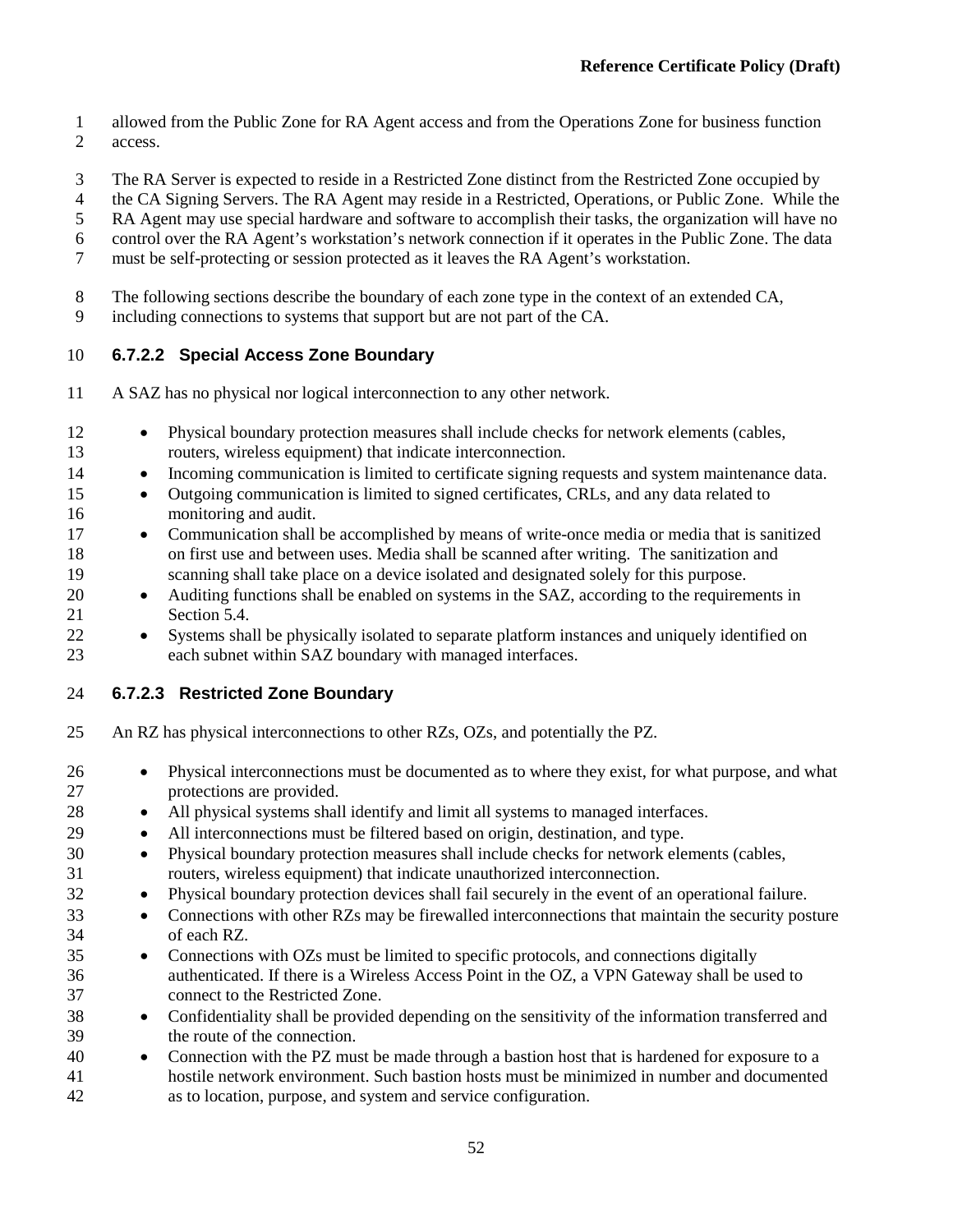allowed from the Public Zone for RA Agent access and from the Operations Zone for business function access.

The RA Server is expected to reside in a Restricted Zone distinct from the Restricted Zone occupied by the CA Signing Servers. The RA Agent may reside in a Restricted, Operations, or Public Zone. While the RA Agent may use special hardware and software to accomplish their tasks, the organization will have no control over the RA Agent's workstation's network connection if it operates in the Public Zone. The data must be self-protecting or session protected as it leaves the RA Agent's workstation.

The following sections describe the boundary of each zone type in the context of an extended CA, including connections to systems that support but are not part of the CA.

#### 6.7.2.2 Special Access Zone Boundary

A SAZ has no physical nor logical interconnection to any other network.

- Physical boundary protection measures shall include checks for network elements (cables, routers, wireless equipment) that indicate interconnection.
- Incoming communication is limited to certificate signing requests and system maintenance data.
- Outgoing communication is limited to signed certificates, CRLs, and any data related to monitoring and audit.
- Communication shall be accomplished by means of write-once media or media that is sanitized on first use and between uses. Media shall be scanned after writing. The sanitization and scanning shall take place on a device isolated and designated solely for this purpose.
- Auditing functions shall be enabled on systems in the SAZ, according to the requirements in Section 5.4.
- Systems shall be physically isolated to separate platform instances and uniquely identified on each subnet within SAZ boundary with managed interfaces.

#### 6.7.2.3 Restricted Zone Boundary

An RZ has physical interconnections to other RZs, OZs, and potentially the PZ.

- Physical interconnections must be documented as to where they exist, for what purpose, and what protections are provided.
- All physical systems shall identify and limit all systems to managed interfaces.
- All interconnections must be filtered based on origin, destination, and type.
- Physical boundary protection measures shall include checks for network elements (cables, routers, wireless equipment) that indicate unauthorized interconnection.
- Physical boundary protection devices shall fail securely in the event of an operational failure.
- Connections with other RZs may be firewalled interconnections that maintain the security posture of each RZ.
- Connections with OZs must be limited to specific protocols, and connections digitally authenticated. If there is a Wireless Access Point in the OZ, a VPN Gateway shall be used to connect to the Restricted Zone.
- Confidentiality shall be provided depending on the sensitivity of the information transferred and the route of the connection.
- Connection with the PZ must be made through a bastion host that is hardened for exposure to a hostile network environment. Such bastion hosts must be minimized in number and documented as to location, purpose, and system and service configuration.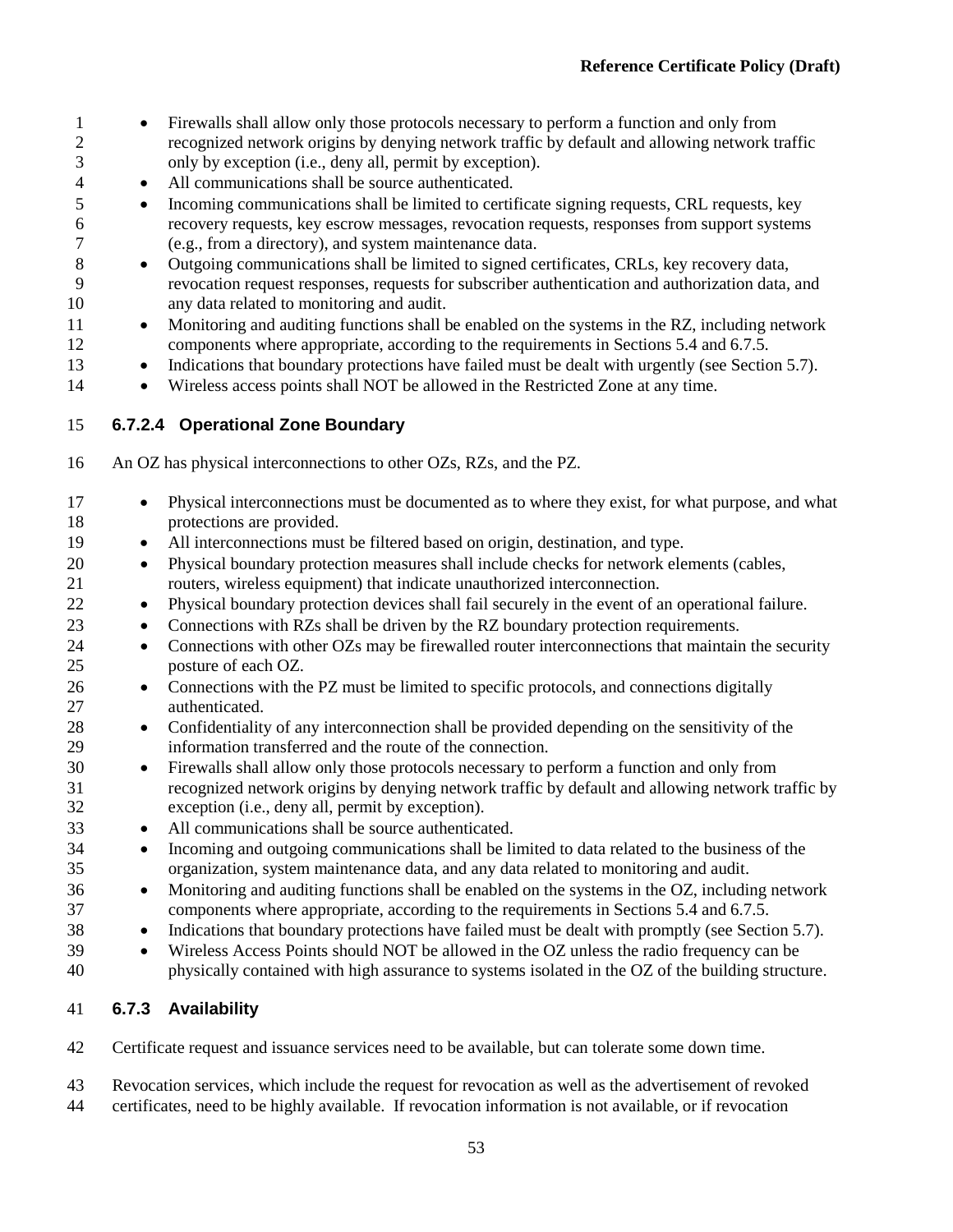- Firewalls shall allow only those protocols necessary to perform a function and only from recognized network origins by denying network traffic by default and allowing network traffic only by exception (i.e., deny all, permit by exception).
- All communications shall be source authenticated.
- Incoming communications shall be limited to certificate signing requests, CRL requests, key recovery requests, key escrow messages, revocation requests, responses from support systems (e.g., from a directory), and system maintenance data.
- Outgoing communications shall be limited to signed certificates, CRLs, key recovery data, revocation request responses, requests for subscriber authentication and authorization data, and any data related to monitoring and audit.
- Monitoring and auditing functions shall be enabled on the systems in the RZ, including network components where appropriate, according to the requirements in Sections 5.4 and 6.7.5.
- Indications that boundary protections have failed must be dealt with urgently (see Section 5.7).
- Wireless access points shall NOT be allowed in the Restricted Zone at any time.

#### 6.7.2.4 Operational Zone Boundary

An OZ has physical interconnections to other OZs, RZs, and the PZ.

- Physical interconnections must be documented as to where they exist, for what purpose, and what protections are provided.
- All interconnections must be filtered based on origin, destination, and type.
- Physical boundary protection measures shall include checks for network elements (cables, routers, wireless equipment) that indicate unauthorized interconnection.
- Physical boundary protection devices shall fail securely in the event of an operational failure.
- Connections with RZs shall be driven by the RZ boundary protection requirements.
- Connections with other OZs may be firewalled router interconnections that maintain the security posture of each OZ.
- Connections with the PZ must be limited to specific protocols, and connections digitally authenticated.
- Confidentiality of any interconnection shall be provided depending on the sensitivity of the information transferred and the route of the connection.
- Firewalls shall allow only those protocols necessary to perform a function and only from recognized network origins by denying network traffic by default and allowing network traffic by exception (i.e., deny all, permit by exception).
- All communications shall be source authenticated.
- Incoming and outgoing communications shall be limited to data related to the business of the organization, system maintenance data, and any data related to monitoring and audit.
- Monitoring and auditing functions shall be enabled on the systems in the OZ, including network components where appropriate, according to the requirements in Sections 5.4 and 6.7.5.
- Indications that boundary protections have failed must be dealt with promptly (see Section 5.7).
- Wireless Access Points should NOT be allowed in the OZ unless the radio frequency can be physically contained with high assurance to systems isolated in the OZ of the building structure.

### 6.7.3 Availability

Certificate request and issuance services need to be available, but can tolerate some down time.

Revocation services, which include the request for revocation as well as the advertisement of revoked certificates, need to be highly available. If revocation information is not available, or if revocation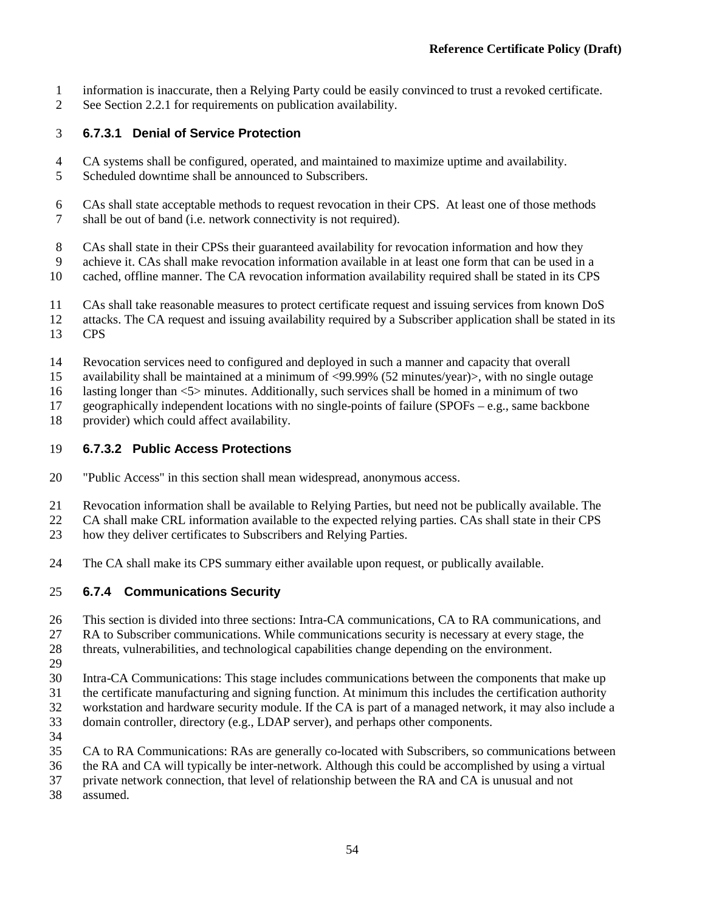information is inaccurate, then a Relying Party could be easily convinced to trust a revoked certificate. See Section 2.2.1 for requirements on publication availability.

#### 6.7.3.1 Denial of Service Protection

CA systems shall be configured, operated, and maintained to maximize uptime and availability. Scheduled downtime shall be announced to Subscribers.

CAs shall state acceptable methods to request revocation in their CPS. At least one of those methods shall be out of band (i.e. network connectivity is not required).

CAs shall state in their CPSs their guaranteed availability for revocation information and how they achieve it. CAs shall make revocation information available in at least one form that can be used in a cached, offline manner. The CA revocation information availability required shall be stated in its CPS

CAs shall take reasonable measures to protect certificate request and issuing services from known DoS attacks. The CA request and issuing availability required by a Subscriber application shall be stated in its CPS

Revocation services need to configured and deployed in such a manner and capacity that overall availability shall be maintained at a minimum of <99.99% (52 minutes/year)>, with no single outage lasting longer than <5> minutes. Additionally, such services shall be homed in a minimum of two geographically independent locations with no single-points of failure (SPOFs – e.g., same backbone provider) which could affect availability.

#### 6.7.3.2 Public Access Protections

"Public Access" in this section shall mean widespread, anonymous access.

Revocation information shall be available to Relying Parties, but need not be publically available. The CA shall make CRL information available to the expected relying parties. CAs shall state in their CPS how they deliver certificates to Subscribers and Relying Parties.

The CA shall make its CPS summary either available upon request, or publically available.

### 6.7.4 Communications Security

This section is divided into three sections: Intra-CA communications, CA to RA communications, and RA to Subscriber communications. While communications security is necessary at every stage, the threats, vulnerabilities, and technological capabilities change depending on the environment.

Intra-CA Communications: This stage includes communications between the components that make up the certificate manufacturing and signing function. At minimum this includes the certification authority workstation and hardware security module. If the CA is part of a managed network, it may also include a domain controller, directory (e.g., LDAP server), and perhaps other components.

CA to RA Communications: RAs are generally co-located with Subscribers, so communications between the RA and CA will typically be inter-network. Although this could be accomplished by using a virtual private network connection, that level of relationship between the RA and CA is unusual and not assumed.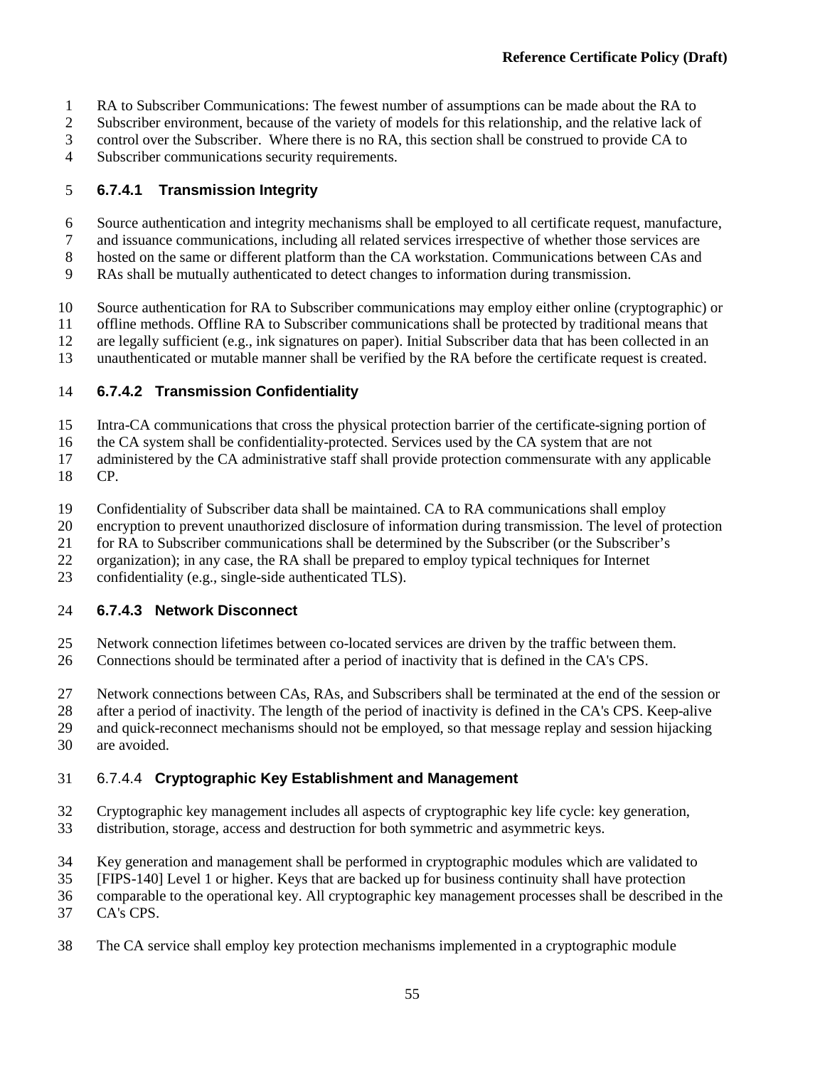RA to Subscriber Communications: The fewest number of assumptions can be made about the RA to Subscriber environment, because of the variety of models for this relationship, and the relative lack of control over the Subscriber. Where there is no RA, this section shall be construed to provide CA to Subscriber communications security requirements.

#### 6.7.4.1 Transmission Integrity

Source authentication and integrity mechanisms shall be employed to all certificate request, manufacture, and issuance communications, including all related services irrespective of whether those services are hosted on the same or different platform than the CA workstation. Communications between CAs and RAs shall be mutually authenticated to detect changes to information during transmission.

Source authentication for RA to Subscriber communications may employ either online (cryptographic) or offline methods. Offline RA to Subscriber communications shall be protected by traditional means that are legally sufficient (e.g., ink signatures on paper). Initial Subscriber data that has been collected in an unauthenticated or mutable manner shall be verified by the RA before the certificate request is created.

#### 6.7.4.2 Transmission Confidentiality

Intra-CA communications that cross the physical protection barrier of the certificate-signing portion of the CA system shall be confidentiality-protected. Services used by the CA system that are not administered by the CA administrative staff shall provide protection commensurate with any applicable CP.

Confidentiality of Subscriber data shall be maintained. CA to RA communications shall employ encryption to prevent unauthorized disclosure of information during transmission. The level of protection for RA to Subscriber communications shall be determined by the Subscriber (or the Subscriber's organization); in any case, the RA shall be prepared to employ typical techniques for Internet confidentiality (e.g., single-side authenticated TLS).

#### 6.7.4.3 Network Disconnect

Network connection lifetimes between co-located services are driven by the traffic between them. Connections should be terminated after a period of inactivity that is defined in the CA's CPS.

Network connections between CAs, RAs, and Subscribers shall be terminated at the end of the session or after a period of inactivity. The length of the period of inactivity is defined in the CA's CPS. Keep-alive and quick-reconnect mechanisms should not be employed, so that message replay and session hijacking are avoided.

#### 6.7.4.4 Cryptographic Key Establishment and Management

Cryptographic key management includes all aspects of cryptographic key life cycle: key generation, distribution, storage, access and destruction for both symmetric and asymmetric keys.

Key generation and management shall be performed in cryptographic modules which are validated to [FIPS-140] Level 1 or higher. Keys that are backed up for business continuity shall have protection comparable to the operational key. All cryptographic key management processes shall be described in the CA's CPS.

The CA service shall employ key protection mechanisms implemented in a cryptographic module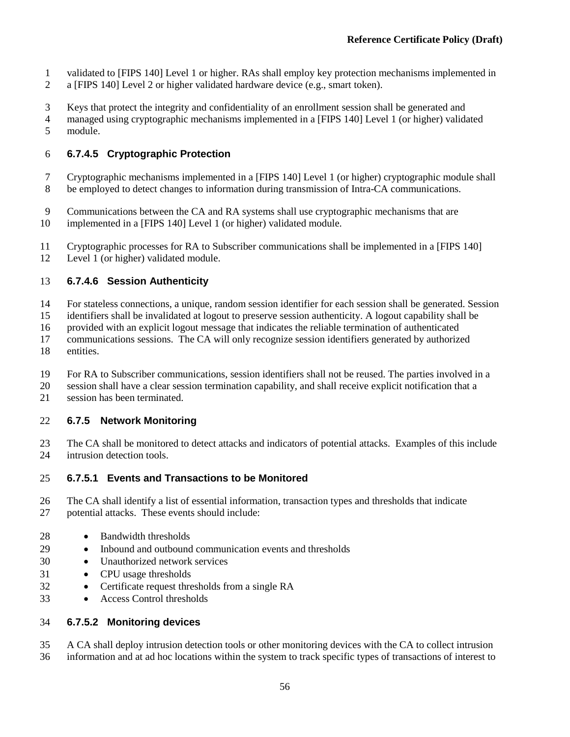validated to [FIPS 140] Level 1 or higher. RAs shall employ key protection mechanisms implemented in a [FIPS 140] Level 2 or higher validated hardware device (e.g., smart token).

Keys that protect the integrity and confidentiality of an enrollment session shall be generated and managed using cryptographic mechanisms implemented in a [FIPS 140] Level 1 (or higher) validated module.

#### 6.7.4.5 Cryptographic Protection

Cryptographic mechanisms implemented in a [FIPS 140] Level 1 (or higher) cryptographic module shall be employed to detect changes to information during transmission of Intra-CA communications.

Communications between the CA and RA systems shall use cryptographic mechanisms that are implemented in a [FIPS 140] Level 1 (or higher) validated module.

Cryptographic processes for RA to Subscriber communications shall be implemented in a [FIPS 140] Level 1 (or higher) validated module.

#### 6.7.4.6 Session Authenticity

For stateless connections, a unique, random session identifier for each session shall be generated. Session identifiers shall be invalidated at logout to preserve session authenticity. A logout capability shall be provided with an explicit logout message that indicates the reliable termination of authenticated communications sessions. The CA will only recognize session identifiers generated by authorized entities.

For RA to Subscriber communications, session identifiers shall not be reused. The parties involved in a session shall have a clear session termination capability, and shall receive explicit notification that a session has been terminated.

### 6.7.5 Network Monitoring

The CA shall be monitored to detect attacks and indicators of potential attacks. Examples of this include intrusion detection tools.

#### 6.7.5.1 Events and Transactions to be Monitored

The CA shall identify a list of essential information, transaction types and thresholds that indicate potential attacks. These events should include:

- Bandwidth thresholds
- Inbound and outbound communication events and thresholds
- Unauthorized network services
- CPU usage thresholds
- Certificate request thresholds from a single RA
- Access Control thresholds

#### 6.7.5.2 Monitoring devices

A CA shall deploy intrusion detection tools or other monitoring devices with the CA to collect intrusion information and at ad hoc locations within the system to track specific types of transactions of interest to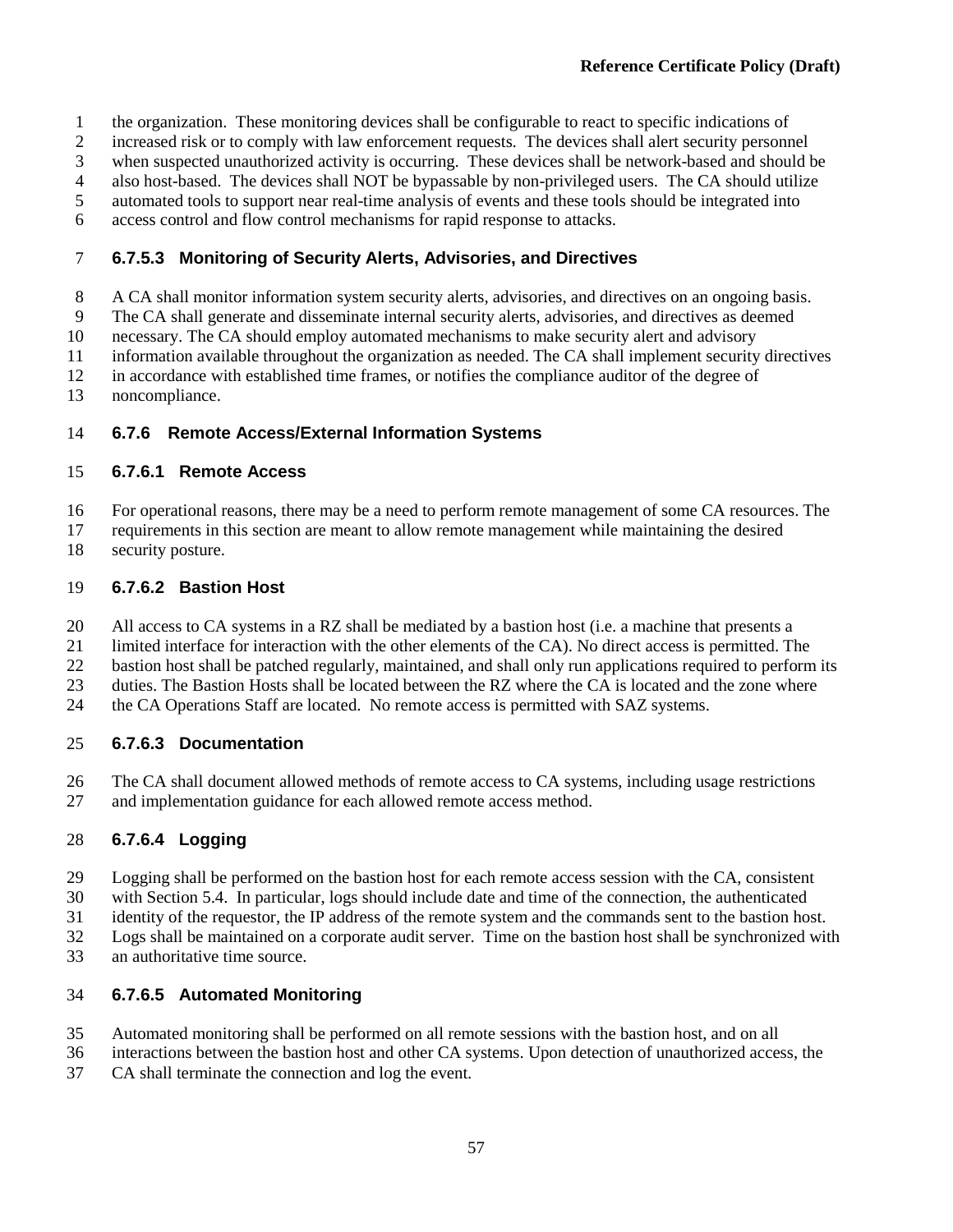the organization. These monitoring devices shall be configurable to react to specific indications of increased risk or to comply with law enforcement requests. The devices shall alert security personnel when suspected unauthorized activity is occurring. These devices shall be network-based and should be also host-based. The devices shall NOT be bypassable by non-privileged users. The CA should utilize automated tools to support near real-time analysis of events and these tools should be integrated into access control and flow control mechanisms for rapid response to attacks.

#### 6.7.5.3 Monitoring of Security Alerts, Advisories, and Directives

A CA shall monitor information system security alerts, advisories, and directives on an ongoing basis. The CA shall generate and disseminate internal security alerts, advisories, and directives as deemed necessary. The CA should employ automated mechanisms to make security alert and advisory information available throughout the organization as needed. The CA shall implement security directives in accordance with established time frames, or notifies the compliance auditor of the degree of noncompliance.

### 6.7.6 Remote Access/External Information Systems

#### 6.7.6.1 Remote Access

For operational reasons, there may be a need to perform remote management of some CA resources. The requirements in this section are meant to allow remote management while maintaining the desired security posture.

#### 6.7.6.2 Bastion Host

All access to CA systems in a RZ shall be mediated by a bastion host (i.e. a machine that presents a limited interface for interaction with the other elements of the CA). No direct access is permitted. The bastion host shall be patched regularly, maintained, and shall only run applications required to perform its duties. The Bastion Hosts shall be located between the RZ where the CA is located and the zone where the CA Operations Staff are located. No remote access is permitted with SAZ systems.

#### 6.7.6.3 Documentation

The CA shall document allowed methods of remote access to CA systems, including usage restrictions and implementation guidance for each allowed remote access method.

#### 6.7.6.4 Logging

Logging shall be performed on the bastion host for each remote access session with the CA, consistent with Section 5.4. In particular, logs should include date and time of the connection, the authenticated identity of the requestor, the IP address of the remote system and the commands sent to the bastion host. Logs shall be maintained on a corporate audit server. Time on the bastion host shall be synchronized with an authoritative time source.

#### 6.7.6.5 Automated Monitoring

Automated monitoring shall be performed on all remote sessions with the bastion host, and on all interactions between the bastion host and other CA systems. Upon detection of unauthorized access, the CA shall terminate the connection and log the event.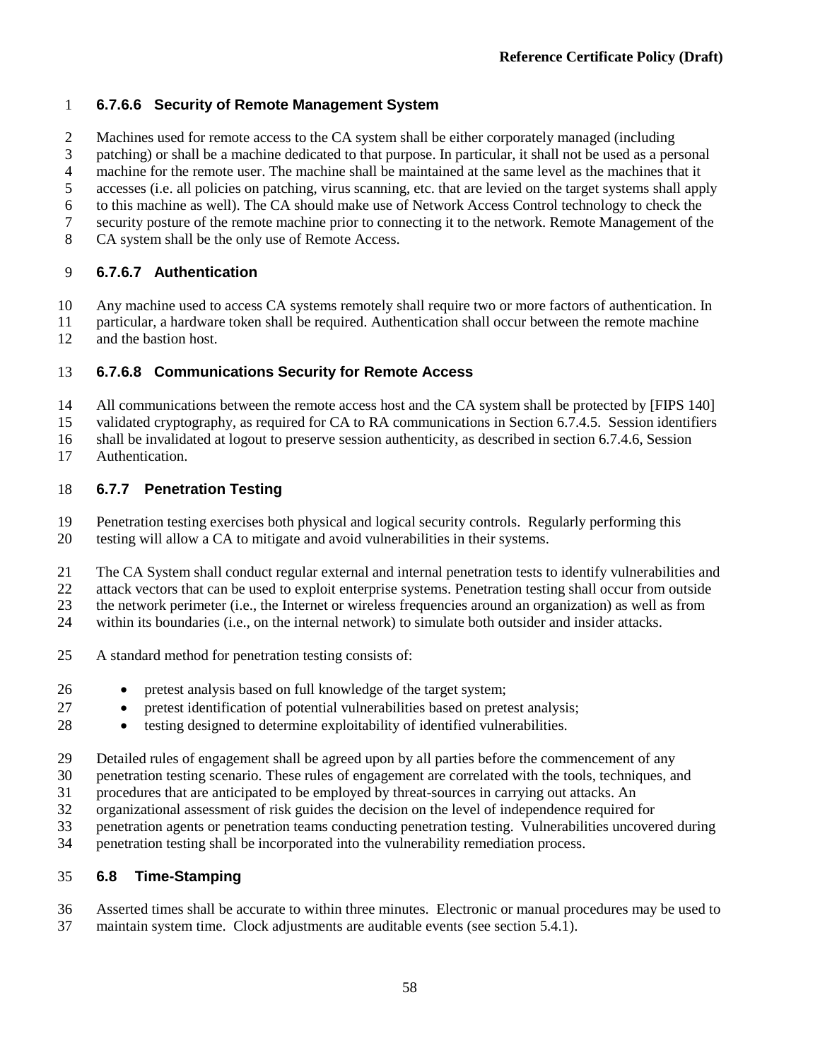#### 6.7.6.6 Security of Remote Management System

Machines used for remote access to the CA system shall be either corporately managed (including patching) or shall be a machine dedicated to that purpose. In particular, it shall not be used as a personal machine for the remote user. The machine shall be maintained at the same level as the machines that it accesses (i.e. all policies on patching, virus scanning, etc. that are levied on the target systems shall apply to this machine as well). The CA should make use of Network Access Control technology to check the security posture of the remote machine prior to connecting it to the network. Remote Management of the CA system shall be the only use of Remote Access.

#### 6.7.6.7 Authentication

Any machine used to access CA systems remotely shall require two or more factors of authentication. In particular, a hardware token shall be required. Authentication shall occur between the remote machine and the bastion host.

#### 6.7.6.8 Communications Security for Remote Access

All communications between the remote access host and the CA system shall be protected by [FIPS 140] validated cryptography, as required for CA to RA communications in Section 6.7.4.5. Session identifiers shall be invalidated at logout to preserve session authenticity, as described in section 6.7.4.6, Session Authentication.

### 6.7.7 Penetration Testing

Penetration testing exercises both physical and logical security controls. Regularly performing this testing will allow a CA to mitigate and avoid vulnerabilities in their systems.

The CA System shall conduct regular external and internal penetration tests to identify vulnerabilities and attack vectors that can be used to exploit enterprise systems. Penetration testing shall occur from outside the network perimeter (i.e., the Internet or wireless frequencies around an organization) as well as from within its boundaries (i.e., on the internal network) to simulate both outsider and insider attacks.

A standard method for penetration testing consists of:

- pretest analysis based on full knowledge of the target system;
- pretest identification of potential vulnerabilities based on pretest analysis;
- testing designed to determine exploitability of identified vulnerabilities.

Detailed rules of engagement shall be agreed upon by all parties before the commencement of any penetration testing scenario. These rules of engagement are correlated with the tools, techniques, and procedures that are anticipated to be employed by threat-sources in carrying out attacks. An organizational assessment of risk guides the decision on the level of independence required for penetration agents or penetration teams conducting penetration testing. Vulnerabilities uncovered during penetration testing shall be incorporated into the vulnerability remediation process.

## 6.8 Time-Stamping

Asserted times shall be accurate to within three minutes. Electronic or manual procedures may be used to maintain system time. Clock adjustments are auditable events (see section 5.4.1).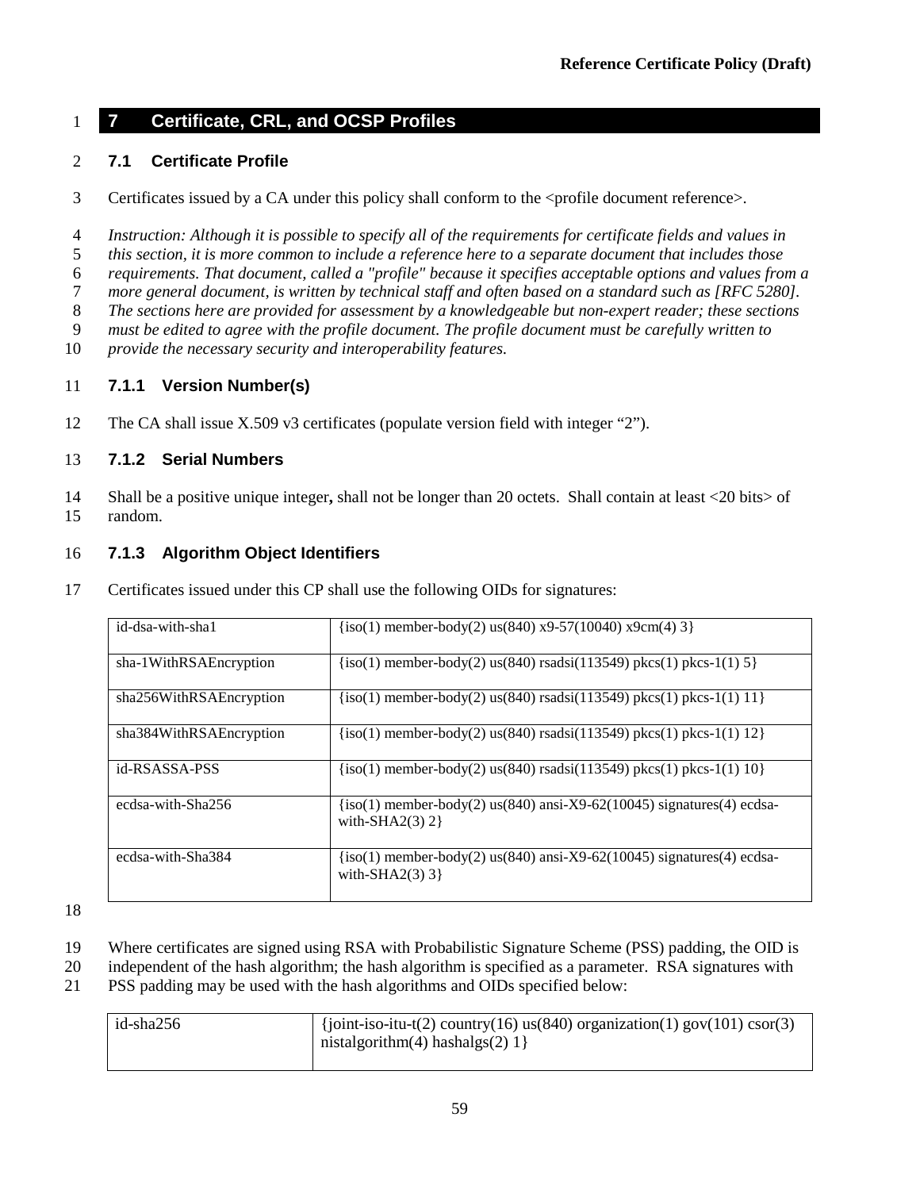# 7 Certificate, CRL, and OCSP Profiles

## 7.1 Certificate Profile

Certificates issued by a CA under this policy shall conform to the <profile document reference>.

*Instruction: Although it is possible to specify all of the requirements for certificate fields and values in this section, it is more common to include a reference here to a separate document that includes those requirements. That document, called a "profile" because it specifies acceptable options and values from a more general document, is written by technical staff and often based on a standard such as [RFC 5280]. The sections here are provided for assessment by a knowledgeable but non-expert reader; these sections must be edited to agree with the profile document. The profile document must be carefully written to provide the necessary security and interoperability features.*

### 7.1.1 Version Number(s)

The CA shall issue X.509 v3 certificates (populate version field with integer "2").

### 7.1.2 Serial Numbers

Shall be a positive unique integer**,** shall not be longer than 20 octets. Shall contain at least <20 bits> of random.

### 7.1.3 Algorithm Object Identifiers

Certificates issued under this CP shall use the following OIDs for signatures:

| | |
|---|---|
| id-dsa-with-sha1 | {iso(1) member-body(2) us(840) x9-57(10040) x9cm(4) 3} |
| sha-1WithRSAEncryption | {iso(1) member-body(2) us(840) rsadsi(113549) pkcs(1) pkcs-1(1) 5} |
| sha256WithRSAEncryption | {iso(1) member-body(2) us(840) rsadsi(113549) pkcs(1) pkcs-1(1) 11} |
| sha384WithRSAEncryption | {iso(1) member-body(2) us(840) rsadsi(113549) pkcs(1) pkcs-1(1) 12} |
| id-RSASSA-PSS | {iso(1) member-body(2) us(840) rsadsi(113549) pkcs(1) pkcs-1(1) 10} |
| ecdsa-with-Sha256 | {iso(1) member-body(2) us(840) ansi-X9-62(10045) signatures(4) ecdsa-with-SHA2(3) 2} |
| ecdsa-with-Sha384 | {iso(1) member-body(2) us(840) ansi-X9-62(10045) signatures(4) ecdsa-with-SHA2(3) 3} |

Where certificates are signed using RSA with Probabilistic Signature Scheme (PSS) padding, the OID is independent of the hash algorithm; the hash algorithm is specified as a parameter. RSA signatures with PSS padding may be used with the hash algorithms and OIDs specified below:

| | |
|---|---|
| id-sha256 | {joint-iso-itu-t(2) country(16) us(840) organization(1) gov(101) csor(3) nistalgorithm(4) hashalgs(2) 1} |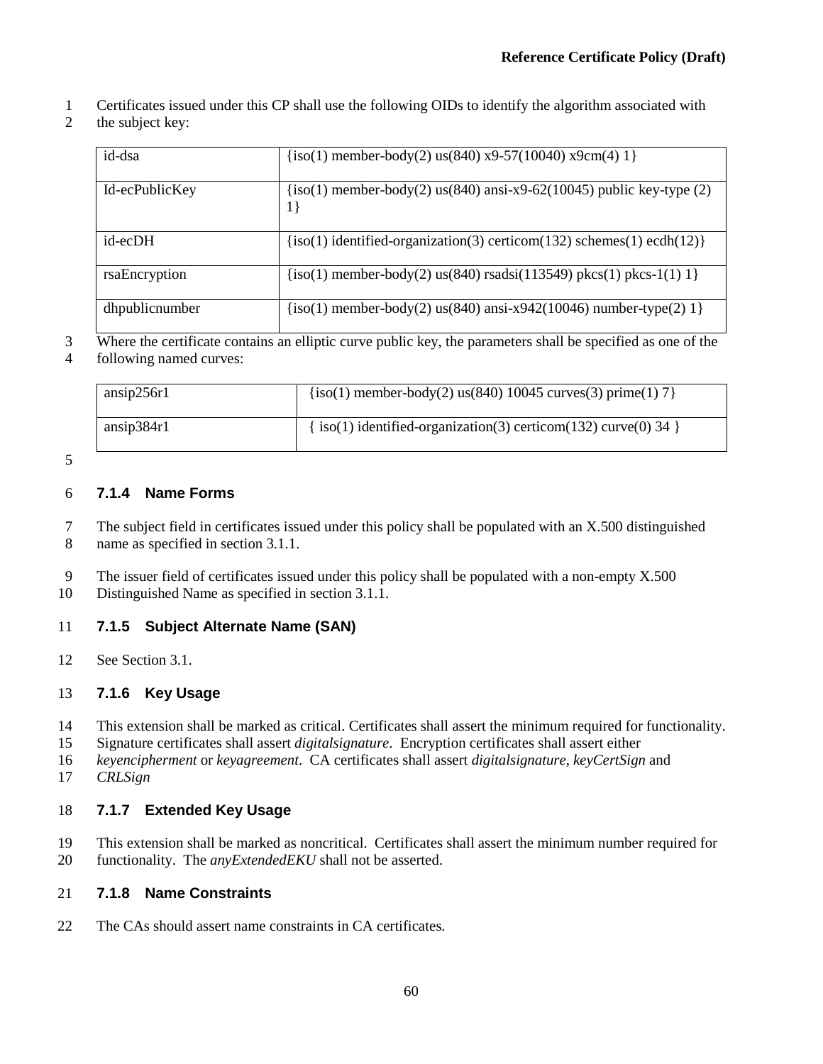Certificates issued under this CP shall use the following OIDs to identify the algorithm associated with the subject key:

| | |
|---|---|
| id-dsa | {iso(1) member-body(2) us(840) x9-57(10040) x9cm(4) 1} |
| Id-ecPublicKey | {iso(1) member-body(2) us(840) ansi-x9-62(10045) public key-type (2) 1} |
| id-ecDH | {iso(1) identified-organization(3) certicom(132) schemes(1) ecdh(12)} |
| rsaEncryption | {iso(1) member-body(2) us(840) rsadsi(113549) pkcs(1) pkcs-1(1) 1} |
| dhpublicnumber | {iso(1) member-body(2) us(840) ansi-x942(10046) number-type(2) 1} |

Where the certificate contains an elliptic curve public key, the parameters shall be specified as one of the following named curves:

| | |
|---|---|
| ansip256r1 | {iso(1) member-body(2) us(840) 10045 curves(3) prime(1) 7} |
| ansip384r1 | { iso(1) identified-organization(3) certicom(132) curve(0) 34 } |

### 7.1.4 Name Forms

The subject field in certificates issued under this policy shall be populated with an X.500 distinguished name as specified in section 3.1.1.

The issuer field of certificates issued under this policy shall be populated with a non-empty X.500 Distinguished Name as specified in section 3.1.1.

### 7.1.5 Subject Alternate Name (SAN)

See Section 3.1.

### 7.1.6 Key Usage

This extension shall be marked as critical. Certificates shall assert the minimum required for functionality. Signature certificates shall assert *digitalsignature*. Encryption certificates shall assert either *keyencipherment* or *keyagreement*. CA certificates shall assert *digitalsignature*, *keyCertSign* and *CRLSign*

### 7.1.7 Extended Key Usage

This extension shall be marked as noncritical. Certificates shall assert the minimum number required for functionality. The *anyExtendedEKU* shall not be asserted.

### 7.1.8 Name Constraints

The CAs should assert name constraints in CA certificates.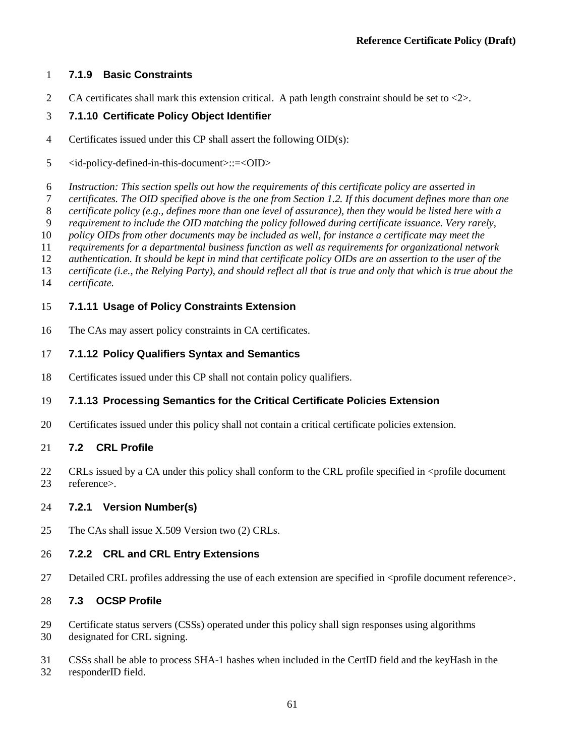### 7.1.9 Basic Constraints

CA certificates shall mark this extension critical. A path length constraint should be set to <2>.

### 7.1.10 Certificate Policy Object Identifier

Certificates issued under this CP shall assert the following OID(s):

<id-policy-defined-in-this-document>::=<OID>

*Instruction: This section spells out how the requirements of this certificate policy are asserted in certificates. The OID specified above is the one from Section 1.2. If this document defines more than one certificate policy (e.g., defines more than one level of assurance), then they would be listed here with a requirement to include the OID matching the policy followed during certificate issuance. Very rarely, policy OIDs from other documents may be included as well, for instance a certificate may meet the requirements for a departmental business function as well as requirements for organizational network authentication. It should be kept in mind that certificate policy OIDs are an assertion to the user of the certificate (i.e., the Relying Party), and should reflect all that is true and only that which is true about the certificate.*

### 7.1.11 Usage of Policy Constraints Extension

The CAs may assert policy constraints in CA certificates.

### 7.1.12 Policy Qualifiers Syntax and Semantics

Certificates issued under this CP shall not contain policy qualifiers.

### 7.1.13 Processing Semantics for the Critical Certificate Policies Extension

Certificates issued under this policy shall not contain a critical certificate policies extension.

## 7.2 CRL Profile

CRLs issued by a CA under this policy shall conform to the CRL profile specified in <profile document reference>.

### 7.2.1 Version Number(s)

The CAs shall issue X.509 Version two (2) CRLs.

### 7.2.2 CRL and CRL Entry Extensions

Detailed CRL profiles addressing the use of each extension are specified in <profile document reference>.

## 7.3 OCSP Profile

Certificate status servers (CSSs) operated under this policy shall sign responses using algorithms designated for CRL signing.

CSSs shall be able to process SHA-1 hashes when included in the CertID field and the keyHash in the responderID field.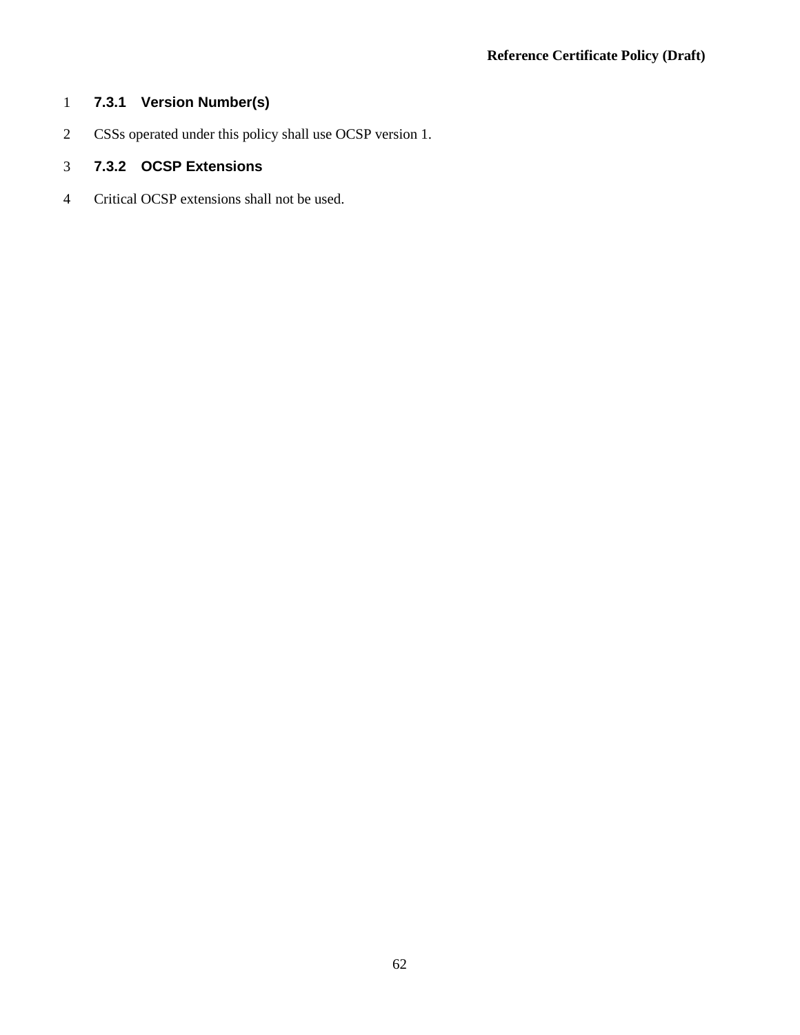### 7.3.1 Version Number(s)

CSSs operated under this policy shall use OCSP version 1.

### 7.3.2 OCSP Extensions

Critical OCSP extensions shall not be used.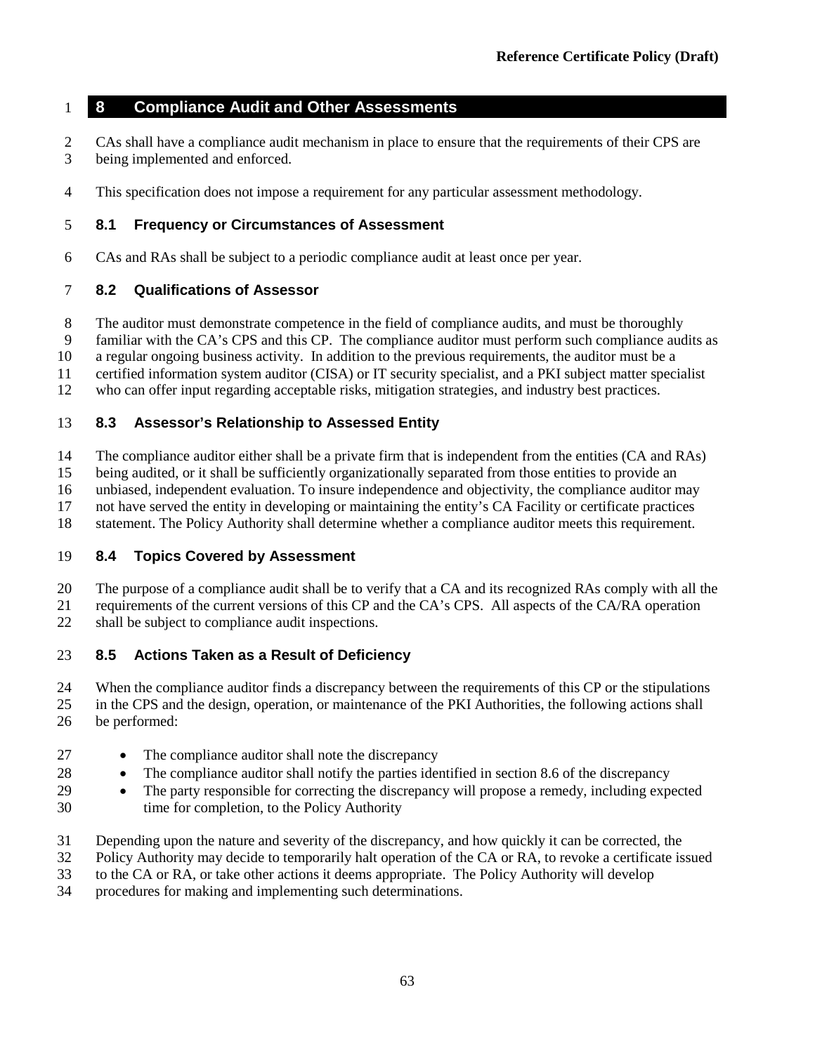# 8 Compliance Audit and Other Assessments

CAs shall have a compliance audit mechanism in place to ensure that the requirements of their CPS are being implemented and enforced.

This specification does not impose a requirement for any particular assessment methodology.

## 8.1 Frequency or Circumstances of Assessment

CAs and RAs shall be subject to a periodic compliance audit at least once per year.

## 8.2 Qualifications of Assessor

The auditor must demonstrate competence in the field of compliance audits, and must be thoroughly familiar with the CA's CPS and this CP. The compliance auditor must perform such compliance audits as a regular ongoing business activity. In addition to the previous requirements, the auditor must be a certified information system auditor (CISA) or IT security specialist, and a PKI subject matter specialist who can offer input regarding acceptable risks, mitigation strategies, and industry best practices.

## 8.3 Assessor's Relationship to Assessed Entity

The compliance auditor either shall be a private firm that is independent from the entities (CA and RAs) being audited, or it shall be sufficiently organizationally separated from those entities to provide an unbiased, independent evaluation. To insure independence and objectivity, the compliance auditor may not have served the entity in developing or maintaining the entity's CA Facility or certificate practices statement. The Policy Authority shall determine whether a compliance auditor meets this requirement.

## 8.4 Topics Covered by Assessment

The purpose of a compliance audit shall be to verify that a CA and its recognized RAs comply with all the requirements of the current versions of this CP and the CA's CPS. All aspects of the CA/RA operation shall be subject to compliance audit inspections.

## 8.5 Actions Taken as a Result of Deficiency

When the compliance auditor finds a discrepancy between the requirements of this CP or the stipulations in the CPS and the design, operation, or maintenance of the PKI Authorities, the following actions shall be performed:

- The compliance auditor shall note the discrepancy
- The compliance auditor shall notify the parties identified in section 8.6 of the discrepancy
- The party responsible for correcting the discrepancy will propose a remedy, including expected time for completion, to the Policy Authority

Depending upon the nature and severity of the discrepancy, and how quickly it can be corrected, the Policy Authority may decide to temporarily halt operation of the CA or RA, to revoke a certificate issued to the CA or RA, or take other actions it deems appropriate. The Policy Authority will develop procedures for making and implementing such determinations.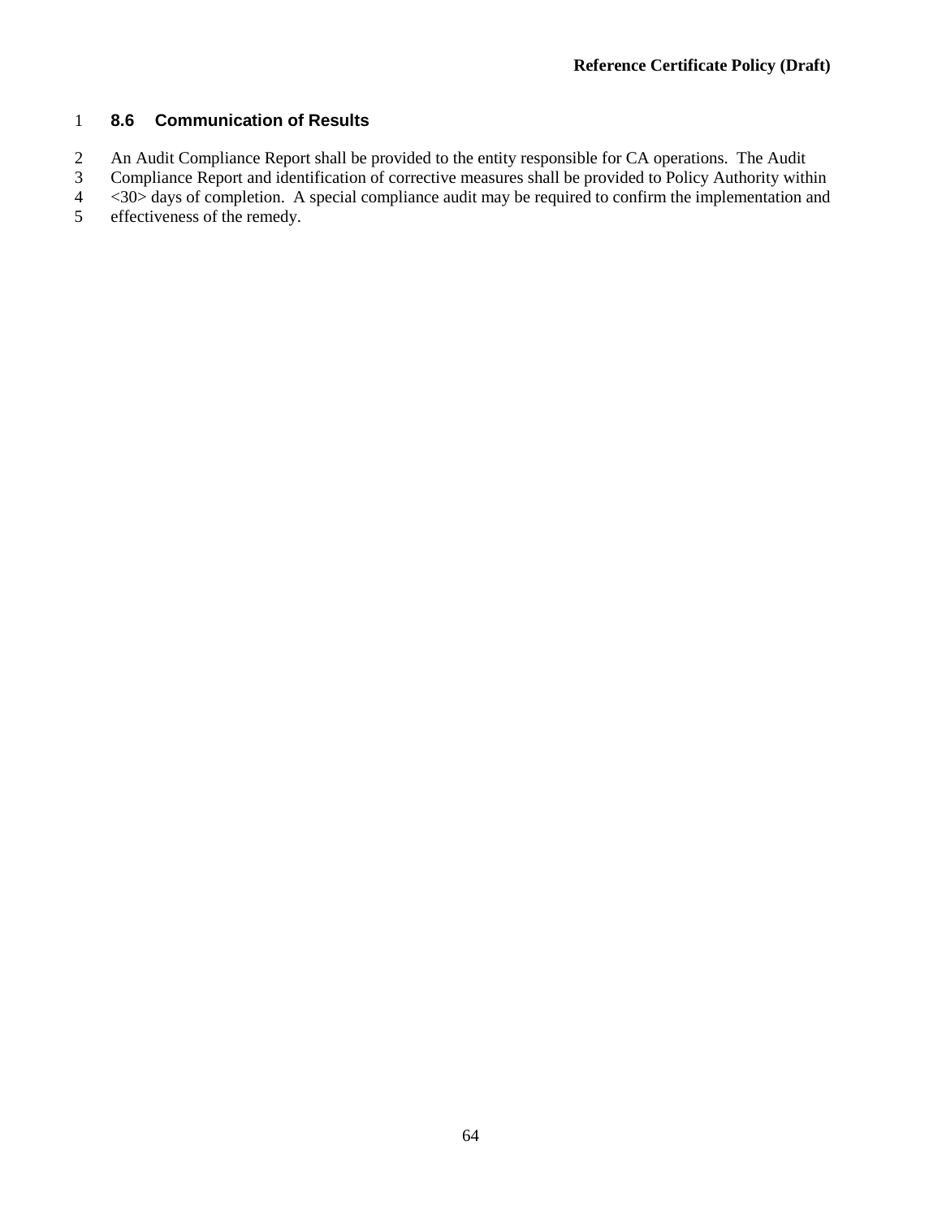## 8.6 Communication of Results

An Audit Compliance Report shall be provided to the entity responsible for CA operations. The Audit Compliance Report and identification of corrective measures shall be provided to Policy Authority within <30> days of completion. A special compliance audit may be required to confirm the implementation and effectiveness of the remedy.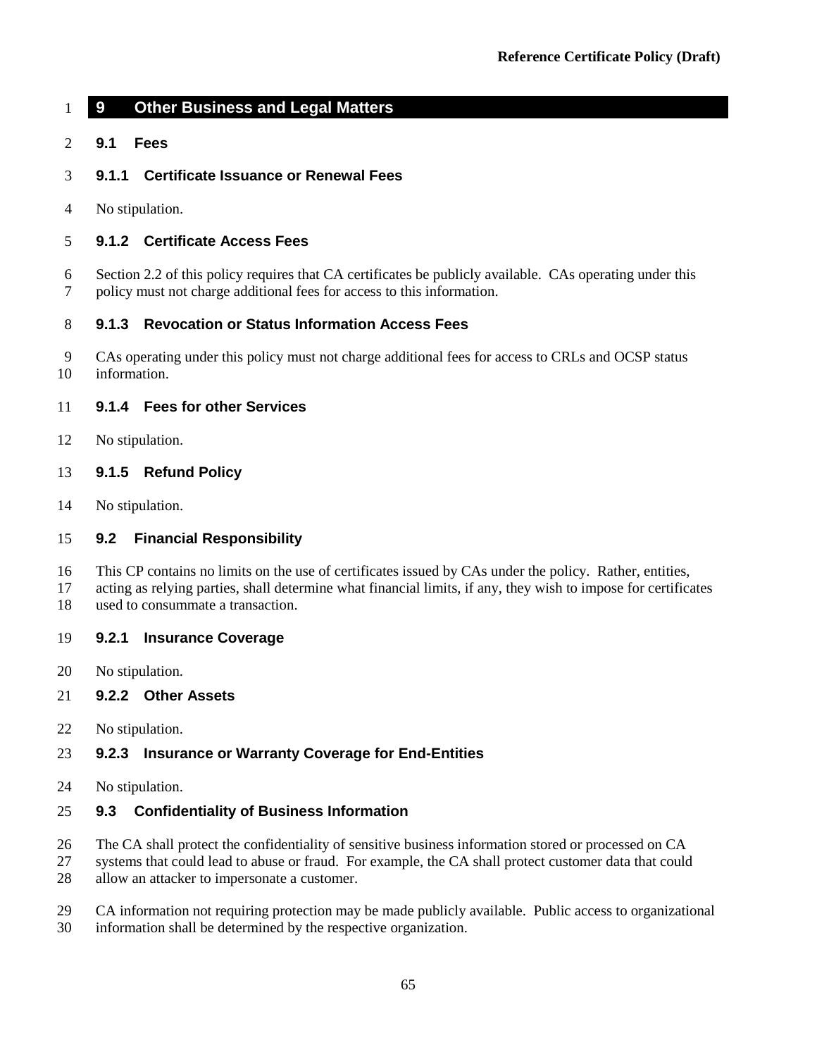# 9 Other Business and Legal Matters

## 9.1 Fees

### 9.1.1 Certificate Issuance or Renewal Fees

No stipulation.

### 9.1.2 Certificate Access Fees

Section 2.2 of this policy requires that CA certificates be publicly available. CAs operating under this policy must not charge additional fees for access to this information.

### 9.1.3 Revocation or Status Information Access Fees

CAs operating under this policy must not charge additional fees for access to CRLs and OCSP status information.

### 9.1.4 Fees for other Services

No stipulation.

### 9.1.5 Refund Policy

No stipulation.

## 9.2 Financial Responsibility

This CP contains no limits on the use of certificates issued by CAs under the policy. Rather, entities, acting as relying parties, shall determine what financial limits, if any, they wish to impose for certificates used to consummate a transaction.

### 9.2.1 Insurance Coverage

No stipulation.

### 9.2.2 Other Assets

No stipulation.

### 9.2.3 Insurance or Warranty Coverage for End-Entities

No stipulation.

## 9.3 Confidentiality of Business Information

The CA shall protect the confidentiality of sensitive business information stored or processed on CA systems that could lead to abuse or fraud. For example, the CA shall protect customer data that could allow an attacker to impersonate a customer.

CA information not requiring protection may be made publicly available. Public access to organizational information shall be determined by the respective organization.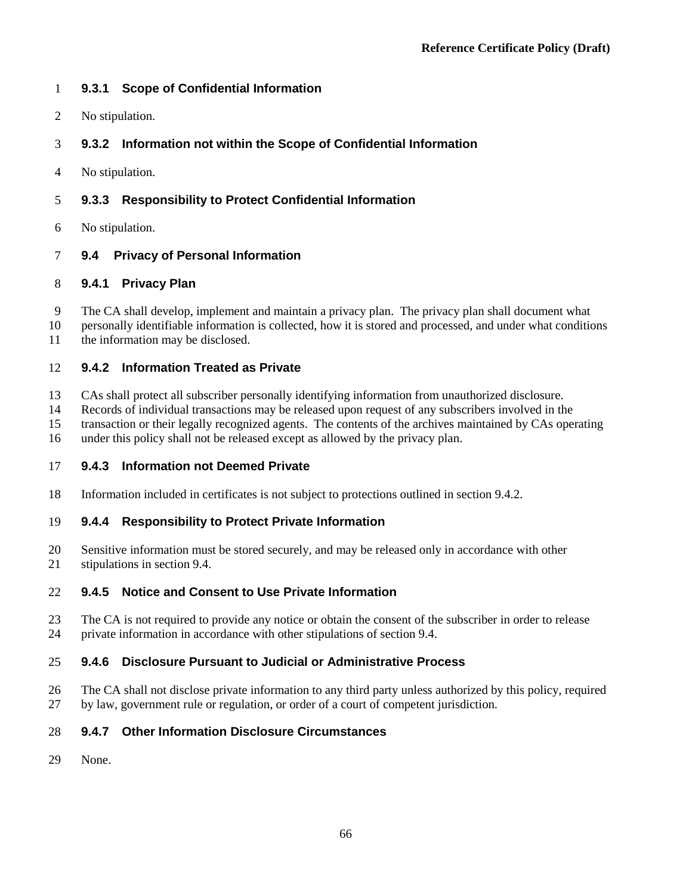### 9.3.1 Scope of Confidential Information

No stipulation.

### 9.3.2 Information not within the Scope of Confidential Information

No stipulation.

### 9.3.3 Responsibility to Protect Confidential Information

No stipulation.

## 9.4 Privacy of Personal Information

### 9.4.1 Privacy Plan

The CA shall develop, implement and maintain a privacy plan. The privacy plan shall document what personally identifiable information is collected, how it is stored and processed, and under what conditions the information may be disclosed.

### 9.4.2 Information Treated as Private

CAs shall protect all subscriber personally identifying information from unauthorized disclosure. Records of individual transactions may be released upon request of any subscribers involved in the transaction or their legally recognized agents. The contents of the archives maintained by CAs operating under this policy shall not be released except as allowed by the privacy plan.

### 9.4.3 Information not Deemed Private

Information included in certificates is not subject to protections outlined in section 9.4.2.

### 9.4.4 Responsibility to Protect Private Information

Sensitive information must be stored securely, and may be released only in accordance with other stipulations in section 9.4.

### 9.4.5 Notice and Consent to Use Private Information

The CA is not required to provide any notice or obtain the consent of the subscriber in order to release private information in accordance with other stipulations of section 9.4.

### 9.4.6 Disclosure Pursuant to Judicial or Administrative Process

The CA shall not disclose private information to any third party unless authorized by this policy, required by law, government rule or regulation, or order of a court of competent jurisdiction.

### 9.4.7 Other Information Disclosure Circumstances

None.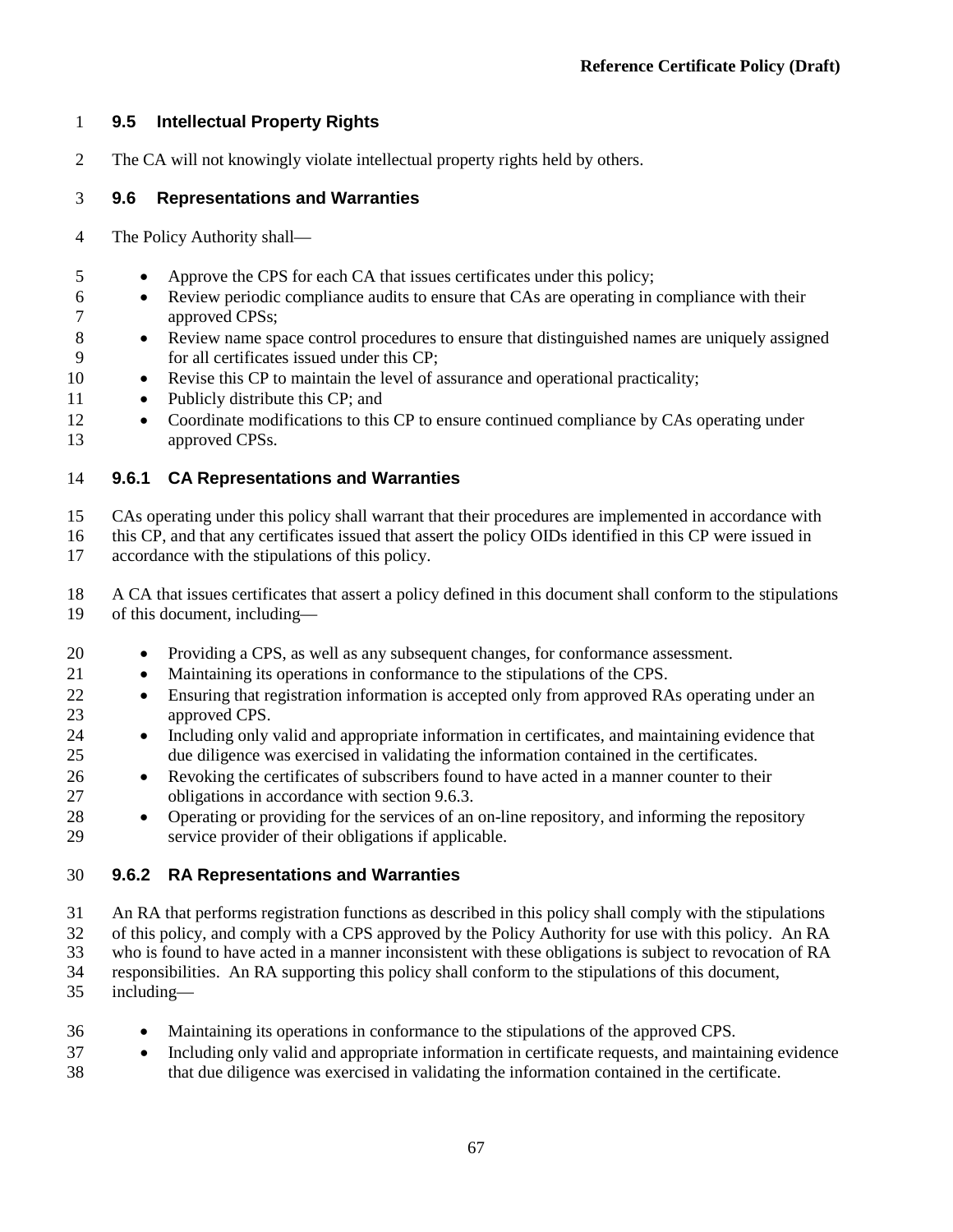### 9.5 Intellectual Property Rights

The CA will not knowingly violate intellectual property rights held by others.

### 9.6 Representations and Warranties

The Policy Authority shall—

- Approve the CPS for each CA that issues certificates under this policy;
- Review periodic compliance audits to ensure that CAs are operating in compliance with their approved CPSs;
- Review name space control procedures to ensure that distinguished names are uniquely assigned for all certificates issued under this CP;
- Revise this CP to maintain the level of assurance and operational practicality;
- Publicly distribute this CP; and
- Coordinate modifications to this CP to ensure continued compliance by CAs operating under approved CPSs.

#### 9.6.1 CA Representations and Warranties

CAs operating under this policy shall warrant that their procedures are implemented in accordance with this CP, and that any certificates issued that assert the policy OIDs identified in this CP were issued in accordance with the stipulations of this policy.

A CA that issues certificates that assert a policy defined in this document shall conform to the stipulations of this document, including—

- Providing a CPS, as well as any subsequent changes, for conformance assessment.
- Maintaining its operations in conformance to the stipulations of the CPS.
- Ensuring that registration information is accepted only from approved RAs operating under an approved CPS.
- Including only valid and appropriate information in certificates, and maintaining evidence that due diligence was exercised in validating the information contained in the certificates.
- Revoking the certificates of subscribers found to have acted in a manner counter to their obligations in accordance with section 9.6.3.
- Operating or providing for the services of an on-line repository, and informing the repository service provider of their obligations if applicable.

#### 9.6.2 RA Representations and Warranties

An RA that performs registration functions as described in this policy shall comply with the stipulations of this policy, and comply with a CPS approved by the Policy Authority for use with this policy. An RA who is found to have acted in a manner inconsistent with these obligations is subject to revocation of RA responsibilities. An RA supporting this policy shall conform to the stipulations of this document, including—

- Maintaining its operations in conformance to the stipulations of the approved CPS.
- Including only valid and appropriate information in certificate requests, and maintaining evidence that due diligence was exercised in validating the information contained in the certificate.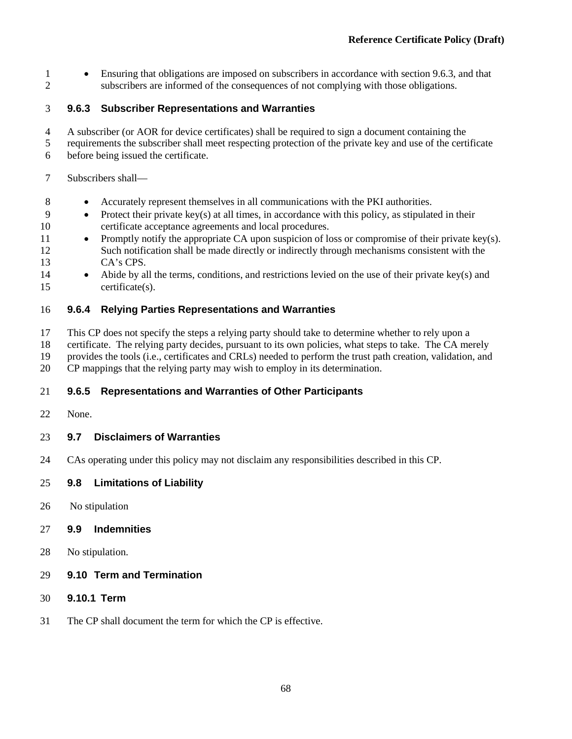- Ensuring that obligations are imposed on subscribers in accordance with section 9.6.3, and that subscribers are informed of the consequences of not complying with those obligations.

### 9.6.3 Subscriber Representations and Warranties

A subscriber (or AOR for device certificates) shall be required to sign a document containing the requirements the subscriber shall meet respecting protection of the private key and use of the certificate before being issued the certificate.

Subscribers shall—

- Accurately represent themselves in all communications with the PKI authorities.
- Protect their private key(s) at all times, in accordance with this policy, as stipulated in their certificate acceptance agreements and local procedures.
- Promptly notify the appropriate CA upon suspicion of loss or compromise of their private key(s). Such notification shall be made directly or indirectly through mechanisms consistent with the CA's CPS.
- Abide by all the terms, conditions, and restrictions levied on the use of their private key(s) and certificate(s).

### 9.6.4 Relying Parties Representations and Warranties

This CP does not specify the steps a relying party should take to determine whether to rely upon a certificate. The relying party decides, pursuant to its own policies, what steps to take. The CA merely provides the tools (i.e., certificates and CRLs) needed to perform the trust path creation, validation, and CP mappings that the relying party may wish to employ in its determination.

### 9.6.5 Representations and Warranties of Other Participants

None.

## 9.7 Disclaimers of Warranties

CAs operating under this policy may not disclaim any responsibilities described in this CP.

## 9.8 Limitations of Liability

No stipulation

## 9.9 Indemnities

No stipulation.

## 9.10 Term and Termination

### 9.10.1 Term

The CP shall document the term for which the CP is effective.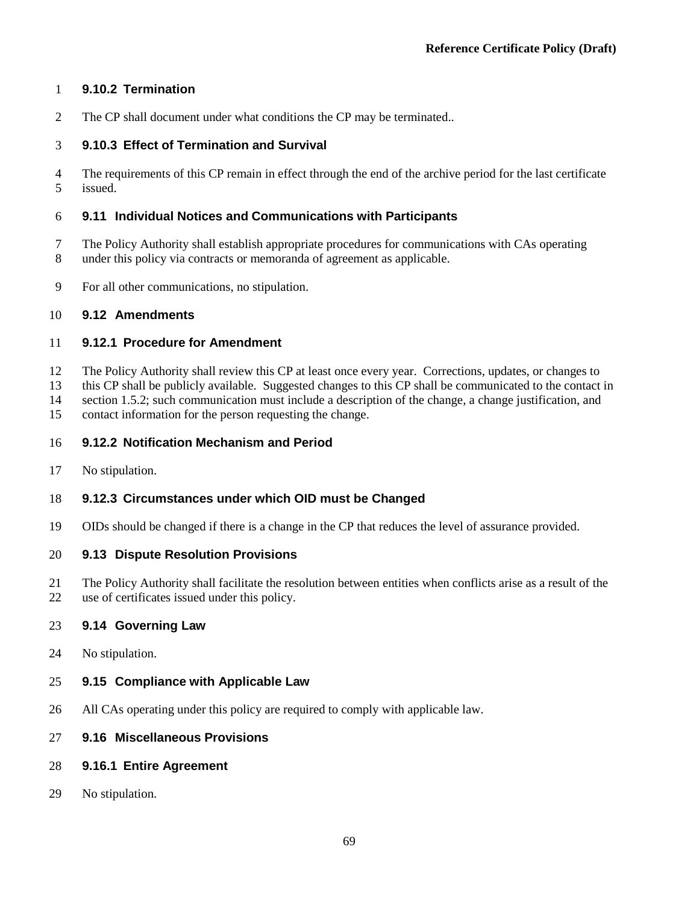### 9.10.2 Termination

The CP shall document under what conditions the CP may be terminated..

### 9.10.3 Effect of Termination and Survival

The requirements of this CP remain in effect through the end of the archive period for the last certificate issued.

## 9.11 Individual Notices and Communications with Participants

The Policy Authority shall establish appropriate procedures for communications with CAs operating under this policy via contracts or memoranda of agreement as applicable.

For all other communications, no stipulation.

## 9.12 Amendments

### 9.12.1 Procedure for Amendment

The Policy Authority shall review this CP at least once every year. Corrections, updates, or changes to this CP shall be publicly available. Suggested changes to this CP shall be communicated to the contact in section 1.5.2; such communication must include a description of the change, a change justification, and contact information for the person requesting the change.

### 9.12.2 Notification Mechanism and Period

No stipulation.

### 9.12.3 Circumstances under which OID must be Changed

OIDs should be changed if there is a change in the CP that reduces the level of assurance provided.

## 9.13 Dispute Resolution Provisions

The Policy Authority shall facilitate the resolution between entities when conflicts arise as a result of the use of certificates issued under this policy.

## 9.14 Governing Law

No stipulation.

## 9.15 Compliance with Applicable Law

All CAs operating under this policy are required to comply with applicable law.

## 9.16 Miscellaneous Provisions

### 9.16.1 Entire Agreement

No stipulation.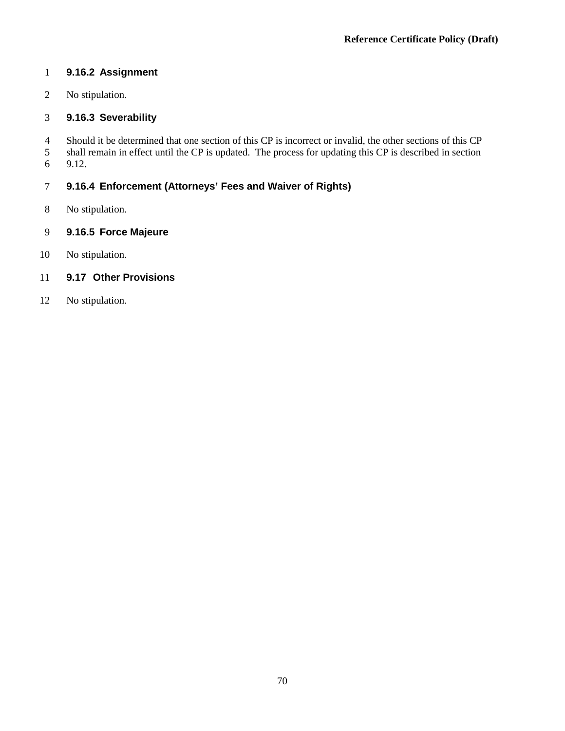### 9.16.2 Assignment

No stipulation.

### 9.16.3 Severability

Should it be determined that one section of this CP is incorrect or invalid, the other sections of this CP shall remain in effect until the CP is updated. The process for updating this CP is described in section 9.12.

### 9.16.4 Enforcement (Attorneys' Fees and Waiver of Rights)

No stipulation.

### 9.16.5 Force Majeure

No stipulation.

## 9.17 Other Provisions

No stipulation.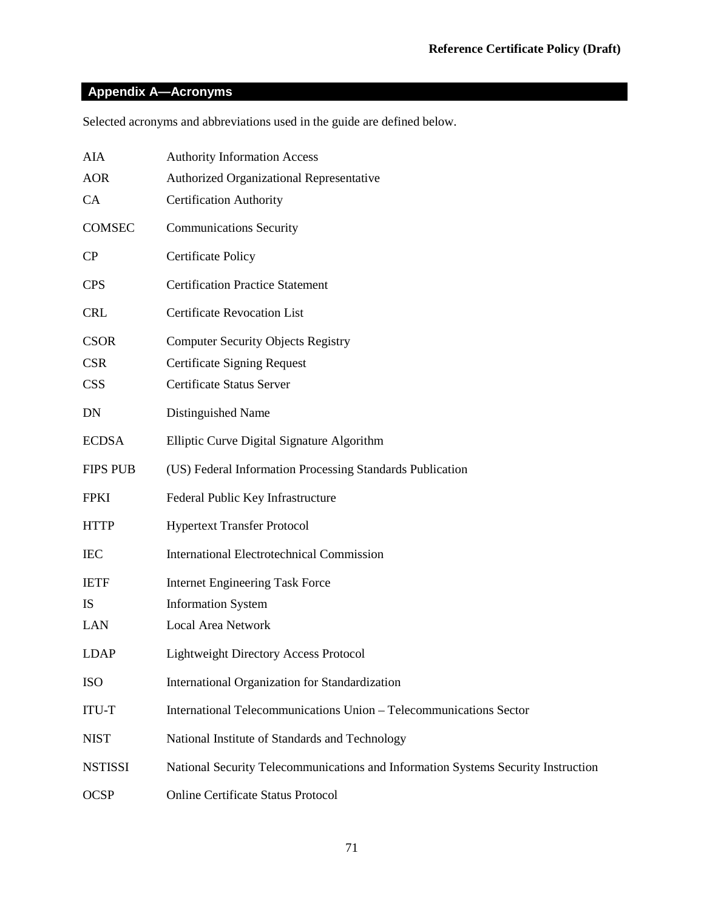## Appendix A—Acronyms

Selected acronyms and abbreviations used in the guide are defined below.

| | |
|---|---|
| AIA | Authority Information Access |
| AOR | Authorized Organizational Representative |
| CA | Certification Authority |
| COMSEC | Communications Security |
| CP | Certificate Policy |
| CPS | Certification Practice Statement |
| CRL | Certificate Revocation List |
| CSOR | Computer Security Objects Registry |
| CSR | Certificate Signing Request |
| CSS | Certificate Status Server |
| DN | Distinguished Name |
| ECDSA | Elliptic Curve Digital Signature Algorithm |
| FIPS PUB | (US) Federal Information Processing Standards Publication |
| FPKI | Federal Public Key Infrastructure |
| HTTP | Hypertext Transfer Protocol |
| IEC | International Electrotechnical Commission |
| IETF | Internet Engineering Task Force |
| IS | Information System |
| LAN | Local Area Network |
| LDAP | Lightweight Directory Access Protocol |
| ISO | International Organization for Standardization |
| ITU-T | International Telecommunications Union – Telecommunications Sector |
| NIST | National Institute of Standards and Technology |
| NSTISSI | National Security Telecommunications and Information Systems Security Instruction |
| OCSP | Online Certificate Status Protocol |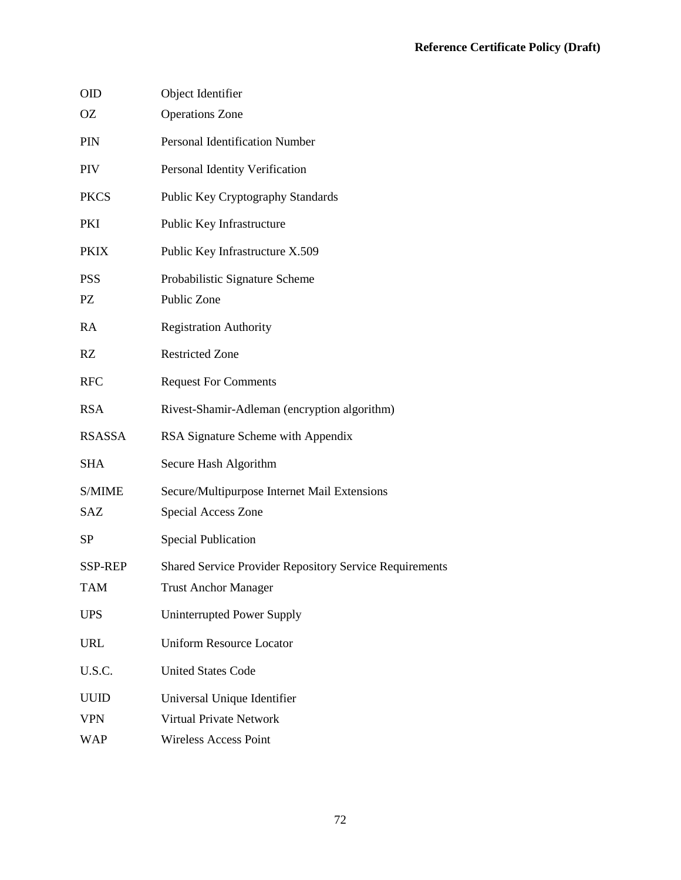| | |
|---|---|
| OID | Object Identifier |
| OZ | Operations Zone |
| PIN | Personal Identification Number |
| PIV | Personal Identity Verification |
| PKCS | Public Key Cryptography Standards |
| PKI | Public Key Infrastructure |
| PKIX | Public Key Infrastructure X.509 |
| PSS | Probabilistic Signature Scheme |
| PZ | Public Zone |
| RA | Registration Authority |
| RZ | Restricted Zone |
| RFC | Request For Comments |
| RSA | Rivest-Shamir-Adleman (encryption algorithm) |
| RSASSA | RSA Signature Scheme with Appendix |
| SHA | Secure Hash Algorithm |
| S/MIME | Secure/Multipurpose Internet Mail Extensions |
| SAZ | Special Access Zone |
| SP | Special Publication |
| SSP-REP | Shared Service Provider Repository Service Requirements |
| TAM | Trust Anchor Manager |
| UPS | Uninterrupted Power Supply |
| URL | Uniform Resource Locator |
| U.S.C. | United States Code |
| UUID | Universal Unique Identifier |
| VPN | Virtual Private Network |
| WAP | Wireless Access Point |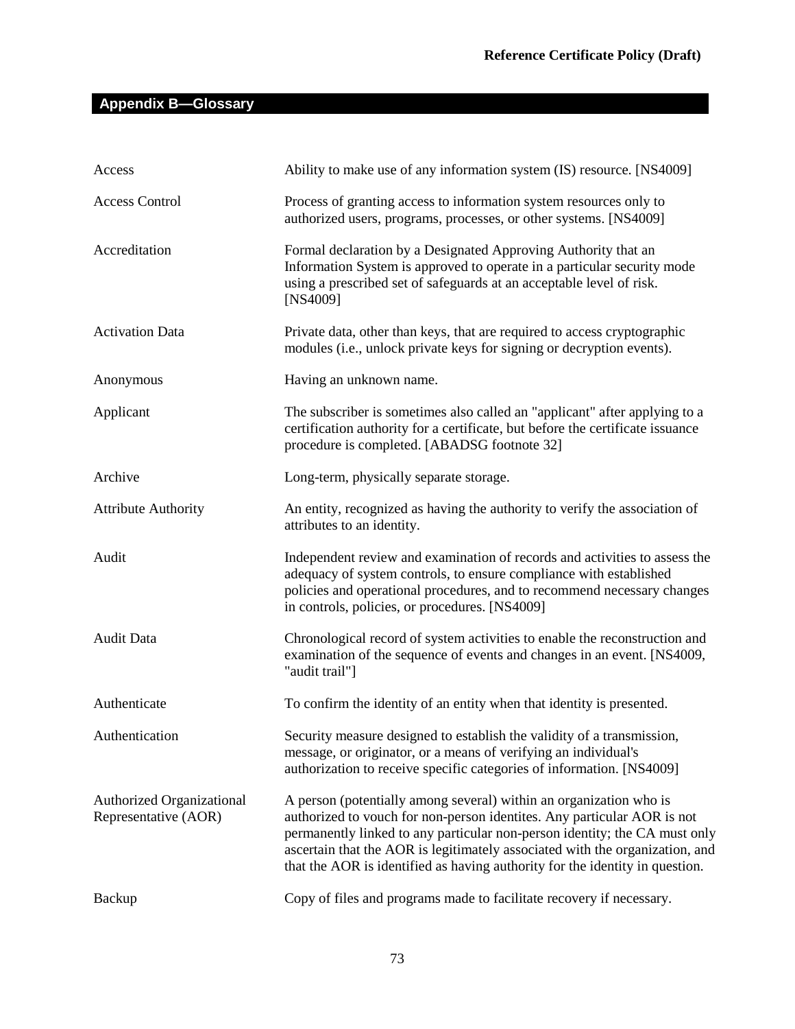## Appendix B—Glossary

| | |
|---|---|
| Access | Ability to make use of any information system (IS) resource. [NS4009] |
| Access Control | Process of granting access to information system resources only to authorized users, programs, processes, or other systems. [NS4009] |
| Accreditation | Formal declaration by a Designated Approving Authority that an Information System is approved to operate in a particular security mode using a prescribed set of safeguards at an acceptable level of risk. [NS4009] |
| Activation Data | Private data, other than keys, that are required to access cryptographic modules (i.e., unlock private keys for signing or decryption events). |
| Anonymous | Having an unknown name. |
| Applicant | The subscriber is sometimes also called an "applicant" after applying to a certification authority for a certificate, but before the certificate issuance procedure is completed. [ABADSG footnote 32] |
| Archive | Long-term, physically separate storage. |
| Attribute Authority | An entity, recognized as having the authority to verify the association of attributes to an identity. |
| Audit | Independent review and examination of records and activities to assess the adequacy of system controls, to ensure compliance with established policies and operational procedures, and to recommend necessary changes in controls, policies, or procedures. [NS4009] |
| Audit Data | Chronological record of system activities to enable the reconstruction and examination of the sequence of events and changes in an event. [NS4009, "audit trail"] |
| Authenticate | To confirm the identity of an entity when that identity is presented. |
| Authentication | Security measure designed to establish the validity of a transmission, message, or originator, or a means of verifying an individual's authorization to receive specific categories of information. [NS4009] |
| Authorized Organizational Representative (AOR) | A person (potentially among several) within an organization who is authorized to vouch for non-person identites. Any particular AOR is not permanently linked to any particular non-person identity; the CA must only ascertain that the AOR is legitimately associated with the organization, and that the AOR is identified as having authority for the identity in question. |
| Backup | Copy of files and programs made to facilitate recovery if necessary. |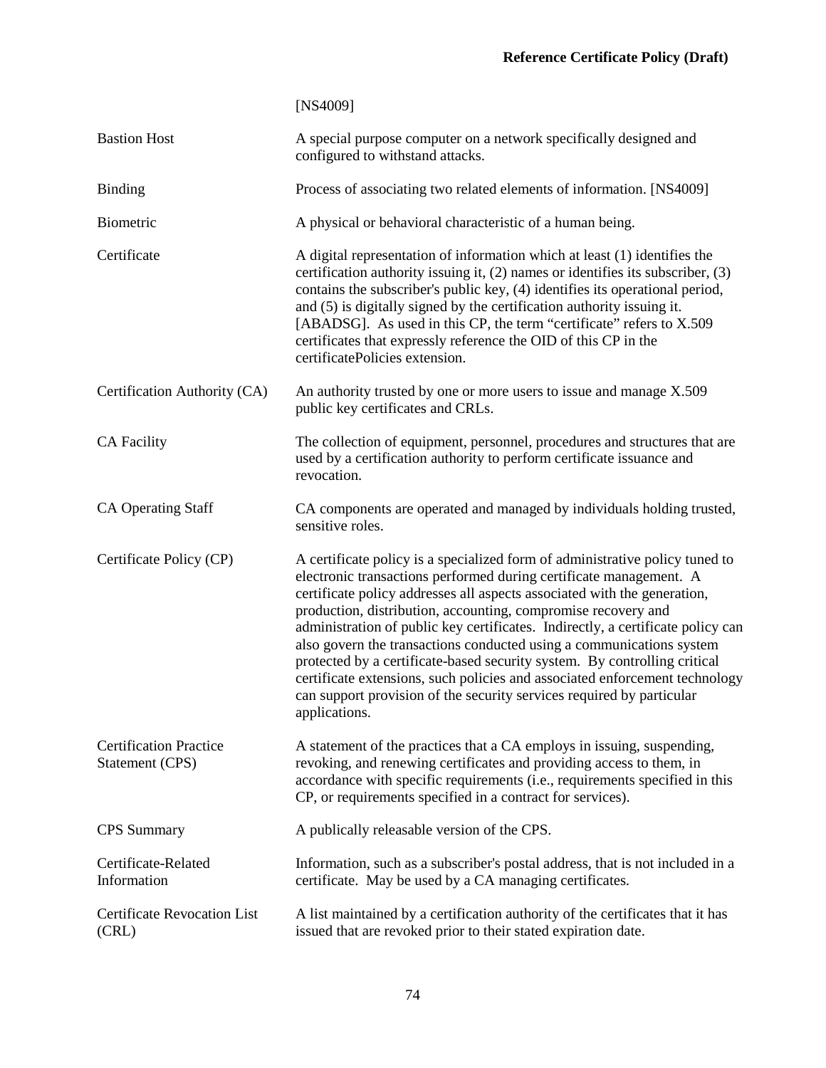| | |
|---|---|
| | [NS4009] |
| Bastion Host | A special purpose computer on a network specifically designed and configured to withstand attacks. |
| Binding | Process of associating two related elements of information. [NS4009] |
| Biometric | A physical or behavioral characteristic of a human being. |
| Certificate | A digital representation of information which at least (1) identifies the certification authority issuing it, (2) names or identifies its subscriber, (3) contains the subscriber's public key, (4) identifies its operational period, and (5) is digitally signed by the certification authority issuing it. [ABADSG]. As used in this CP, the term "certificate" refers to X.509 certificates that expressly reference the OID of this CP in the certificatePolicies extension. |
| Certification Authority (CA) | An authority trusted by one or more users to issue and manage X.509 public key certificates and CRLs. |
| CA Facility | The collection of equipment, personnel, procedures and structures that are used by a certification authority to perform certificate issuance and revocation. |
| CA Operating Staff | CA components are operated and managed by individuals holding trusted, sensitive roles. |
| Certificate Policy (CP) | A certificate policy is a specialized form of administrative policy tuned to electronic transactions performed during certificate management. A certificate policy addresses all aspects associated with the generation, production, distribution, accounting, compromise recovery and administration of public key certificates. Indirectly, a certificate policy can also govern the transactions conducted using a communications system protected by a certificate-based security system. By controlling critical certificate extensions, such policies and associated enforcement technology can support provision of the security services required by particular applications. |
| Certification Practice Statement (CPS) | A statement of the practices that a CA employs in issuing, suspending, revoking, and renewing certificates and providing access to them, in accordance with specific requirements (i.e., requirements specified in this CP, or requirements specified in a contract for services). |
| CPS Summary | A publically releasable version of the CPS. |
| Certificate-Related Information | Information, such as a subscriber's postal address, that is not included in a certificate. May be used by a CA managing certificates. |
| Certificate Revocation List (CRL) | A list maintained by a certification authority of the certificates that it has issued that are revoked prior to their stated expiration date. |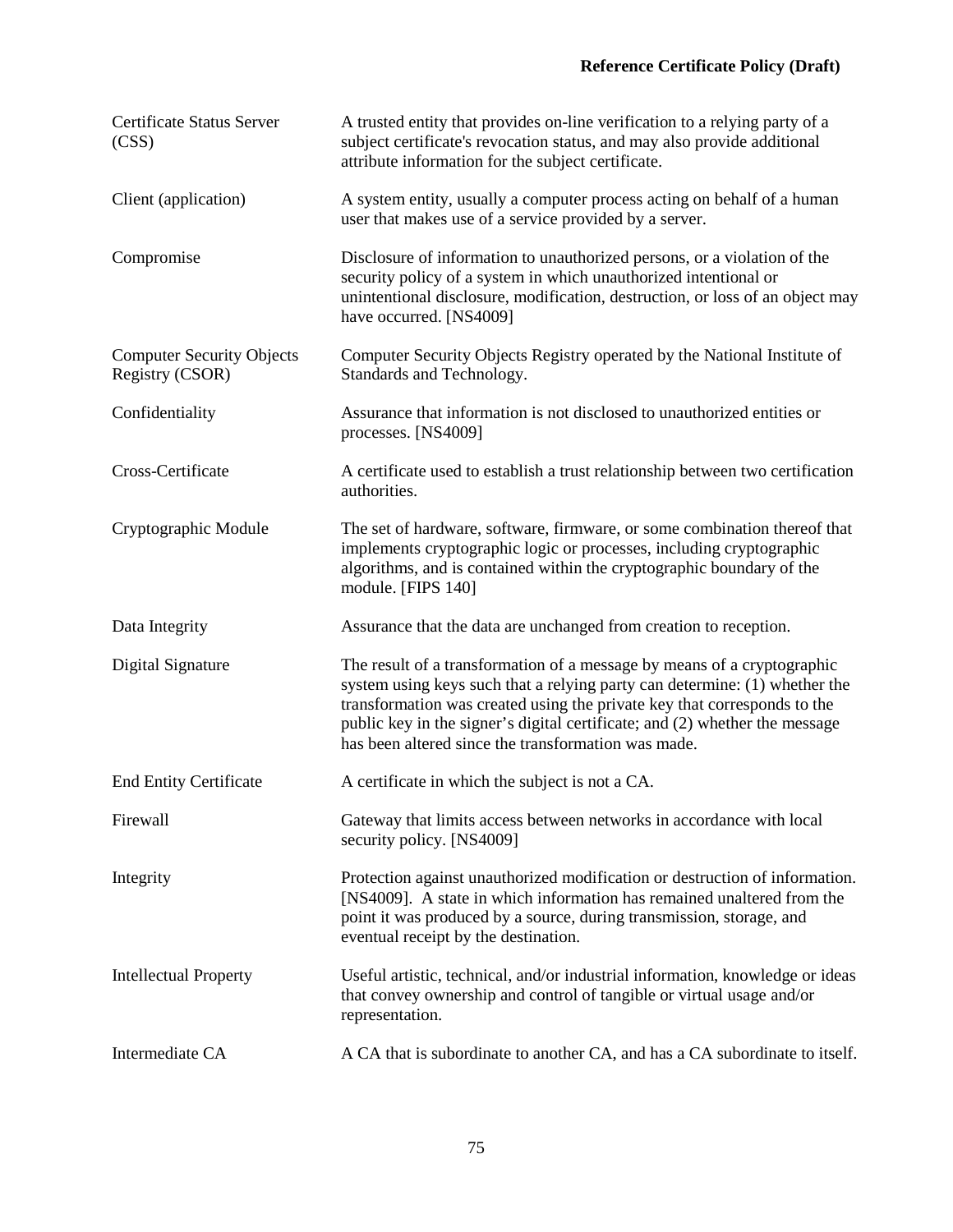| | |
|---|---|
| Certificate Status Server (CSS) | A trusted entity that provides on-line verification to a relying party of a subject certificate's revocation status, and may also provide additional attribute information for the subject certificate. |
| Client (application) | A system entity, usually a computer process acting on behalf of a human user that makes use of a service provided by a server. |
| Compromise | Disclosure of information to unauthorized persons, or a violation of the security policy of a system in which unauthorized intentional or unintentional disclosure, modification, destruction, or loss of an object may have occurred. [NS4009] |
| Computer Security Objects Registry (CSOR) | Computer Security Objects Registry operated by the National Institute of Standards and Technology. |
| Confidentiality | Assurance that information is not disclosed to unauthorized entities or processes. [NS4009] |
| Cross-Certificate | A certificate used to establish a trust relationship between two certification authorities. |
| Cryptographic Module | The set of hardware, software, firmware, or some combination thereof that implements cryptographic logic or processes, including cryptographic algorithms, and is contained within the cryptographic boundary of the module. [FIPS 140] |
| Data Integrity | Assurance that the data are unchanged from creation to reception. |
| Digital Signature | The result of a transformation of a message by means of a cryptographic system using keys such that a relying party can determine: (1) whether the transformation was created using the private key that corresponds to the public key in the signer's digital certificate; and (2) whether the message has been altered since the transformation was made. |
| End Entity Certificate | A certificate in which the subject is not a CA. |
| Firewall | Gateway that limits access between networks in accordance with local security policy. [NS4009] |
| Integrity | Protection against unauthorized modification or destruction of information. [NS4009]. A state in which information has remained unaltered from the point it was produced by a source, during transmission, storage, and eventual receipt by the destination. |
| Intellectual Property | Useful artistic, technical, and/or industrial information, knowledge or ideas that convey ownership and control of tangible or virtual usage and/or representation. |
| Intermediate CA | A CA that is subordinate to another CA, and has a CA subordinate to itself. |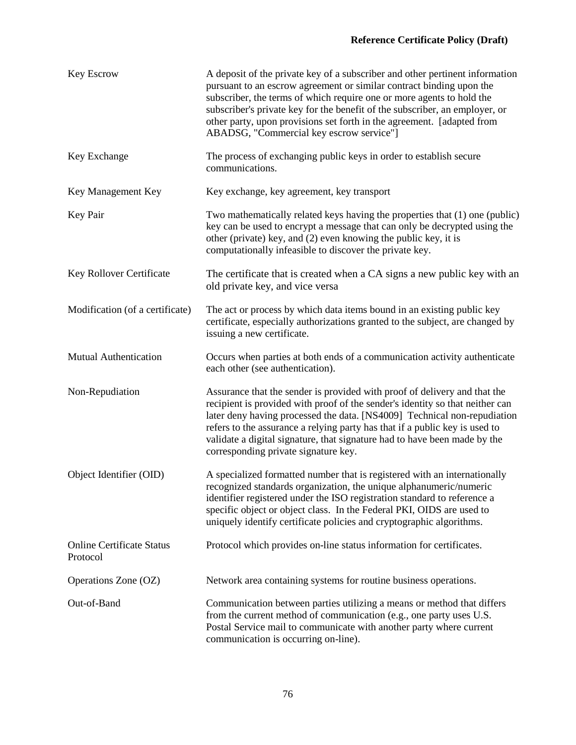| | |
|---|---|
| Key Escrow | A deposit of the private key of a subscriber and other pertinent information pursuant to an escrow agreement or similar contract binding upon the subscriber, the terms of which require one or more agents to hold the subscriber's private key for the benefit of the subscriber, an employer, or other party, upon provisions set forth in the agreement. [adapted from ABADSG, "Commercial key escrow service"] |
| Key Exchange | The process of exchanging public keys in order to establish secure communications. |
| Key Management Key | Key exchange, key agreement, key transport |
| Key Pair | Two mathematically related keys having the properties that (1) one (public) key can be used to encrypt a message that can only be decrypted using the other (private) key, and (2) even knowing the public key, it is computationally infeasible to discover the private key. |
| Key Rollover Certificate | The certificate that is created when a CA signs a new public key with an old private key, and vice versa |
| Modification (of a certificate) | The act or process by which data items bound in an existing public key certificate, especially authorizations granted to the subject, are changed by issuing a new certificate. |
| Mutual Authentication | Occurs when parties at both ends of a communication activity authenticate each other (see authentication). |
| Non-Repudiation | Assurance that the sender is provided with proof of delivery and that the recipient is provided with proof of the sender's identity so that neither can later deny having processed the data. [NS4009] Technical non-repudiation refers to the assurance a relying party has that if a public key is used to validate a digital signature, that signature had to have been made by the corresponding private signature key. |
| Object Identifier (OID) | A specialized formatted number that is registered with an internationally recognized standards organization, the unique alphanumeric/numeric identifier registered under the ISO registration standard to reference a specific object or object class. In the Federal PKI, OIDS are used to uniquely identify certificate policies and cryptographic algorithms. |
| Online Certificate Status Protocol | Protocol which provides on-line status information for certificates. |
| Operations Zone (OZ) | Network area containing systems for routine business operations. |
| Out-of-Band | Communication between parties utilizing a means or method that differs from the current method of communication (e.g., one party uses U.S. Postal Service mail to communicate with another party where current communication is occurring on-line). |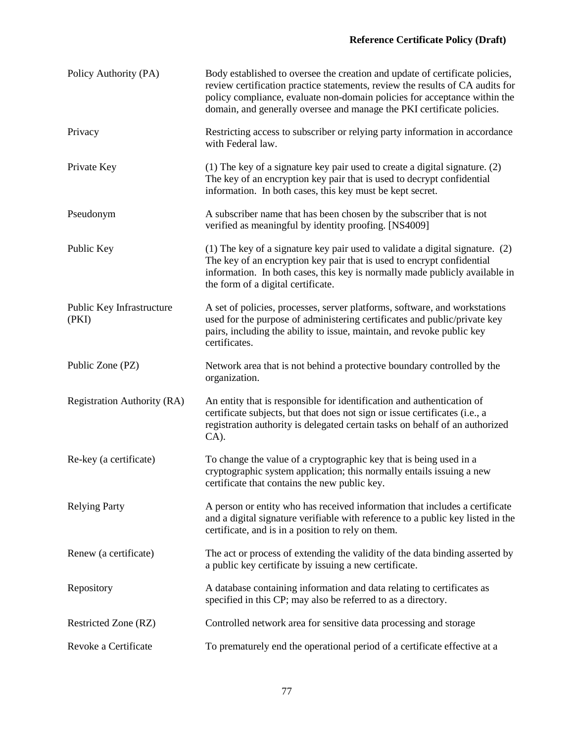| | |
|---|---|
| Policy Authority (PA) | Body established to oversee the creation and update of certificate policies, review certification practice statements, review the results of CA audits for policy compliance, evaluate non-domain policies for acceptance within the domain, and generally oversee and manage the PKI certificate policies. |
| Privacy | Restricting access to subscriber or relying party information in accordance with Federal law. |
| Private Key | (1) The key of a signature key pair used to create a digital signature. (2) The key of an encryption key pair that is used to decrypt confidential information. In both cases, this key must be kept secret. |
| Pseudonym | A subscriber name that has been chosen by the subscriber that is not verified as meaningful by identity proofing. [NS4009] |
| Public Key | (1) The key of a signature key pair used to validate a digital signature. (2) The key of an encryption key pair that is used to encrypt confidential information. In both cases, this key is normally made publicly available in the form of a digital certificate. |
| Public Key Infrastructure (PKI) | A set of policies, processes, server platforms, software, and workstations used for the purpose of administering certificates and public/private key pairs, including the ability to issue, maintain, and revoke public key certificates. |
| Public Zone (PZ) | Network area that is not behind a protective boundary controlled by the organization. |
| Registration Authority (RA) | An entity that is responsible for identification and authentication of certificate subjects, but that does not sign or issue certificates (i.e., a registration authority is delegated certain tasks on behalf of an authorized CA). |
| Re-key (a certificate) | To change the value of a cryptographic key that is being used in a cryptographic system application; this normally entails issuing a new certificate that contains the new public key. |
| Relying Party | A person or entity who has received information that includes a certificate and a digital signature verifiable with reference to a public key listed in the certificate, and is in a position to rely on them. |
| Renew (a certificate) | The act or process of extending the validity of the data binding asserted by a public key certificate by issuing a new certificate. |
| Repository | A database containing information and data relating to certificates as specified in this CP; may also be referred to as a directory. |
| Restricted Zone (RZ) | Controlled network area for sensitive data processing and storage |
| Revoke a Certificate | To prematurely end the operational period of a certificate effective at a |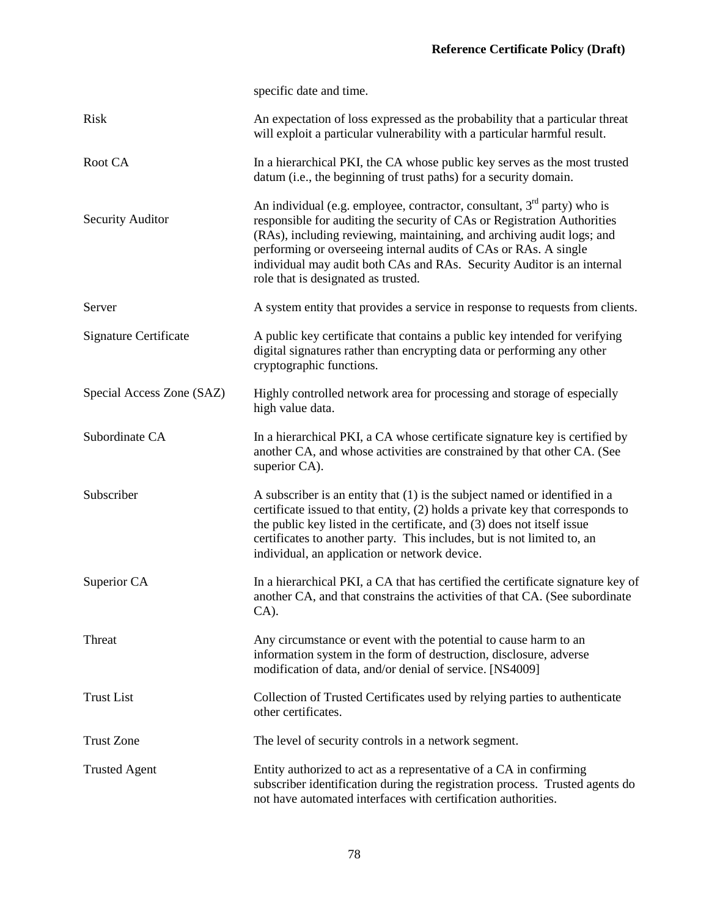| | |
|---|---|
| | specific date and time. |
| Risk | An expectation of loss expressed as the probability that a particular threat will exploit a particular vulnerability with a particular harmful result. |
| Root CA | In a hierarchical PKI, the CA whose public key serves as the most trusted datum (i.e., the beginning of trust paths) for a security domain. |
| Security Auditor | An individual (e.g. employee, contractor, consultant, 3rd party) who is responsible for auditing the security of CAs or Registration Authorities (RAs), including reviewing, maintaining, and archiving audit logs; and performing or overseeing internal audits of CAs or RAs. A single individual may audit both CAs and RAs. Security Auditor is an internal role that is designated as trusted. |
| Server | A system entity that provides a service in response to requests from clients. |
| Signature Certificate | A public key certificate that contains a public key intended for verifying digital signatures rather than encrypting data or performing any other cryptographic functions. |
| Special Access Zone (SAZ) | Highly controlled network area for processing and storage of especially high value data. |
| Subordinate CA | In a hierarchical PKI, a CA whose certificate signature key is certified by another CA, and whose activities are constrained by that other CA. (See superior CA). |
| Subscriber | A subscriber is an entity that (1) is the subject named or identified in a certificate issued to that entity, (2) holds a private key that corresponds to the public key listed in the certificate, and (3) does not itself issue certificates to another party. This includes, but is not limited to, an individual, an application or network device. |
| Superior CA | In a hierarchical PKI, a CA that has certified the certificate signature key of another CA, and that constrains the activities of that CA. (See subordinate CA). |
| Threat | Any circumstance or event with the potential to cause harm to an information system in the form of destruction, disclosure, adverse modification of data, and/or denial of service. [NS4009] |
| Trust List | Collection of Trusted Certificates used by relying parties to authenticate other certificates. |
| Trust Zone | The level of security controls in a network segment. |
| Trusted Agent | Entity authorized to act as a representative of a CA in confirming subscriber identification during the registration process. Trusted agents do not have automated interfaces with certification authorities. |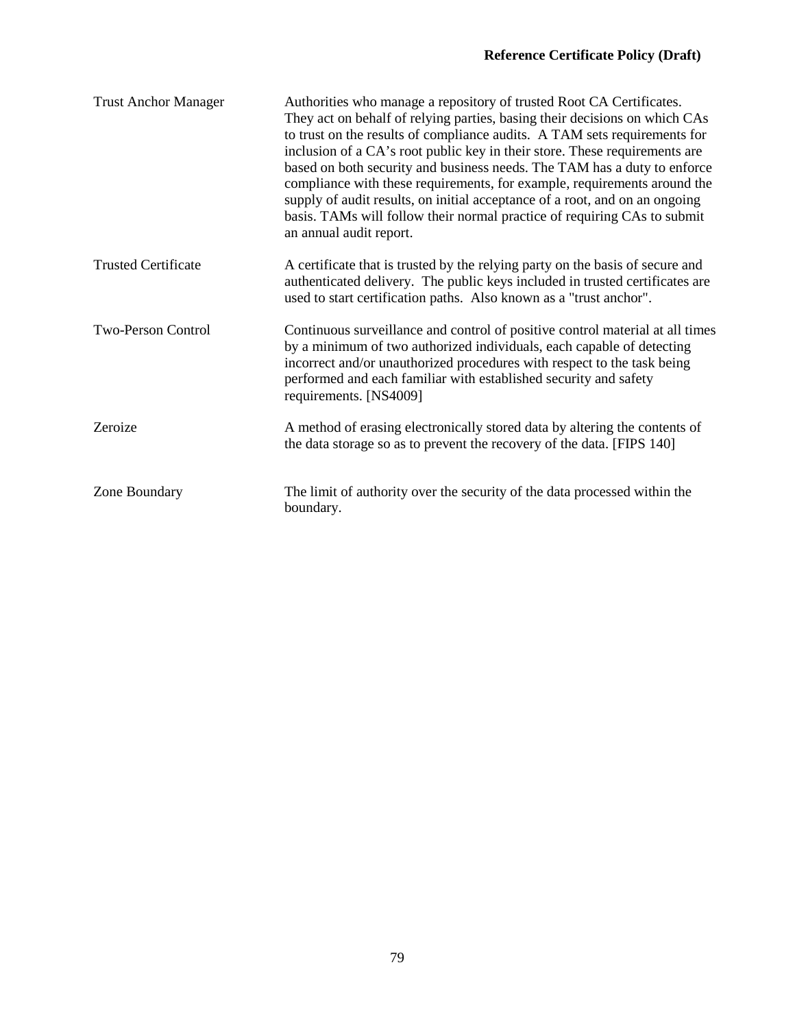| | |
|---|---|
| Trust Anchor Manager | Authorities who manage a repository of trusted Root CA Certificates. They act on behalf of relying parties, basing their decisions on which CAs to trust on the results of compliance audits. A TAM sets requirements for inclusion of a CA's root public key in their store. These requirements are based on both security and business needs. The TAM has a duty to enforce compliance with these requirements, for example, requirements around the supply of audit results, on initial acceptance of a root, and on an ongoing basis. TAMs will follow their normal practice of requiring CAs to submit an annual audit report. |
| Trusted Certificate | A certificate that is trusted by the relying party on the basis of secure and authenticated delivery. The public keys included in trusted certificates are used to start certification paths. Also known as a "trust anchor". |
| Two-Person Control | Continuous surveillance and control of positive control material at all times by a minimum of two authorized individuals, each capable of detecting incorrect and/or unauthorized procedures with respect to the task being performed and each familiar with established security and safety requirements. [NS4009] |
| Zeroize | A method of erasing electronically stored data by altering the contents of the data storage so as to prevent the recovery of the data. [FIPS 140] |
| Zone Boundary | The limit of authority over the security of the data processed within the boundary. |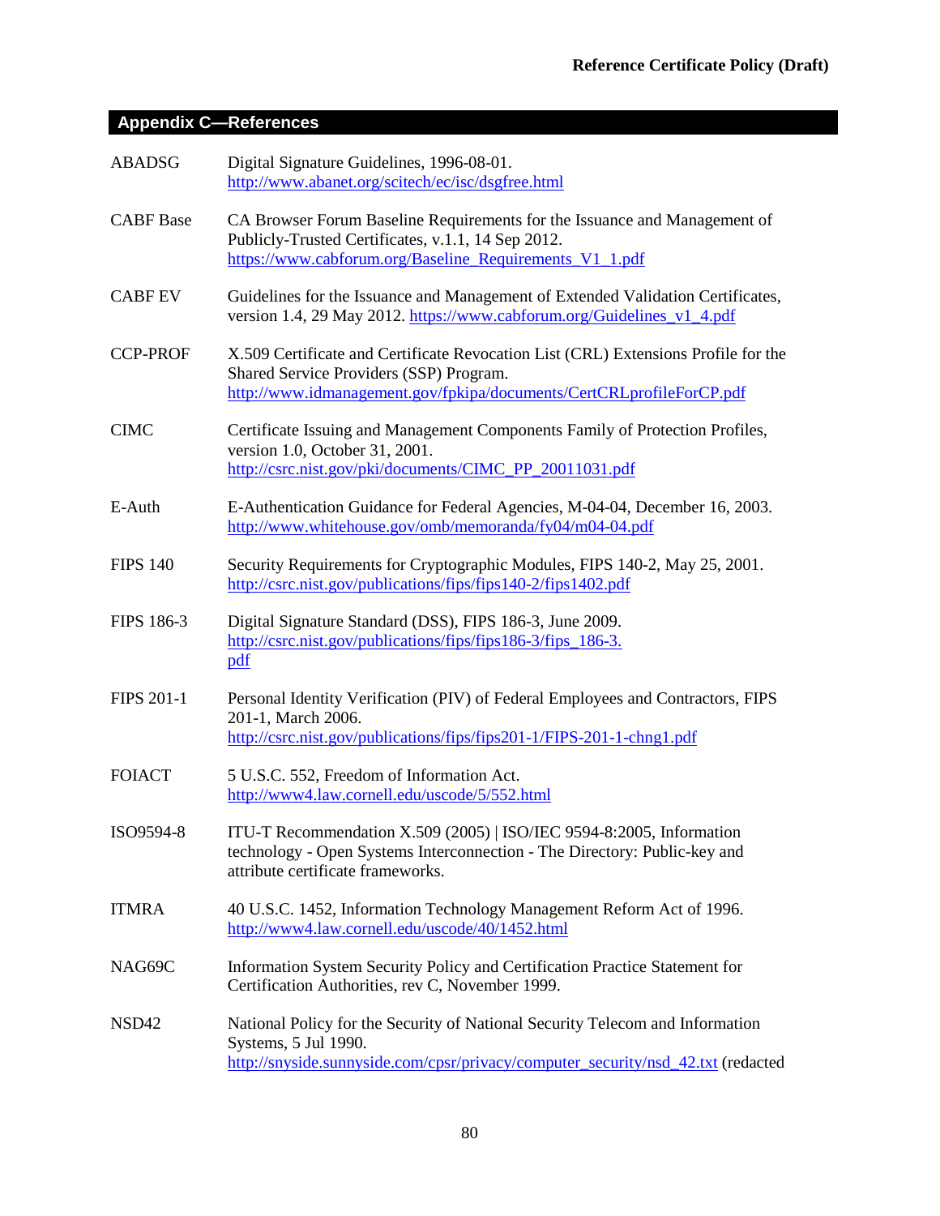## Appendix C—References

| | |
|---|---|
| ABADSG | Digital Signature Guidelines, 1996-08-01. http://www.abanet.org/scitech/ec/isc/dsgfree.html |
| CABF Base | CA Browser Forum Baseline Requirements for the Issuance and Management of Publicly-Trusted Certificates, v.1.1, 14 Sep 2012. https://www.cabforum.org/Baseline_Requirements_V1_1.pdf |
| CABF EV | Guidelines for the Issuance and Management of Extended Validation Certificates, version 1.4, 29 May 2012. https://www.cabforum.org/Guidelines_v1_4.pdf |
| CCP-PROF | X.509 Certificate and Certificate Revocation List (CRL) Extensions Profile for the Shared Service Providers (SSP) Program. http://www.idmanagement.gov/fpkipa/documents/CertCRLprofileForCP.pdf |
| CIMC | Certificate Issuing and Management Components Family of Protection Profiles, version 1.0, October 31, 2001. http://csrc.nist.gov/pki/documents/CIMC_PP_20011031.pdf |
| E-Auth | E-Authentication Guidance for Federal Agencies, M-04-04, December 16, 2003. http://www.whitehouse.gov/omb/memoranda/fy04/m04-04.pdf |
| FIPS 140 | Security Requirements for Cryptographic Modules, FIPS 140-2, May 25, 2001. http://csrc.nist.gov/publications/fips/fips140-2/fips1402.pdf |
| FIPS 186-3 | Digital Signature Standard (DSS), FIPS 186-3, June 2009. http://csrc.nist.gov/publications/fips/fips186-3/fips_186-3.pdf |
| FIPS 201-1 | Personal Identity Verification (PIV) of Federal Employees and Contractors, FIPS 201-1, March 2006. http://csrc.nist.gov/publications/fips/fips201-1/FIPS-201-1-chng1.pdf |
| FOIACT | 5 U.S.C. 552, Freedom of Information Act. http://www4.law.cornell.edu/uscode/5/552.html |
| ISO9594-8 | ITU-T Recommendation X.509 (2005) \| ISO/IEC 9594-8:2005, Information technology - Open Systems Interconnection - The Directory: Public-key and attribute certificate frameworks. |
| ITMRA | 40 U.S.C. 1452, Information Technology Management Reform Act of 1996. http://www4.law.cornell.edu/uscode/40/1452.html |
| NAG69C | Information System Security Policy and Certification Practice Statement for Certification Authorities, rev C, November 1999. |
| NSD42 | National Policy for the Security of National Security Telecom and Information Systems, 5 Jul 1990. http://snyside.sunnyside.com/cpsr/privacy/computer_security/nsd_42.txt (redacted |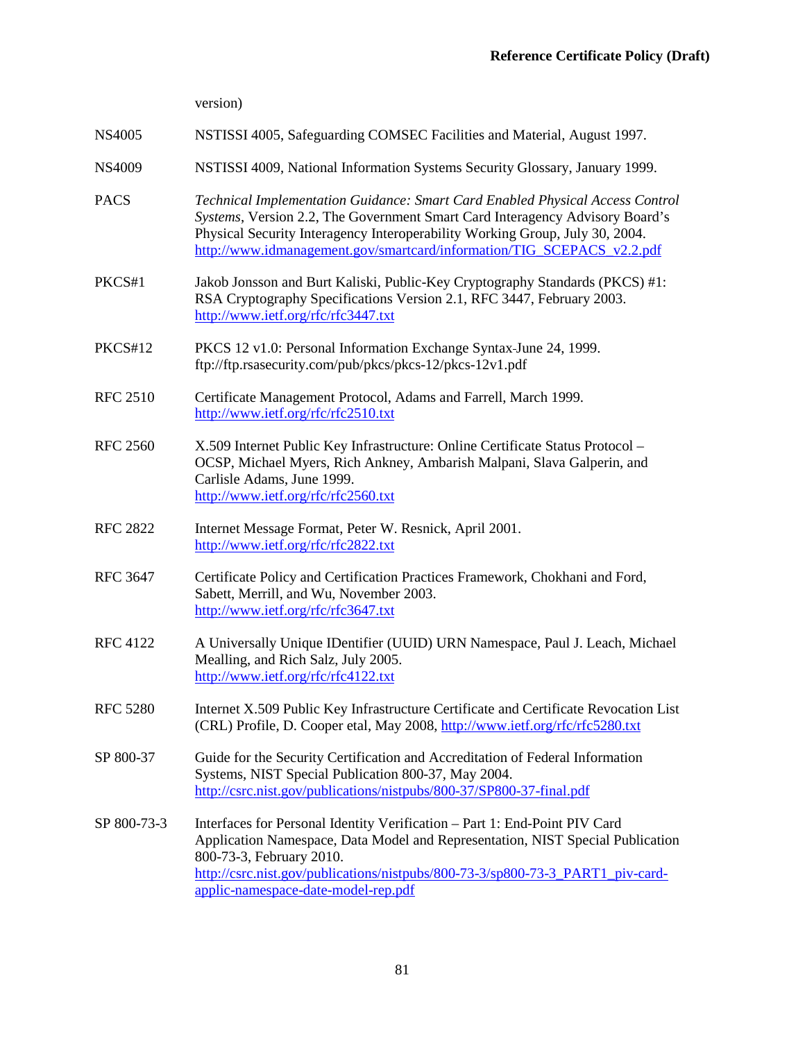version)

| | |
|---|---|
| NS4005 | NSTISSI 4005, Safeguarding COMSEC Facilities and Material, August 1997. |
| NS4009 | NSTISSI 4009, National Information Systems Security Glossary, January 1999. |
| PACS | *Technical Implementation Guidance: Smart Card Enabled Physical Access Control Systems*, Version 2.2, The Government Smart Card Interagency Advisory Board's Physical Security Interagency Interoperability Working Group, July 30, 2004. http://www.idmanagement.gov/smartcard/information/TIG_SCEPACS_v2.2.pdf |
| PKCS#1 | Jakob Jonsson and Burt Kaliski, Public-Key Cryptography Standards (PKCS) #1: RSA Cryptography Specifications Version 2.1, RFC 3447, February 2003. http://www.ietf.org/rfc/rfc3447.txt |
| PKCS#12 | PKCS 12 v1.0: Personal Information Exchange Syntax June 24, 1999. ftp://ftp.rsasecurity.com/pub/pkcs/pkcs-12/pkcs-12v1.pdf |
| RFC 2510 | Certificate Management Protocol, Adams and Farrell, March 1999. http://www.ietf.org/rfc/rfc2510.txt |
| RFC 2560 | X.509 Internet Public Key Infrastructure: Online Certificate Status Protocol – OCSP, Michael Myers, Rich Ankney, Ambarish Malpani, Slava Galperin, and Carlisle Adams, June 1999. http://www.ietf.org/rfc/rfc2560.txt |
| RFC 2822 | Internet Message Format, Peter W. Resnick, April 2001. http://www.ietf.org/rfc/rfc2822.txt |
| RFC 3647 | Certificate Policy and Certification Practices Framework, Chokhani and Ford, Sabett, Merrill, and Wu, November 2003. http://www.ietf.org/rfc/rfc3647.txt |
| RFC 4122 | A Universally Unique IDentifier (UUID) URN Namespace, Paul J. Leach, Michael Mealling, and Rich Salz, July 2005. http://www.ietf.org/rfc/rfc4122.txt |
| RFC 5280 | Internet X.509 Public Key Infrastructure Certificate and Certificate Revocation List (CRL) Profile, D. Cooper etal, May 2008, http://www.ietf.org/rfc/rfc5280.txt |
| SP 800-37 | Guide for the Security Certification and Accreditation of Federal Information Systems, NIST Special Publication 800-37, May 2004. http://csrc.nist.gov/publications/nistpubs/800-37/SP800-37-final.pdf |
| SP 800-73-3 | Interfaces for Personal Identity Verification – Part 1: End-Point PIV Card Application Namespace, Data Model and Representation, NIST Special Publication 800-73-3, February 2010. http://csrc.nist.gov/publications/nistpubs/800-73-3/sp800-73-3_PART1_piv-card-applic-namespace-date-model-rep.pdf |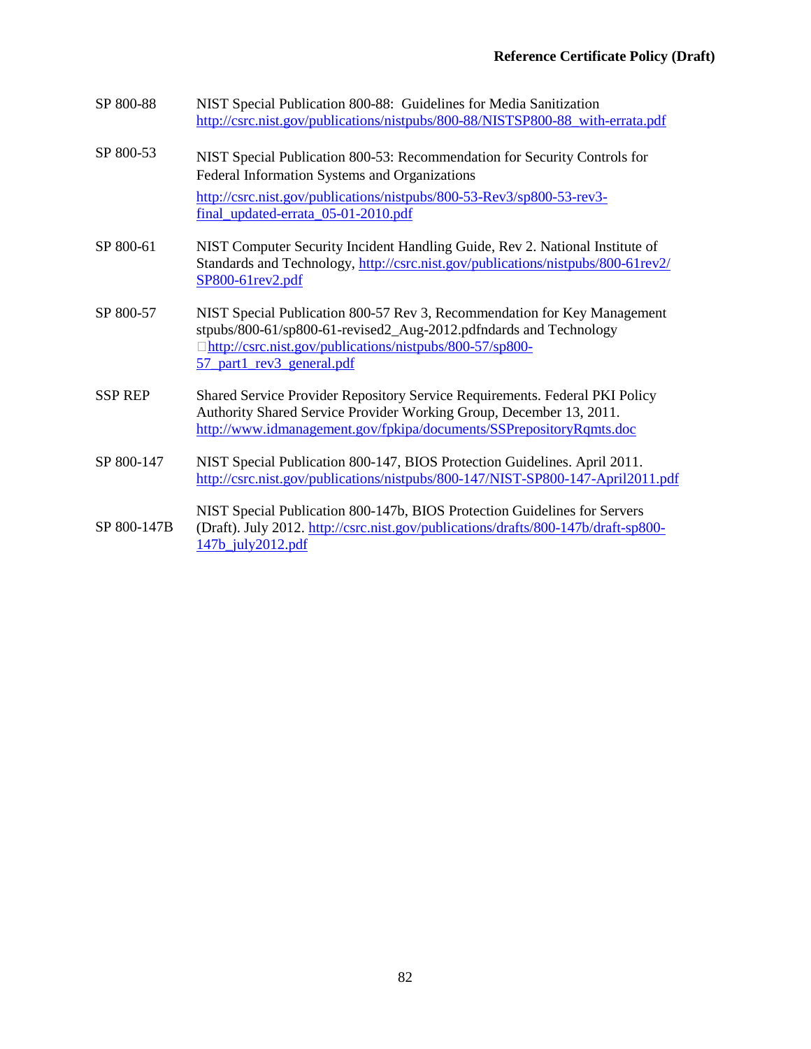| | |
|---|---|
| SP 800-88 | NIST Special Publication 800-88: Guidelines for Media Sanitization http://csrc.nist.gov/publications/nistpubs/800-88/NISTSP800-88_with-errata.pdf |
| SP 800-53 | NIST Special Publication 800-53: Recommendation for Security Controls for Federal Information Systems and Organizations http://csrc.nist.gov/publications/nistpubs/800-53-Rev3/sp800-53-rev3-final_updated-errata_05-01-2010.pdf |
| SP 800-61 | NIST Computer Security Incident Handling Guide, Rev 2. National Institute of Standards and Technology, http://csrc.nist.gov/publications/nistpubs/800-61rev2/SP800-61rev2.pdf |
| SP 800-57 | NIST Special Publication 800-57 Rev 3, Recommendation for Key Management stpubs/800-61/sp800-61-revised2_Aug-2012.pdfndards and Technology http://csrc.nist.gov/publications/nistpubs/800-57/sp800-57_part1_rev3_general.pdf |
| SSP REP | Shared Service Provider Repository Service Requirements. Federal PKI Policy Authority Shared Service Provider Working Group, December 13, 2011. http://www.idmanagement.gov/fpkipa/documents/SSPrepositoryRqmts.doc |
| SP 800-147 | NIST Special Publication 800-147, BIOS Protection Guidelines. April 2011. http://csrc.nist.gov/publications/nistpubs/800-147/NIST-SP800-147-April2011.pdf |
| SP 800-147B | NIST Special Publication 800-147b, BIOS Protection Guidelines for Servers (Draft). July 2012. http://csrc.nist.gov/publications/drafts/800-147b/draft-sp800-147b_july2012.pdf |